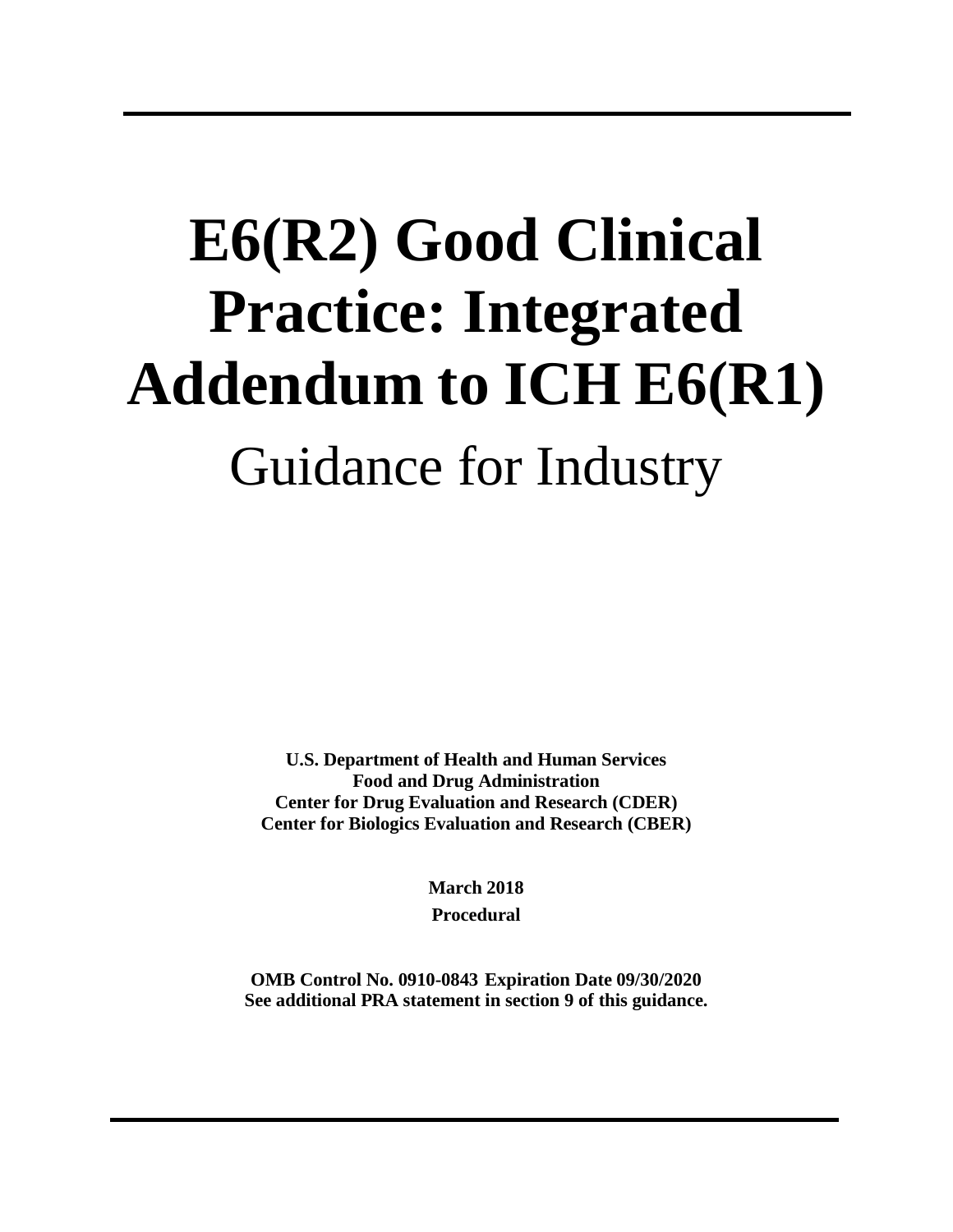# E6(R2) Good Clinical Practice: Integrated Addendum to ICH E6(R1)

## Guidance for Industry

**U.S. Department of Health and Human Services**
**Food and Drug Administration**
**Center for Drug Evaluation and Research (CDER)**
**Center for Biologics Evaluation and Research (CBER)**

**March 2018**
**Procedural**

**OMB Control No. 0910-0843 Expiration Date 09/30/2020**
**See additional PRA statement in section 9 of this guidance.**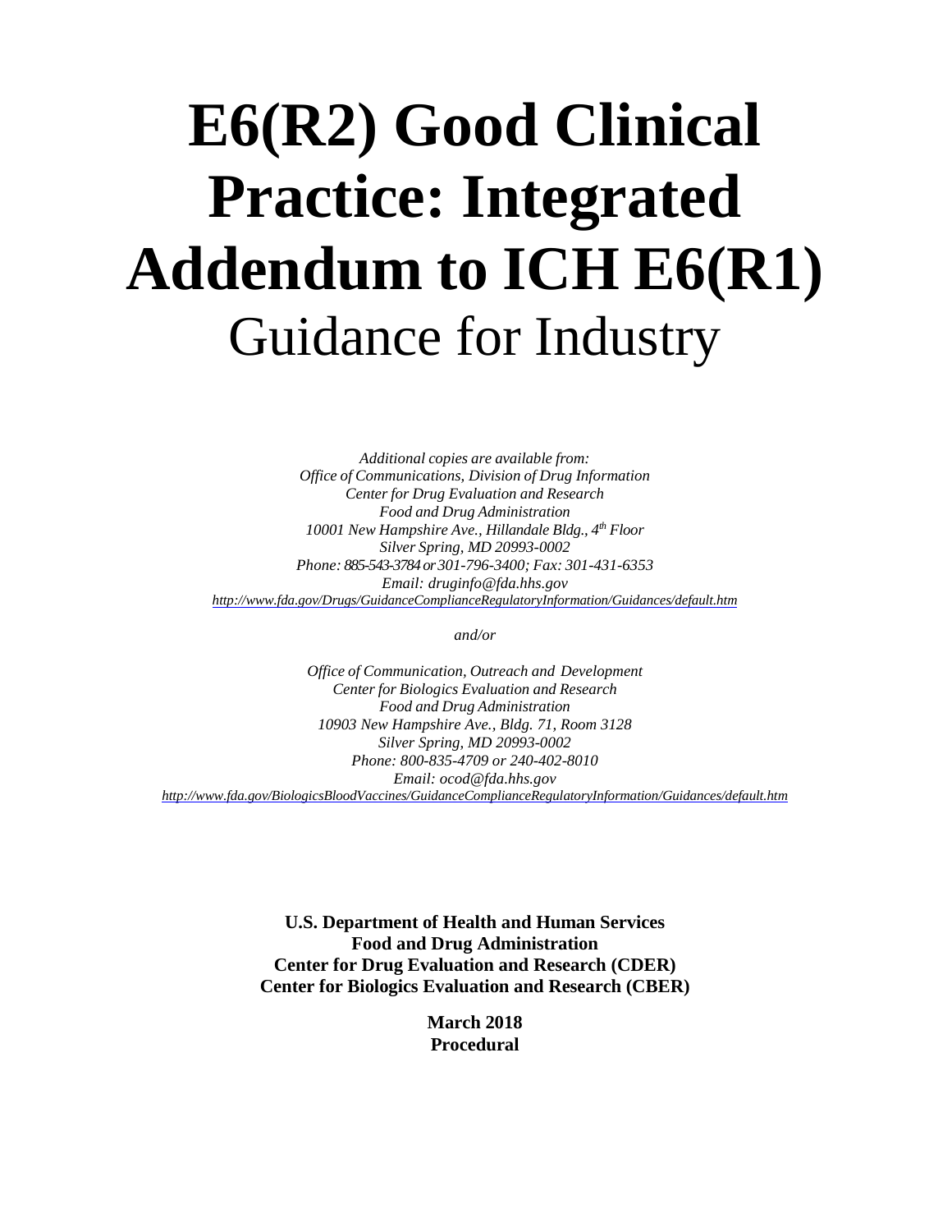# E6(R2) Good Clinical Practice: Integrated Addendum to ICH E6(R1)

## Guidance for Industry

*Additional copies are available from:*
*Office of Communications, Division of Drug Information*
*Center for Drug Evaluation and Research*
*Food and Drug Administration*
*10001 New Hampshire Ave., Hillandale Bldg., 4th Floor*
*Silver Spring, MD 20993-0002*
*Phone: 885-543-3784 or 301-796-3400; Fax: 301-431-6353*
*Email: druginfo@fda.hhs.gov*
*http://www.fda.gov/Drugs/GuidanceComplianceRegulatoryInformation/Guidances/default.htm*

*and/or*

*Office of Communication, Outreach and Development*
*Center for Biologics Evaluation and Research*
*Food and Drug Administration*
*10903 New Hampshire Ave., Bldg. 71, Room 3128*
*Silver Spring, MD 20993-0002*
*Phone: 800-835-4709 or 240-402-8010*
*Email: ocod@fda.hhs.gov*
*http://www.fda.gov/BiologicsBloodVaccines/GuidanceComplianceRegulatoryInformation/Guidances/default.htm*

**U.S. Department of Health and Human Services**
**Food and Drug Administration**
**Center for Drug Evaluation and Research (CDER)**
**Center for Biologics Evaluation and Research (CBER)**

**March 2018**
**Procedural**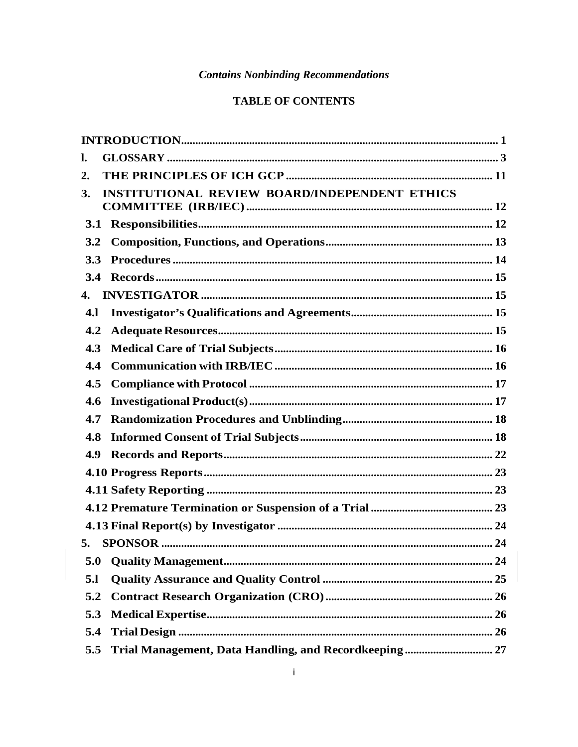*Contains Nonbinding Recommendations*

**TABLE OF CONTENTS**

**INTRODUCTION** ..... 1

**l. GLOSSARY** ..... 3

**2. THE PRINCIPLES OF ICH GCP** ..... 11

**3. INSTITUTIONAL REVIEW BOARD/INDEPENDENT ETHICS COMMITTEE (IRB/IEC)** ..... 12

- **3.1 Responsibilities** ..... 12
- **3.2 Composition, Functions, and Operations** ..... 13
- **3.3 Procedures** ..... 14
- **3.4 Records** ..... 15

**4. INVESTIGATOR** ..... 15

- **4.l Investigator's Qualifications and Agreements** ..... 15
- **4.2 Adequate Resources** ..... 15
- **4.3 Medical Care of Trial Subjects** ..... 16
- **4.4 Communication with IRB/IEC** ..... 16
- **4.5 Compliance with Protocol** ..... 17
- **4.6 Investigational Product(s)** ..... 17
- **4.7 Randomization Procedures and Unblinding** ..... 18
- **4.8 Informed Consent of Trial Subjects** ..... 18
- **4.9 Records and Reports** ..... 22
- **4.10 Progress Reports** ..... 23
- **4.11 Safety Reporting** ..... 23
- **4.12 Premature Termination or Suspension of a Trial** ..... 23
- **4.13 Final Report(s) by Investigator** ..... 24

**5. SPONSOR** ..... 24

- **5.0 Quality Management** ..... 24
- **5.l Quality Assurance and Quality Control** ..... 25
- **5.2 Contract Research Organization (CRO)** ..... 26
- **5.3 Medical Expertise** ..... 26
- **5.4 Trial Design** ..... 26
- **5.5 Trial Management, Data Handling, and Recordkeeping** ..... 27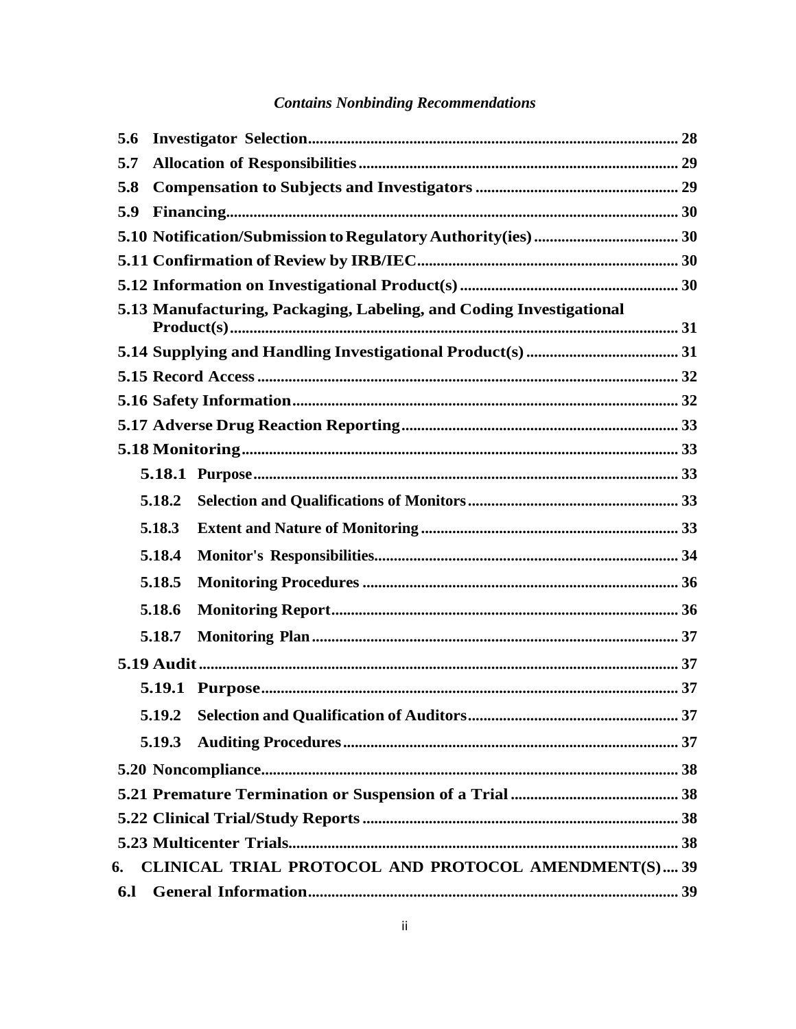*Contains Nonbinding Recommendations*

**5.6 Investigator Selection .......... 28**

**5.7 Allocation of Responsibilities .......... 29**

**5.8 Compensation to Subjects and Investigators .......... 29**

**5.9 Financing .......... 30**

**5.10 Notification/Submission to Regulatory Authority(ies) .......... 30**

**5.11 Confirmation of Review by IRB/IEC .......... 30**

**5.12 Information on Investigational Product(s) .......... 30**

**5.13 Manufacturing, Packaging, Labeling, and Coding Investigational Product(s) .......... 31**

**5.14 Supplying and Handling Investigational Product(s) .......... 31**

**5.15 Record Access .......... 32**

**5.16 Safety Information .......... 32**

**5.17 Adverse Drug Reaction Reporting .......... 33**

**5.18 Monitoring .......... 33**

- **5.18.1 Purpose .......... 33**
- **5.18.2 Selection and Qualifications of Monitors .......... 33**
- **5.18.3 Extent and Nature of Monitoring .......... 33**
- **5.18.4 Monitor's Responsibilities .......... 34**
- **5.18.5 Monitoring Procedures .......... 36**
- **5.18.6 Monitoring Report .......... 36**
- **5.18.7 Monitoring Plan .......... 37**

**5.19 Audit .......... 37**

- **5.19.1 Purpose .......... 37**
- **5.19.2 Selection and Qualification of Auditors .......... 37**
- **5.19.3 Auditing Procedures .......... 37**

**5.20 Noncompliance .......... 38**

**5.21 Premature Termination or Suspension of a Trial .......... 38**

**5.22 Clinical Trial/Study Reports .......... 38**

**5.23 Multicenter Trials .......... 38**

**6. CLINICAL TRIAL PROTOCOL AND PROTOCOL AMENDMENT(S) .......... 39**

**6.l General Information .......... 39**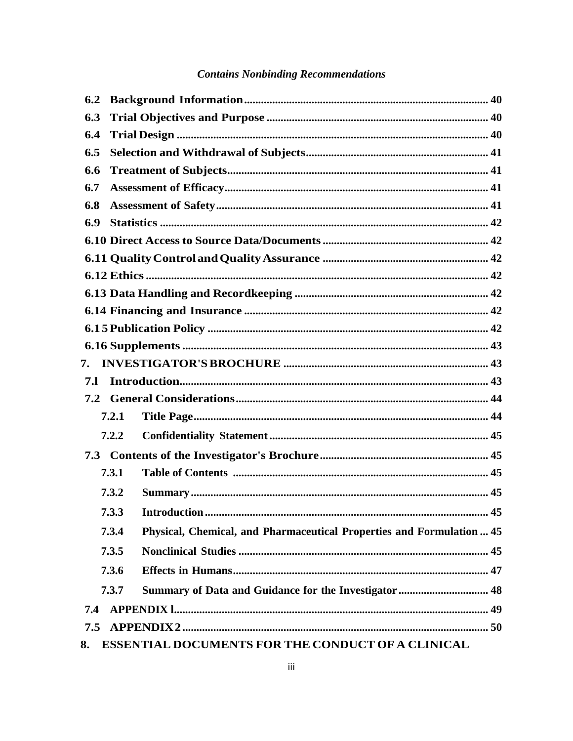*Contains Nonbinding Recommendations*

**6.2 Background Information** ..................................................................................... 40

**6.3 Trial Objectives and Purpose** ............................................................................. 40

**6.4 Trial Design** ........................................................................................................ 40

**6.5 Selection and Withdrawal of Subjects** ............................................................... 41

**6.6 Treatment of Subjects** ........................................................................................ 41

**6.7 Assessment of Efficacy** ...................................................................................... 41

**6.8 Assessment of Safety** ......................................................................................... 41

**6.9 Statistics** ............................................................................................................. 42

**6.10 Direct Access to Source Data/Documents** ........................................................ 42

**6.11 Quality Control and Quality Assurance** ............................................................ 42

**6.12 Ethics** ................................................................................................................ 42

**6.13 Data Handling and Recordkeeping** ................................................................... 42

**6.14 Financing and Insurance** ................................................................................... 42

**6.15 Publication Policy** ............................................................................................. 42

**6.16 Supplements** ...................................................................................................... 43

**7. INVESTIGATOR'S BROCHURE** ........................................................................ 43

**7.1 Introduction** ........................................................................................................ 43

**7.2 General Considerations** ...................................................................................... 44

**7.2.1 Title Page** ........................................................................................................ 44

**7.2.2 Confidentiality Statement** ............................................................................... 45

**7.3 Contents of the Investigator's Brochure** ............................................................ 45

**7.3.1 Table of Contents** ............................................................................................ 45

**7.3.2 Summary** ......................................................................................................... 45

**7.3.3 Introduction** .................................................................................................... 45

**7.3.4 Physical, Chemical, and Pharmaceutical Properties and Formulation** ... 45

**7.3.5 Nonclinical Studies** ......................................................................................... 45

**7.3.6 Effects in Humans** .......................................................................................... 47

**7.3.7 Summary of Data and Guidance for the Investigator** ..................................... 48

**7.4 APPENDIX 1** ....................................................................................................... 49

**7.5 APPENDIX 2** ....................................................................................................... 50

**8. ESSENTIAL DOCUMENTS FOR THE CONDUCT OF A CLINICAL**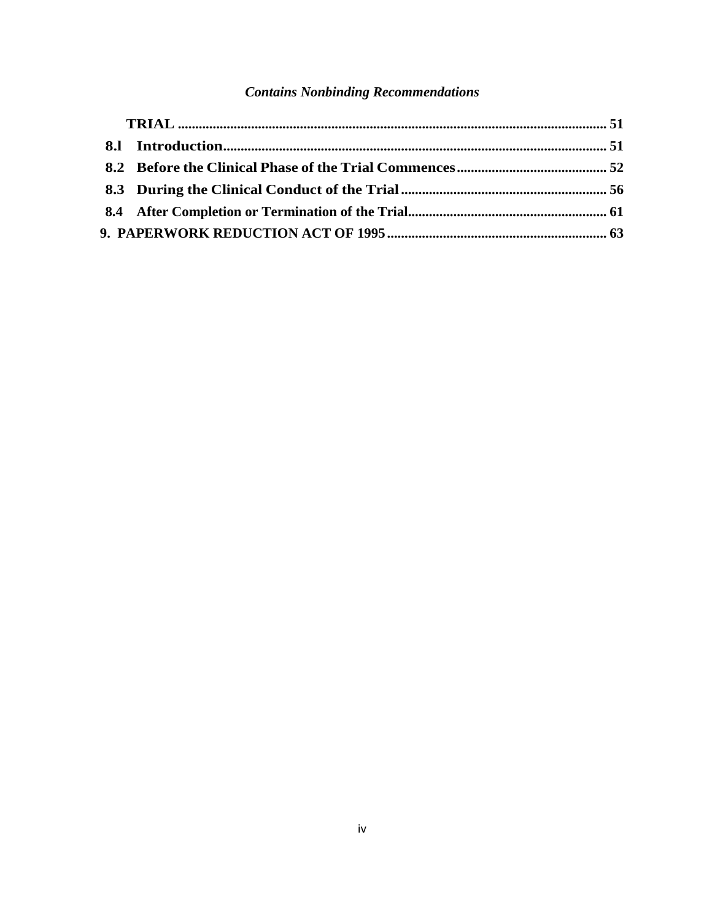TRIAL ..... 51

8.l Introduction..... 51

8.2 Before the Clinical Phase of the Trial Commences..... 52

8.3 During the Clinical Conduct of the Trial..... 56

8.4 After Completion or Termination of the Trial..... 61

9. PAPERWORK REDUCTION ACT OF 1995..... 63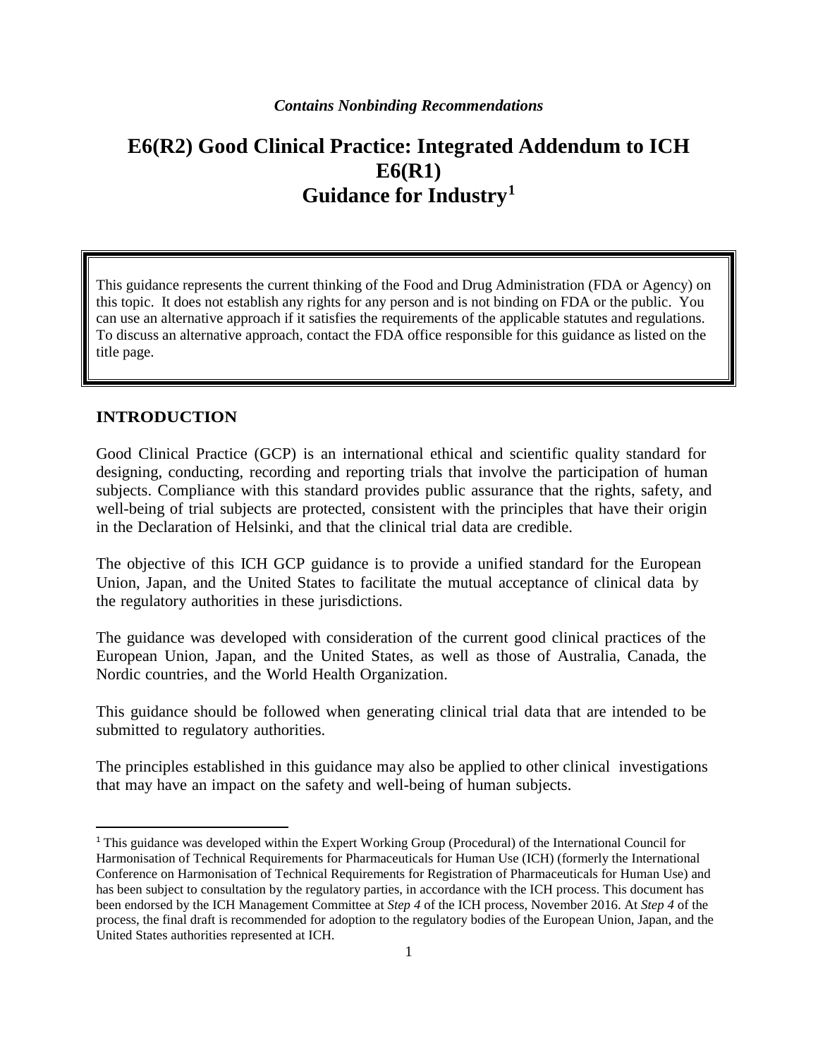*Contains Nonbinding Recommendations*

# E6(R2) Good Clinical Practice: Integrated Addendum to ICH E6(R1) Guidance for Industry[1]

This guidance represents the current thinking of the Food and Drug Administration (FDA or Agency) on this topic. It does not establish any rights for any person and is not binding on FDA or the public. You can use an alternative approach if it satisfies the requirements of the applicable statutes and regulations. To discuss an alternative approach, contact the FDA office responsible for this guidance as listed on the title page.

## INTRODUCTION

Good Clinical Practice (GCP) is an international ethical and scientific quality standard for designing, conducting, recording and reporting trials that involve the participation of human subjects. Compliance with this standard provides public assurance that the rights, safety, and well-being of trial subjects are protected, consistent with the principles that have their origin in the Declaration of Helsinki, and that the clinical trial data are credible.

The objective of this ICH GCP guidance is to provide a unified standard for the European Union, Japan, and the United States to facilitate the mutual acceptance of clinical data by the regulatory authorities in these jurisdictions.

The guidance was developed with consideration of the current good clinical practices of the European Union, Japan, and the United States, as well as those of Australia, Canada, the Nordic countries, and the World Health Organization.

This guidance should be followed when generating clinical trial data that are intended to be submitted to regulatory authorities.

The principles established in this guidance may also be applied to other clinical investigations that may have an impact on the safety and well-being of human subjects.

---

[1] This guidance was developed within the Expert Working Group (Procedural) of the International Council for Harmonisation of Technical Requirements for Pharmaceuticals for Human Use (ICH) (formerly the International Conference on Harmonisation of Technical Requirements for Registration of Pharmaceuticals for Human Use) and has been subject to consultation by the regulatory parties, in accordance with the ICH process. This document has been endorsed by the ICH Management Committee at *Step 4* of the ICH process, November 2016. At *Step 4* of the process, the final draft is recommended for adoption to the regulatory bodies of the European Union, Japan, and the United States authorities represented at ICH.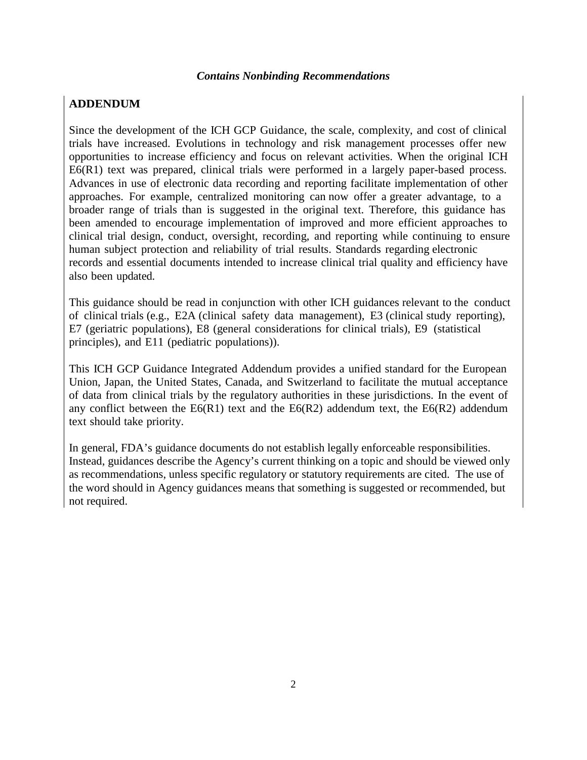## ADDENDUM

Since the development of the ICH GCP Guidance, the scale, complexity, and cost of clinical trials have increased. Evolutions in technology and risk management processes offer new opportunities to increase efficiency and focus on relevant activities. When the original ICH E6(R1) text was prepared, clinical trials were performed in a largely paper-based process. Advances in use of electronic data recording and reporting facilitate implementation of other approaches. For example, centralized monitoring can now offer a greater advantage, to a broader range of trials than is suggested in the original text. Therefore, this guidance has been amended to encourage implementation of improved and more efficient approaches to clinical trial design, conduct, oversight, recording, and reporting while continuing to ensure human subject protection and reliability of trial results. Standards regarding electronic records and essential documents intended to increase clinical trial quality and efficiency have also been updated.

This guidance should be read in conjunction with other ICH guidances relevant to the conduct of clinical trials (e.g., E2A (clinical safety data management), E3 (clinical study reporting), E7 (geriatric populations), E8 (general considerations for clinical trials), E9 (statistical principles), and E11 (pediatric populations)).

This ICH GCP Guidance Integrated Addendum provides a unified standard for the European Union, Japan, the United States, Canada, and Switzerland to facilitate the mutual acceptance of data from clinical trials by the regulatory authorities in these jurisdictions. In the event of any conflict between the E6(R1) text and the E6(R2) addendum text, the E6(R2) addendum text should take priority.

In general, FDA's guidance documents do not establish legally enforceable responsibilities. Instead, guidances describe the Agency's current thinking on a topic and should be viewed only as recommendations, unless specific regulatory or statutory requirements are cited. The use of the word should in Agency guidances means that something is suggested or recommended, but not required.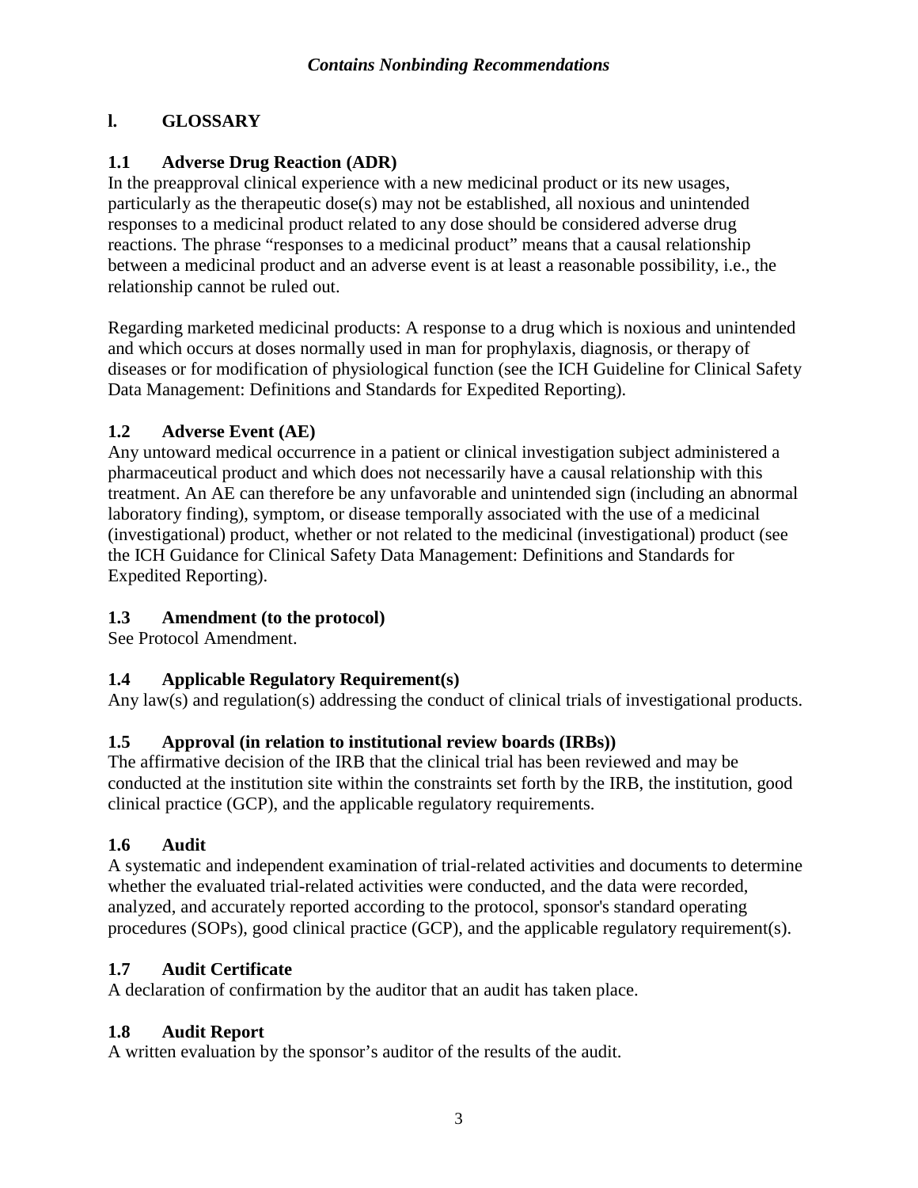# I. GLOSSARY

## 1.1 Adverse Drug Reaction (ADR)

In the preapproval clinical experience with a new medicinal product or its new usages, particularly as the therapeutic dose(s) may not be established, all noxious and unintended responses to a medicinal product related to any dose should be considered adverse drug reactions. The phrase "responses to a medicinal product" means that a causal relationship between a medicinal product and an adverse event is at least a reasonable possibility, i.e., the relationship cannot be ruled out.

Regarding marketed medicinal products: A response to a drug which is noxious and unintended and which occurs at doses normally used in man for prophylaxis, diagnosis, or therapy of diseases or for modification of physiological function (see the ICH Guideline for Clinical Safety Data Management: Definitions and Standards for Expedited Reporting).

## 1.2 Adverse Event (AE)

Any untoward medical occurrence in a patient or clinical investigation subject administered a pharmaceutical product and which does not necessarily have a causal relationship with this treatment. An AE can therefore be any unfavorable and unintended sign (including an abnormal laboratory finding), symptom, or disease temporally associated with the use of a medicinal (investigational) product, whether or not related to the medicinal (investigational) product (see the ICH Guidance for Clinical Safety Data Management: Definitions and Standards for Expedited Reporting).

## 1.3 Amendment (to the protocol)

See Protocol Amendment.

## 1.4 Applicable Regulatory Requirement(s)

Any law(s) and regulation(s) addressing the conduct of clinical trials of investigational products.

## 1.5 Approval (in relation to institutional review boards (IRBs))

The affirmative decision of the IRB that the clinical trial has been reviewed and may be conducted at the institution site within the constraints set forth by the IRB, the institution, good clinical practice (GCP), and the applicable regulatory requirements.

## 1.6 Audit

A systematic and independent examination of trial-related activities and documents to determine whether the evaluated trial-related activities were conducted, and the data were recorded, analyzed, and accurately reported according to the protocol, sponsor's standard operating procedures (SOPs), good clinical practice (GCP), and the applicable regulatory requirement(s).

## 1.7 Audit Certificate

A declaration of confirmation by the auditor that an audit has taken place.

## 1.8 Audit Report

A written evaluation by the sponsor's auditor of the results of the audit.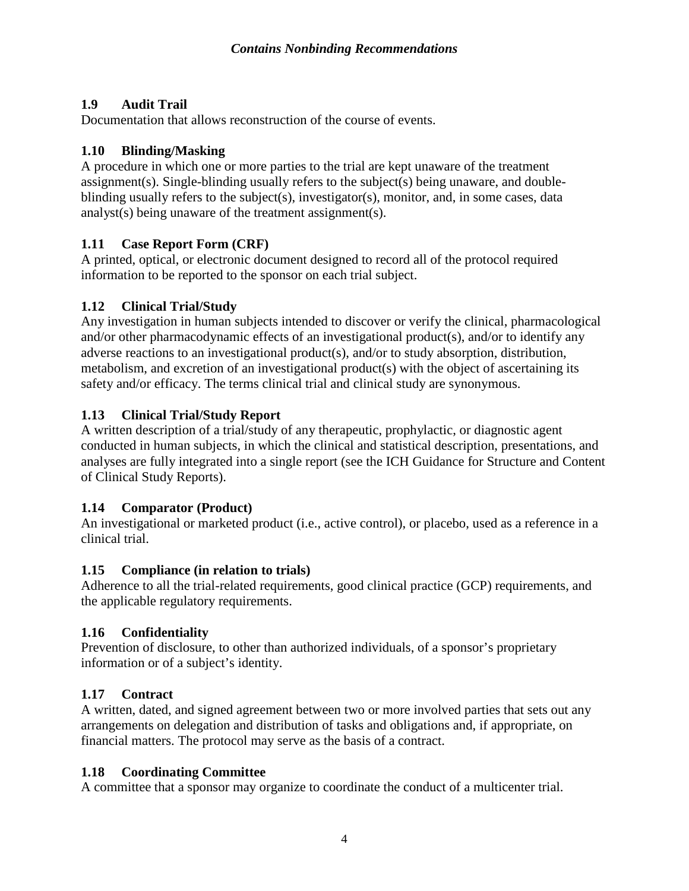### 1.9 Audit Trail

Documentation that allows reconstruction of the course of events.

### 1.10 Blinding/Masking

A procedure in which one or more parties to the trial are kept unaware of the treatment assignment(s). Single-blinding usually refers to the subject(s) being unaware, and double-blinding usually refers to the subject(s), investigator(s), monitor, and, in some cases, data analyst(s) being unaware of the treatment assignment(s).

### 1.11 Case Report Form (CRF)

A printed, optical, or electronic document designed to record all of the protocol required information to be reported to the sponsor on each trial subject.

### 1.12 Clinical Trial/Study

Any investigation in human subjects intended to discover or verify the clinical, pharmacological and/or other pharmacodynamic effects of an investigational product(s), and/or to identify any adverse reactions to an investigational product(s), and/or to study absorption, distribution, metabolism, and excretion of an investigational product(s) with the object of ascertaining its safety and/or efficacy. The terms clinical trial and clinical study are synonymous.

### 1.13 Clinical Trial/Study Report

A written description of a trial/study of any therapeutic, prophylactic, or diagnostic agent conducted in human subjects, in which the clinical and statistical description, presentations, and analyses are fully integrated into a single report (see the ICH Guidance for Structure and Content of Clinical Study Reports).

### 1.14 Comparator (Product)

An investigational or marketed product (i.e., active control), or placebo, used as a reference in a clinical trial.

### 1.15 Compliance (in relation to trials)

Adherence to all the trial-related requirements, good clinical practice (GCP) requirements, and the applicable regulatory requirements.

### 1.16 Confidentiality

Prevention of disclosure, to other than authorized individuals, of a sponsor's proprietary information or of a subject's identity.

### 1.17 Contract

A written, dated, and signed agreement between two or more involved parties that sets out any arrangements on delegation and distribution of tasks and obligations and, if appropriate, on financial matters. The protocol may serve as the basis of a contract.

### 1.18 Coordinating Committee

A committee that a sponsor may organize to coordinate the conduct of a multicenter trial.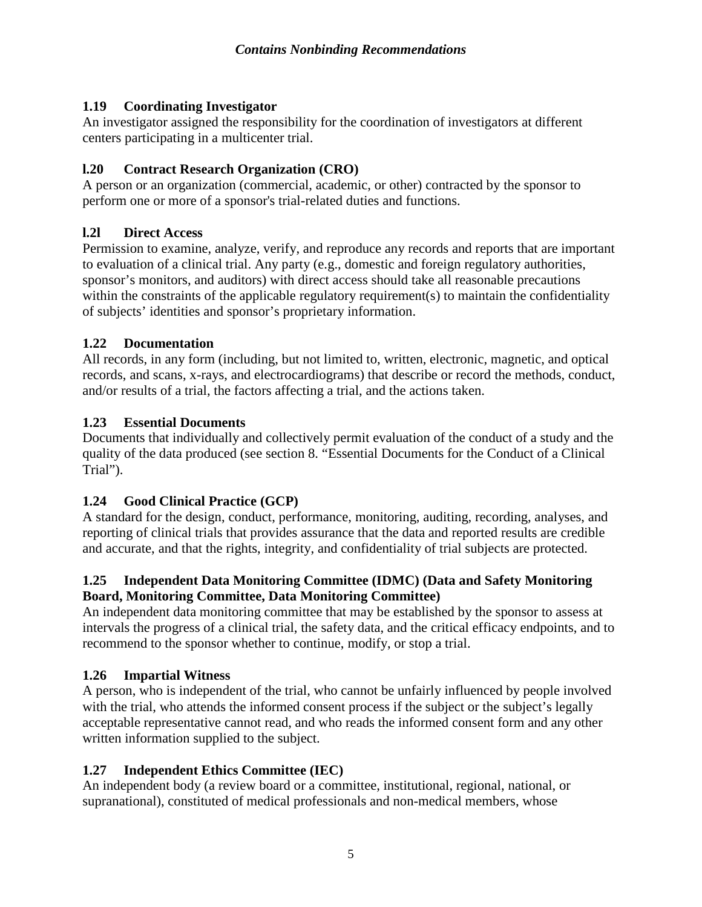### 1.19 Coordinating Investigator

An investigator assigned the responsibility for the coordination of investigators at different centers participating in a multicenter trial.

### l.20 Contract Research Organization (CRO)

A person or an organization (commercial, academic, or other) contracted by the sponsor to perform one or more of a sponsor's trial-related duties and functions.

### l.2l Direct Access

Permission to examine, analyze, verify, and reproduce any records and reports that are important to evaluation of a clinical trial. Any party (e.g., domestic and foreign regulatory authorities, sponsor's monitors, and auditors) with direct access should take all reasonable precautions within the constraints of the applicable regulatory requirement(s) to maintain the confidentiality of subjects' identities and sponsor's proprietary information.

### 1.22 Documentation

All records, in any form (including, but not limited to, written, electronic, magnetic, and optical records, and scans, x-rays, and electrocardiograms) that describe or record the methods, conduct, and/or results of a trial, the factors affecting a trial, and the actions taken.

### 1.23 Essential Documents

Documents that individually and collectively permit evaluation of the conduct of a study and the quality of the data produced (see section 8. "Essential Documents for the Conduct of a Clinical Trial").

### 1.24 Good Clinical Practice (GCP)

A standard for the design, conduct, performance, monitoring, auditing, recording, analyses, and reporting of clinical trials that provides assurance that the data and reported results are credible and accurate, and that the rights, integrity, and confidentiality of trial subjects are protected.

### 1.25 Independent Data Monitoring Committee (IDMC) (Data and Safety Monitoring Board, Monitoring Committee, Data Monitoring Committee)

An independent data monitoring committee that may be established by the sponsor to assess at intervals the progress of a clinical trial, the safety data, and the critical efficacy endpoints, and to recommend to the sponsor whether to continue, modify, or stop a trial.

### 1.26 Impartial Witness

A person, who is independent of the trial, who cannot be unfairly influenced by people involved with the trial, who attends the informed consent process if the subject or the subject's legally acceptable representative cannot read, and who reads the informed consent form and any other written information supplied to the subject.

### 1.27 Independent Ethics Committee (IEC)

An independent body (a review board or a committee, institutional, regional, national, or supranational), constituted of medical professionals and non-medical members, whose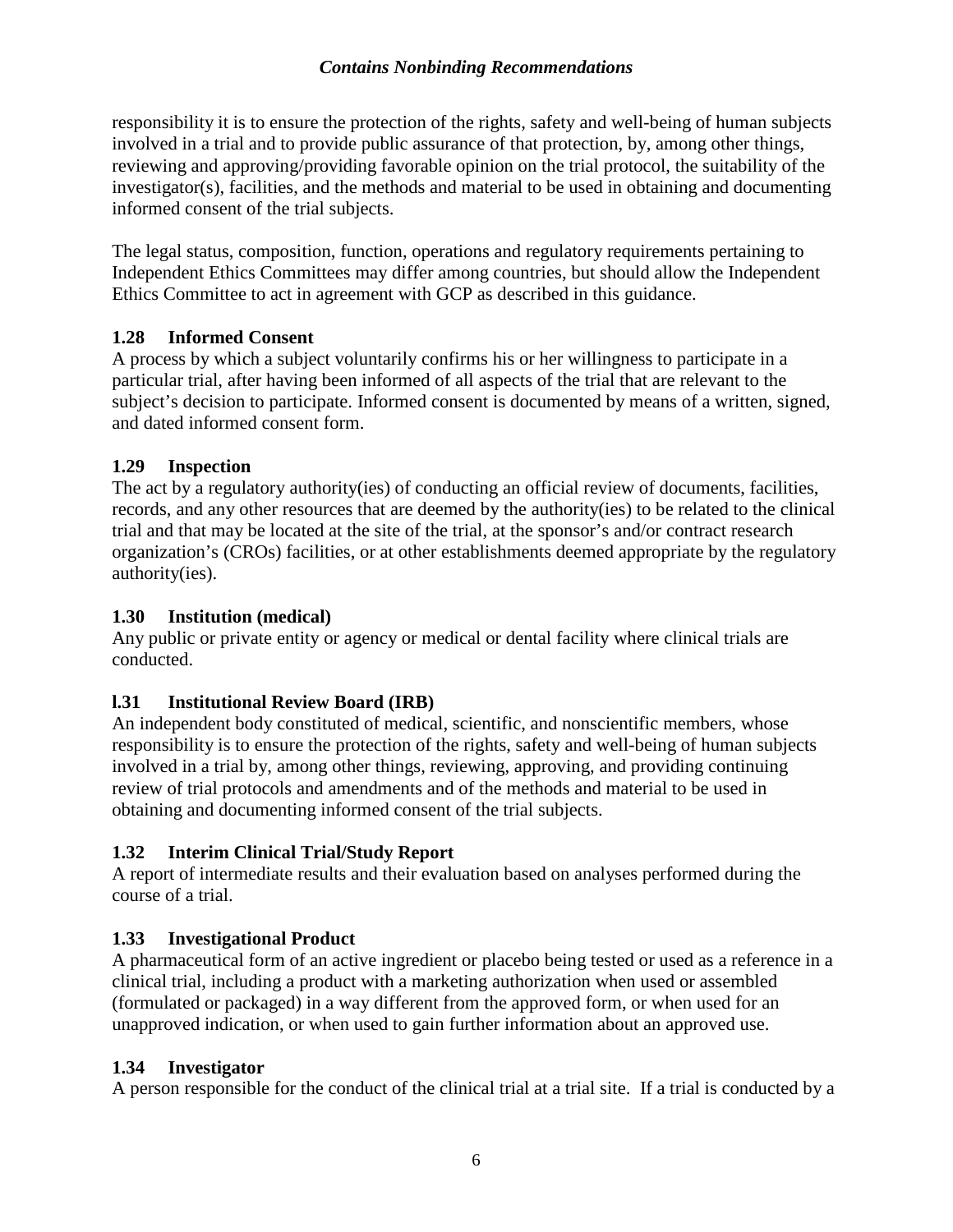responsibility it is to ensure the protection of the rights, safety and well-being of human subjects involved in a trial and to provide public assurance of that protection, by, among other things, reviewing and approving/providing favorable opinion on the trial protocol, the suitability of the investigator(s), facilities, and the methods and material to be used in obtaining and documenting informed consent of the trial subjects.

The legal status, composition, function, operations and regulatory requirements pertaining to Independent Ethics Committees may differ among countries, but should allow the Independent Ethics Committee to act in agreement with GCP as described in this guidance.

### 1.28 Informed Consent

A process by which a subject voluntarily confirms his or her willingness to participate in a particular trial, after having been informed of all aspects of the trial that are relevant to the subject's decision to participate. Informed consent is documented by means of a written, signed, and dated informed consent form.

### 1.29 Inspection

The act by a regulatory authority(ies) of conducting an official review of documents, facilities, records, and any other resources that are deemed by the authority(ies) to be related to the clinical trial and that may be located at the site of the trial, at the sponsor's and/or contract research organization's (CROs) facilities, or at other establishments deemed appropriate by the regulatory authority(ies).

### 1.30 Institution (medical)

Any public or private entity or agency or medical or dental facility where clinical trials are conducted.

### l.31 Institutional Review Board (IRB)

An independent body constituted of medical, scientific, and nonscientific members, whose responsibility is to ensure the protection of the rights, safety and well-being of human subjects involved in a trial by, among other things, reviewing, approving, and providing continuing review of trial protocols and amendments and of the methods and material to be used in obtaining and documenting informed consent of the trial subjects.

### 1.32 Interim Clinical Trial/Study Report

A report of intermediate results and their evaluation based on analyses performed during the course of a trial.

### 1.33 Investigational Product

A pharmaceutical form of an active ingredient or placebo being tested or used as a reference in a clinical trial, including a product with a marketing authorization when used or assembled (formulated or packaged) in a way different from the approved form, or when used for an unapproved indication, or when used to gain further information about an approved use.

### 1.34 Investigator

A person responsible for the conduct of the clinical trial at a trial site. If a trial is conducted by a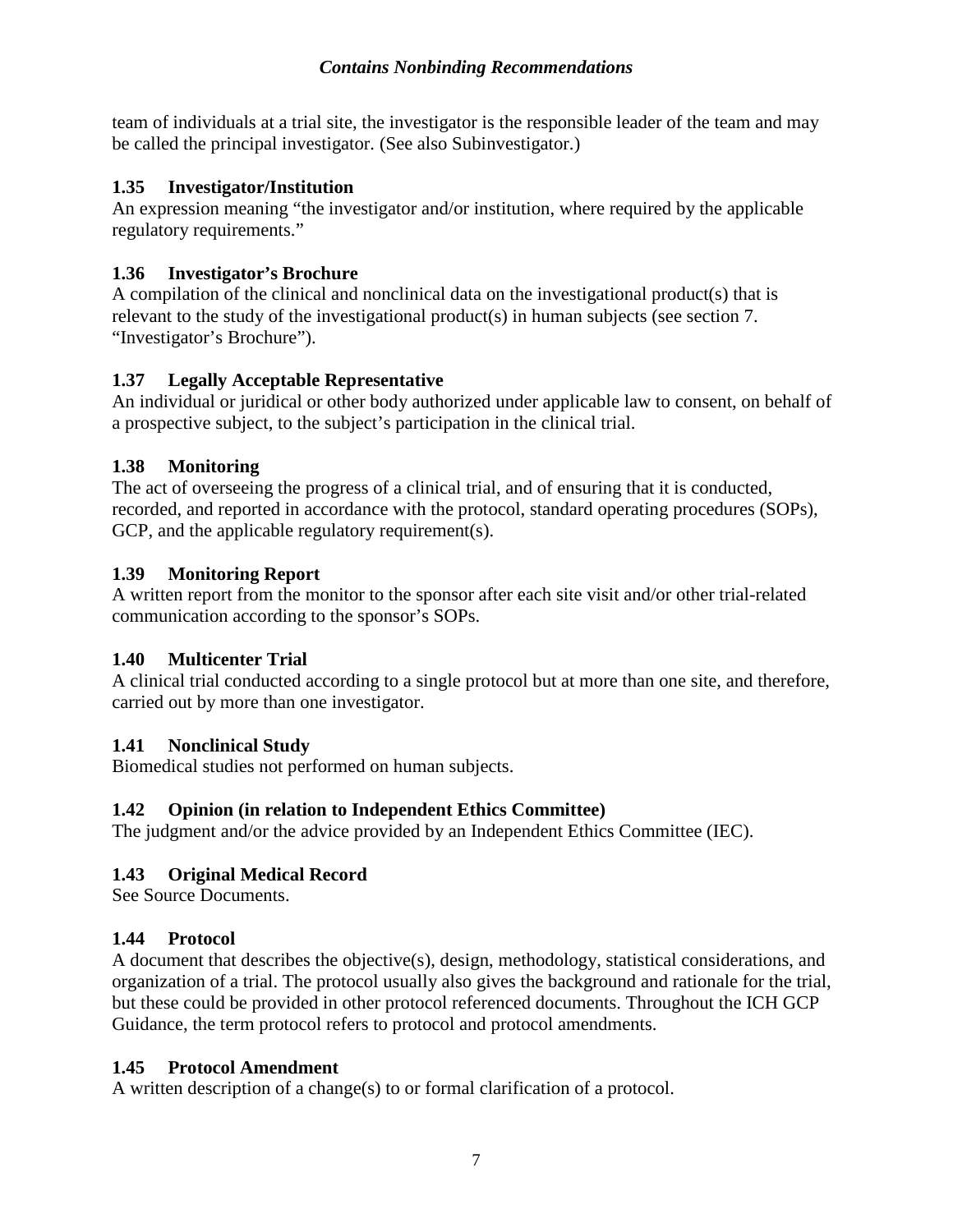team of individuals at a trial site, the investigator is the responsible leader of the team and may be called the principal investigator. (See also Subinvestigator.)

### 1.35 Investigator/Institution

An expression meaning "the investigator and/or institution, where required by the applicable regulatory requirements."

### 1.36 Investigator's Brochure

A compilation of the clinical and nonclinical data on the investigational product(s) that is relevant to the study of the investigational product(s) in human subjects (see section 7. "Investigator's Brochure").

### 1.37 Legally Acceptable Representative

An individual or juridical or other body authorized under applicable law to consent, on behalf of a prospective subject, to the subject's participation in the clinical trial.

### 1.38 Monitoring

The act of overseeing the progress of a clinical trial, and of ensuring that it is conducted, recorded, and reported in accordance with the protocol, standard operating procedures (SOPs), GCP, and the applicable regulatory requirement(s).

### 1.39 Monitoring Report

A written report from the monitor to the sponsor after each site visit and/or other trial-related communication according to the sponsor's SOPs.

### 1.40 Multicenter Trial

A clinical trial conducted according to a single protocol but at more than one site, and therefore, carried out by more than one investigator.

### 1.41 Nonclinical Study

Biomedical studies not performed on human subjects.

### 1.42 Opinion (in relation to Independent Ethics Committee)

The judgment and/or the advice provided by an Independent Ethics Committee (IEC).

### 1.43 Original Medical Record

See Source Documents.

### 1.44 Protocol

A document that describes the objective(s), design, methodology, statistical considerations, and organization of a trial. The protocol usually also gives the background and rationale for the trial, but these could be provided in other protocol referenced documents. Throughout the ICH GCP Guidance, the term protocol refers to protocol and protocol amendments.

### 1.45 Protocol Amendment

A written description of a change(s) to or formal clarification of a protocol.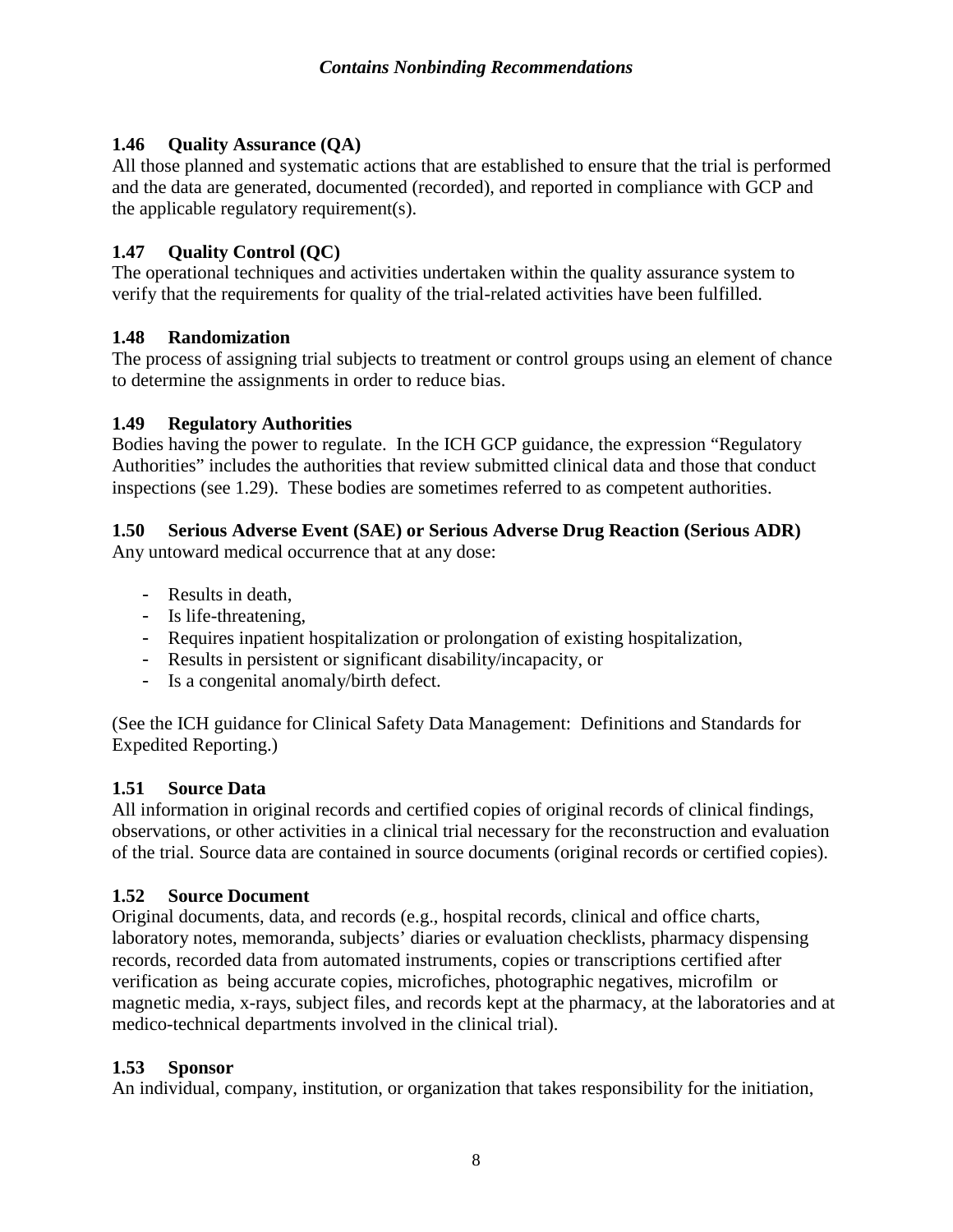### 1.46 Quality Assurance (QA)

All those planned and systematic actions that are established to ensure that the trial is performed and the data are generated, documented (recorded), and reported in compliance with GCP and the applicable regulatory requirement(s).

### 1.47 Quality Control (QC)

The operational techniques and activities undertaken within the quality assurance system to verify that the requirements for quality of the trial-related activities have been fulfilled.

### 1.48 Randomization

The process of assigning trial subjects to treatment or control groups using an element of chance to determine the assignments in order to reduce bias.

### 1.49 Regulatory Authorities

Bodies having the power to regulate. In the ICH GCP guidance, the expression "Regulatory Authorities" includes the authorities that review submitted clinical data and those that conduct inspections (see 1.29). These bodies are sometimes referred to as competent authorities.

### 1.50 Serious Adverse Event (SAE) or Serious Adverse Drug Reaction (Serious ADR)

Any untoward medical occurrence that at any dose:

- Results in death,
- Is life-threatening,
- Requires inpatient hospitalization or prolongation of existing hospitalization,
- Results in persistent or significant disability/incapacity, or
- Is a congenital anomaly/birth defect.

(See the ICH guidance for Clinical Safety Data Management: Definitions and Standards for Expedited Reporting.)

### 1.51 Source Data

All information in original records and certified copies of original records of clinical findings, observations, or other activities in a clinical trial necessary for the reconstruction and evaluation of the trial. Source data are contained in source documents (original records or certified copies).

### 1.52 Source Document

Original documents, data, and records (e.g., hospital records, clinical and office charts, laboratory notes, memoranda, subjects' diaries or evaluation checklists, pharmacy dispensing records, recorded data from automated instruments, copies or transcriptions certified after verification as being accurate copies, microfiches, photographic negatives, microfilm or magnetic media, x-rays, subject files, and records kept at the pharmacy, at the laboratories and at medico-technical departments involved in the clinical trial).

### 1.53 Sponsor

An individual, company, institution, or organization that takes responsibility for the initiation,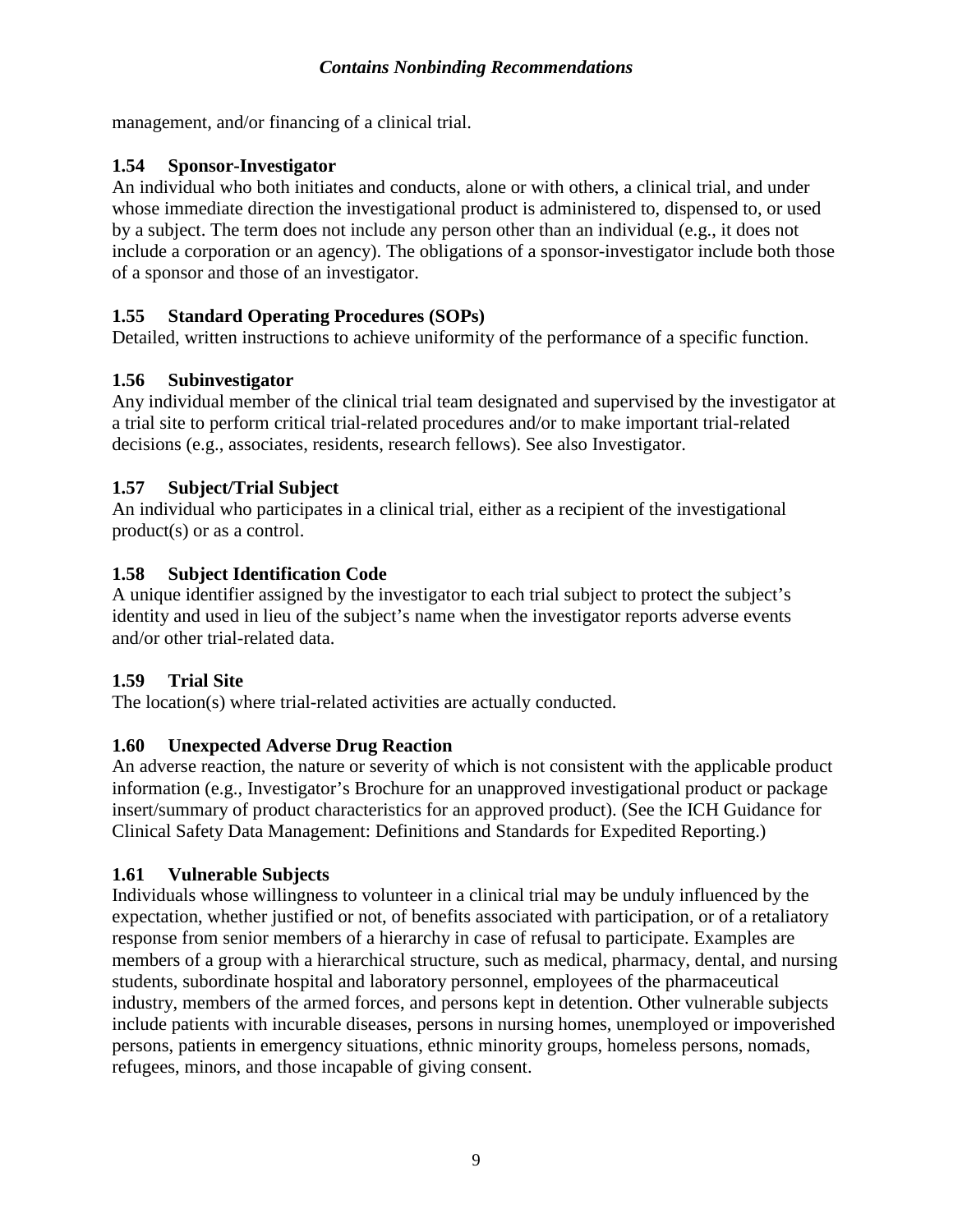management, and/or financing of a clinical trial.

### 1.54 Sponsor-Investigator

An individual who both initiates and conducts, alone or with others, a clinical trial, and under whose immediate direction the investigational product is administered to, dispensed to, or used by a subject. The term does not include any person other than an individual (e.g., it does not include a corporation or an agency). The obligations of a sponsor-investigator include both those of a sponsor and those of an investigator.

### 1.55 Standard Operating Procedures (SOPs)

Detailed, written instructions to achieve uniformity of the performance of a specific function.

### 1.56 Subinvestigator

Any individual member of the clinical trial team designated and supervised by the investigator at a trial site to perform critical trial-related procedures and/or to make important trial-related decisions (e.g., associates, residents, research fellows). See also Investigator.

### 1.57 Subject/Trial Subject

An individual who participates in a clinical trial, either as a recipient of the investigational product(s) or as a control.

### 1.58 Subject Identification Code

A unique identifier assigned by the investigator to each trial subject to protect the subject's identity and used in lieu of the subject's name when the investigator reports adverse events and/or other trial-related data.

### 1.59 Trial Site

The location(s) where trial-related activities are actually conducted.

### 1.60 Unexpected Adverse Drug Reaction

An adverse reaction, the nature or severity of which is not consistent with the applicable product information (e.g., Investigator's Brochure for an unapproved investigational product or package insert/summary of product characteristics for an approved product). (See the ICH Guidance for Clinical Safety Data Management: Definitions and Standards for Expedited Reporting.)

### 1.61 Vulnerable Subjects

Individuals whose willingness to volunteer in a clinical trial may be unduly influenced by the expectation, whether justified or not, of benefits associated with participation, or of a retaliatory response from senior members of a hierarchy in case of refusal to participate. Examples are members of a group with a hierarchical structure, such as medical, pharmacy, dental, and nursing students, subordinate hospital and laboratory personnel, employees of the pharmaceutical industry, members of the armed forces, and persons kept in detention. Other vulnerable subjects include patients with incurable diseases, persons in nursing homes, unemployed or impoverished persons, patients in emergency situations, ethnic minority groups, homeless persons, nomads, refugees, minors, and those incapable of giving consent.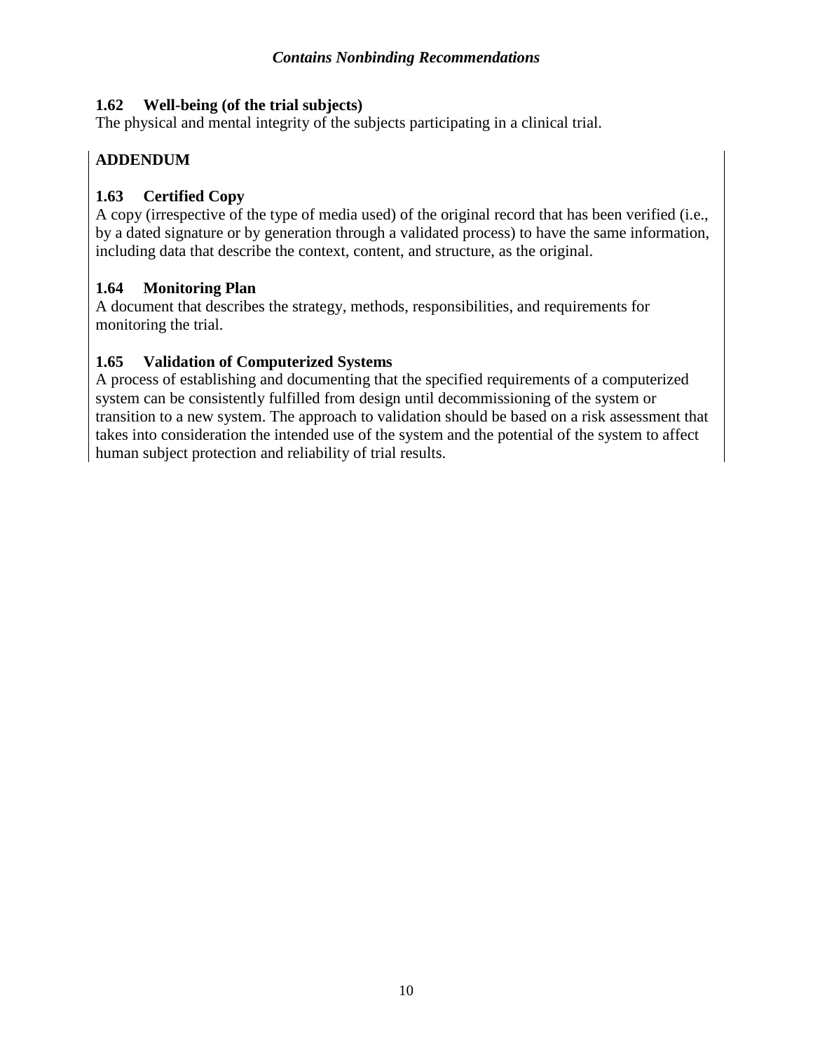### 1.62 Well-being (of the trial subjects)

The physical and mental integrity of the subjects participating in a clinical trial.

## ADDENDUM

### 1.63 Certified Copy

A copy (irrespective of the type of media used) of the original record that has been verified (i.e., by a dated signature or by generation through a validated process) to have the same information, including data that describe the context, content, and structure, as the original.

### 1.64 Monitoring Plan

A document that describes the strategy, methods, responsibilities, and requirements for monitoring the trial.

### 1.65 Validation of Computerized Systems

A process of establishing and documenting that the specified requirements of a computerized system can be consistently fulfilled from design until decommissioning of the system or transition to a new system. The approach to validation should be based on a risk assessment that takes into consideration the intended use of the system and the potential of the system to affect human subject protection and reliability of trial results.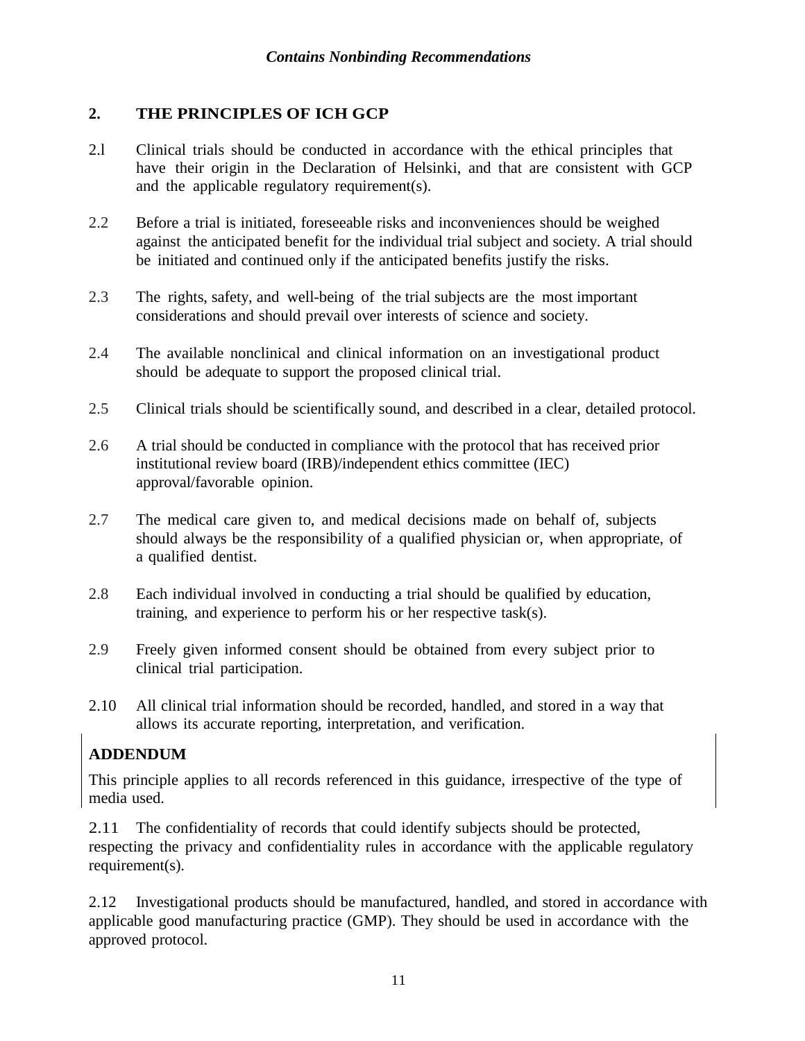## 2. THE PRINCIPLES OF ICH GCP

2.l Clinical trials should be conducted in accordance with the ethical principles that have their origin in the Declaration of Helsinki, and that are consistent with GCP and the applicable regulatory requirement(s).

2.2 Before a trial is initiated, foreseeable risks and inconveniences should be weighed against the anticipated benefit for the individual trial subject and society. A trial should be initiated and continued only if the anticipated benefits justify the risks.

2.3 The rights, safety, and well-being of the trial subjects are the most important considerations and should prevail over interests of science and society.

2.4 The available nonclinical and clinical information on an investigational product should be adequate to support the proposed clinical trial.

2.5 Clinical trials should be scientifically sound, and described in a clear, detailed protocol.

2.6 A trial should be conducted in compliance with the protocol that has received prior institutional review board (IRB)/independent ethics committee (IEC) approval/favorable opinion.

2.7 The medical care given to, and medical decisions made on behalf of, subjects should always be the responsibility of a qualified physician or, when appropriate, of a qualified dentist.

2.8 Each individual involved in conducting a trial should be qualified by education, training, and experience to perform his or her respective task(s).

2.9 Freely given informed consent should be obtained from every subject prior to clinical trial participation.

2.10 All clinical trial information should be recorded, handled, and stored in a way that allows its accurate reporting, interpretation, and verification.

**ADDENDUM**

This principle applies to all records referenced in this guidance, irrespective of the type of media used.

2.11 The confidentiality of records that could identify subjects should be protected, respecting the privacy and confidentiality rules in accordance with the applicable regulatory requirement(s).

2.12 Investigational products should be manufactured, handled, and stored in accordance with applicable good manufacturing practice (GMP). They should be used in accordance with the approved protocol.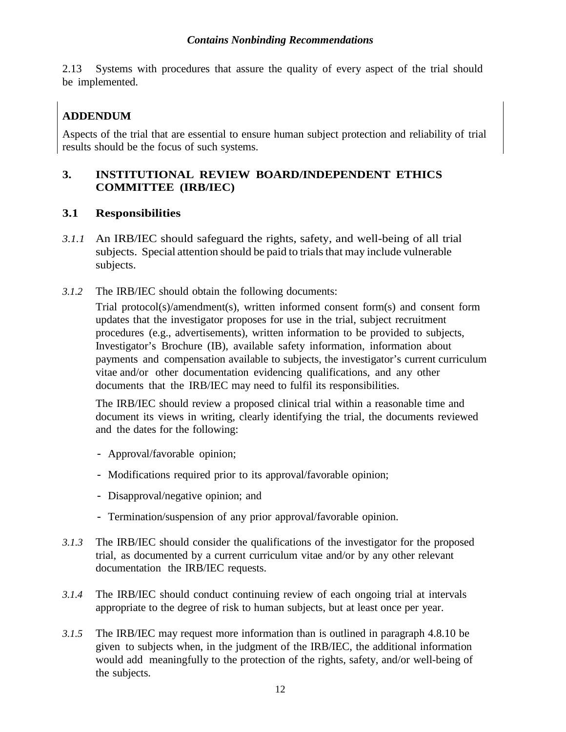2.13 Systems with procedures that assure the quality of every aspect of the trial should be implemented.

**ADDENDUM**

Aspects of the trial that are essential to ensure human subject protection and reliability of trial results should be the focus of such systems.

## 3. INSTITUTIONAL REVIEW BOARD/INDEPENDENT ETHICS COMMITTEE (IRB/IEC)

### 3.1 Responsibilities

*3.1.1* An IRB/IEC should safeguard the rights, safety, and well-being of all trial subjects. Special attention should be paid to trials that may include vulnerable subjects.

*3.1.2* The IRB/IEC should obtain the following documents:

Trial protocol(s)/amendment(s), written informed consent form(s) and consent form updates that the investigator proposes for use in the trial, subject recruitment procedures (e.g., advertisements), written information to be provided to subjects, Investigator's Brochure (IB), available safety information, information about payments and compensation available to subjects, the investigator's current curriculum vitae and/or other documentation evidencing qualifications, and any other documents that the IRB/IEC may need to fulfil its responsibilities.

The IRB/IEC should review a proposed clinical trial within a reasonable time and document its views in writing, clearly identifying the trial, the documents reviewed and the dates for the following:

- Approval/favorable opinion;
- Modifications required prior to its approval/favorable opinion;
- Disapproval/negative opinion; and
- Termination/suspension of any prior approval/favorable opinion.

*3.1.3* The IRB/IEC should consider the qualifications of the investigator for the proposed trial, as documented by a current curriculum vitae and/or by any other relevant documentation the IRB/IEC requests.

*3.1.4* The IRB/IEC should conduct continuing review of each ongoing trial at intervals appropriate to the degree of risk to human subjects, but at least once per year.

*3.1.5* The IRB/IEC may request more information than is outlined in paragraph 4.8.10 be given to subjects when, in the judgment of the IRB/IEC, the additional information would add meaningfully to the protection of the rights, safety, and/or well-being of the subjects.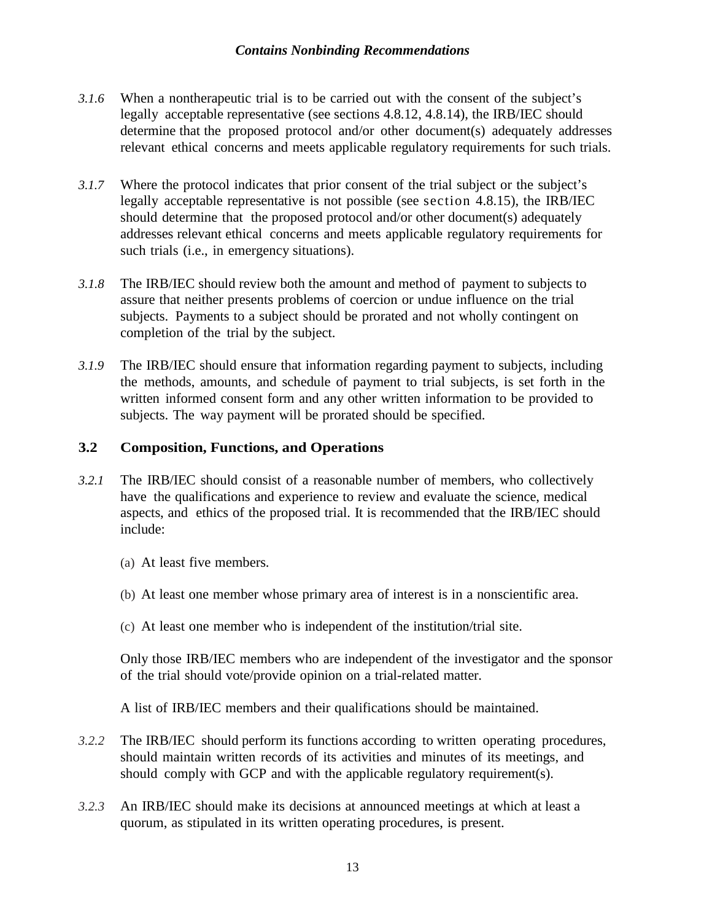*3.1.6* When a nontherapeutic trial is to be carried out with the consent of the subject's legally acceptable representative (see sections 4.8.12, 4.8.14), the IRB/IEC should determine that the proposed protocol and/or other document(s) adequately addresses relevant ethical concerns and meets applicable regulatory requirements for such trials.

*3.1.7* Where the protocol indicates that prior consent of the trial subject or the subject's legally acceptable representative is not possible (see section 4.8.15), the IRB/IEC should determine that the proposed protocol and/or other document(s) adequately addresses relevant ethical concerns and meets applicable regulatory requirements for such trials (i.e., in emergency situations).

*3.1.8* The IRB/IEC should review both the amount and method of payment to subjects to assure that neither presents problems of coercion or undue influence on the trial subjects. Payments to a subject should be prorated and not wholly contingent on completion of the trial by the subject.

*3.1.9* The IRB/IEC should ensure that information regarding payment to subjects, including the methods, amounts, and schedule of payment to trial subjects, is set forth in the written informed consent form and any other written information to be provided to subjects. The way payment will be prorated should be specified.

## 3.2 Composition, Functions, and Operations

*3.2.1* The IRB/IEC should consist of a reasonable number of members, who collectively have the qualifications and experience to review and evaluate the science, medical aspects, and ethics of the proposed trial. It is recommended that the IRB/IEC should include:

(a) At least five members.

(b) At least one member whose primary area of interest is in a nonscientific area.

(c) At least one member who is independent of the institution/trial site.

Only those IRB/IEC members who are independent of the investigator and the sponsor of the trial should vote/provide opinion on a trial-related matter.

A list of IRB/IEC members and their qualifications should be maintained.

*3.2.2* The IRB/IEC should perform its functions according to written operating procedures, should maintain written records of its activities and minutes of its meetings, and should comply with GCP and with the applicable regulatory requirement(s).

*3.2.3* An IRB/IEC should make its decisions at announced meetings at which at least a quorum, as stipulated in its written operating procedures, is present.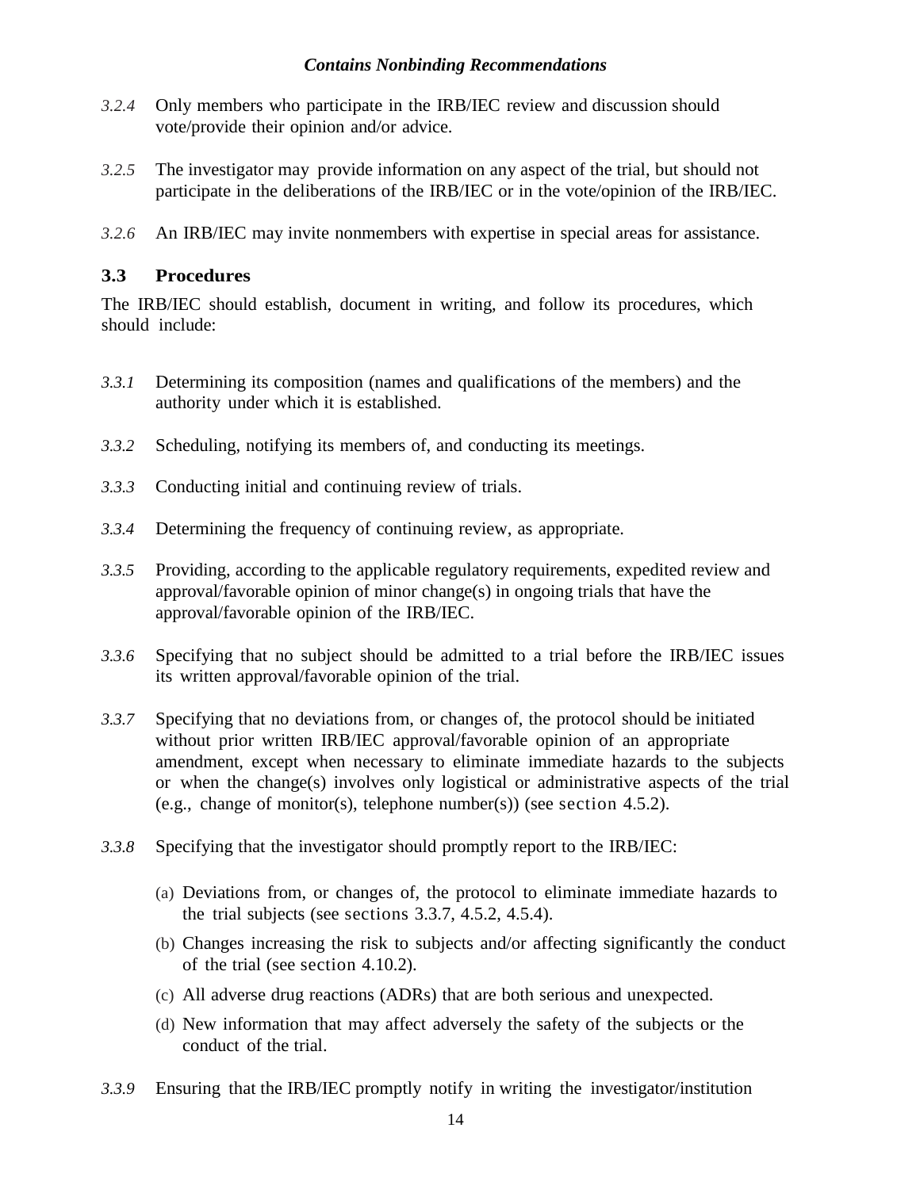*3.2.4* Only members who participate in the IRB/IEC review and discussion should vote/provide their opinion and/or advice.

*3.2.5* The investigator may provide information on any aspect of the trial, but should not participate in the deliberations of the IRB/IEC or in the vote/opinion of the IRB/IEC.

*3.2.6* An IRB/IEC may invite nonmembers with expertise in special areas for assistance.

### 3.3 Procedures

The IRB/IEC should establish, document in writing, and follow its procedures, which should include:

*3.3.1* Determining its composition (names and qualifications of the members) and the authority under which it is established.

*3.3.2* Scheduling, notifying its members of, and conducting its meetings.

*3.3.3* Conducting initial and continuing review of trials.

*3.3.4* Determining the frequency of continuing review, as appropriate.

*3.3.5* Providing, according to the applicable regulatory requirements, expedited review and approval/favorable opinion of minor change(s) in ongoing trials that have the approval/favorable opinion of the IRB/IEC.

*3.3.6* Specifying that no subject should be admitted to a trial before the IRB/IEC issues its written approval/favorable opinion of the trial.

*3.3.7* Specifying that no deviations from, or changes of, the protocol should be initiated without prior written IRB/IEC approval/favorable opinion of an appropriate amendment, except when necessary to eliminate immediate hazards to the subjects or when the change(s) involves only logistical or administrative aspects of the trial (e.g., change of monitor(s), telephone number(s)) (see section 4.5.2).

*3.3.8* Specifying that the investigator should promptly report to the IRB/IEC:

(a) Deviations from, or changes of, the protocol to eliminate immediate hazards to the trial subjects (see sections 3.3.7, 4.5.2, 4.5.4).

(b) Changes increasing the risk to subjects and/or affecting significantly the conduct of the trial (see section 4.10.2).

(c) All adverse drug reactions (ADRs) that are both serious and unexpected.

(d) New information that may affect adversely the safety of the subjects or the conduct of the trial.

*3.3.9* Ensuring that the IRB/IEC promptly notify in writing the investigator/institution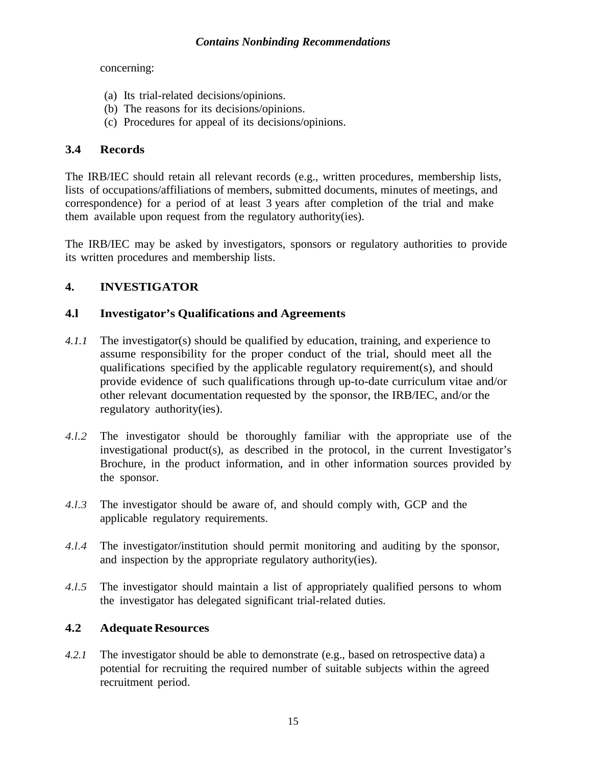concerning:

(a) Its trial-related decisions/opinions.
(b) The reasons for its decisions/opinions.
(c) Procedures for appeal of its decisions/opinions.

### 3.4 Records

The IRB/IEC should retain all relevant records (e.g., written procedures, membership lists, lists of occupations/affiliations of members, submitted documents, minutes of meetings, and correspondence) for a period of at least 3 years after completion of the trial and make them available upon request from the regulatory authority(ies).

The IRB/IEC may be asked by investigators, sponsors or regulatory authorities to provide its written procedures and membership lists.

## 4. INVESTIGATOR

### 4.l Investigator's Qualifications and Agreements

*4.1.1* The investigator(s) should be qualified by education, training, and experience to assume responsibility for the proper conduct of the trial, should meet all the qualifications specified by the applicable regulatory requirement(s), and should provide evidence of such qualifications through up-to-date curriculum vitae and/or other relevant documentation requested by the sponsor, the IRB/IEC, and/or the regulatory authority(ies).

*4.l.2* The investigator should be thoroughly familiar with the appropriate use of the investigational product(s), as described in the protocol, in the current Investigator's Brochure, in the product information, and in other information sources provided by the sponsor.

*4.l.3* The investigator should be aware of, and should comply with, GCP and the applicable regulatory requirements.

*4.l.4* The investigator/institution should permit monitoring and auditing by the sponsor, and inspection by the appropriate regulatory authority(ies).

*4.l.5* The investigator should maintain a list of appropriately qualified persons to whom the investigator has delegated significant trial-related duties.

### 4.2 Adequate Resources

*4.2.1* The investigator should be able to demonstrate (e.g., based on retrospective data) a potential for recruiting the required number of suitable subjects within the agreed recruitment period.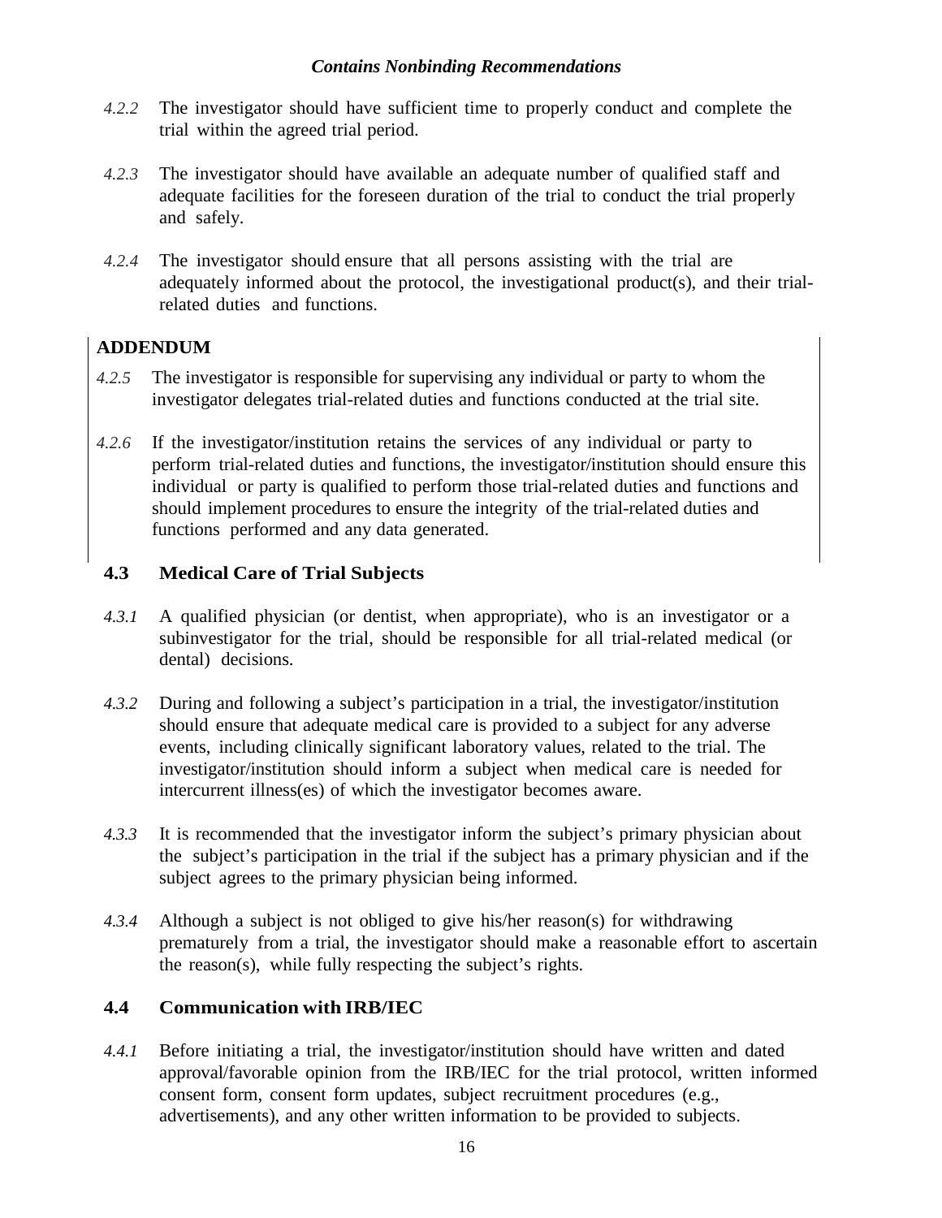*4.2.2* The investigator should have sufficient time to properly conduct and complete the trial within the agreed trial period.

*4.2.3* The investigator should have available an adequate number of qualified staff and adequate facilities for the foreseen duration of the trial to conduct the trial properly and safely.

*4.2.4* The investigator should ensure that all persons assisting with the trial are adequately informed about the protocol, the investigational product(s), and their trial-related duties and functions.

**ADDENDUM**

*4.2.5* The investigator is responsible for supervising any individual or party to whom the investigator delegates trial-related duties and functions conducted at the trial site.

*4.2.6* If the investigator/institution retains the services of any individual or party to perform trial-related duties and functions, the investigator/institution should ensure this individual or party is qualified to perform those trial-related duties and functions and should implement procedures to ensure the integrity of the trial-related duties and functions performed and any data generated.

## 4.3 Medical Care of Trial Subjects

*4.3.1* A qualified physician (or dentist, when appropriate), who is an investigator or a subinvestigator for the trial, should be responsible for all trial-related medical (or dental) decisions.

*4.3.2* During and following a subject's participation in a trial, the investigator/institution should ensure that adequate medical care is provided to a subject for any adverse events, including clinically significant laboratory values, related to the trial. The investigator/institution should inform a subject when medical care is needed for intercurrent illness(es) of which the investigator becomes aware.

*4.3.3* It is recommended that the investigator inform the subject's primary physician about the subject's participation in the trial if the subject has a primary physician and if the subject agrees to the primary physician being informed.

*4.3.4* Although a subject is not obliged to give his/her reason(s) for withdrawing prematurely from a trial, the investigator should make a reasonable effort to ascertain the reason(s), while fully respecting the subject's rights.

## 4.4 Communication with IRB/IEC

*4.4.1* Before initiating a trial, the investigator/institution should have written and dated approval/favorable opinion from the IRB/IEC for the trial protocol, written informed consent form, consent form updates, subject recruitment procedures (e.g., advertisements), and any other written information to be provided to subjects.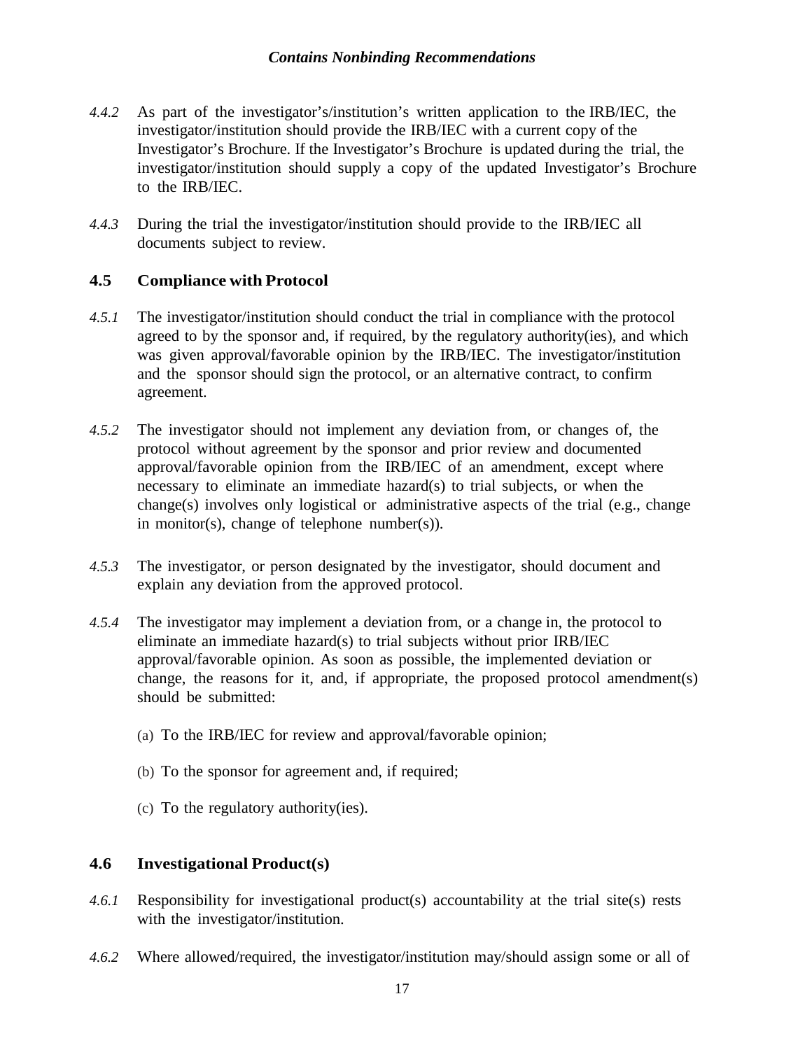*4.4.2* As part of the investigator's/institution's written application to the IRB/IEC, the investigator/institution should provide the IRB/IEC with a current copy of the Investigator's Brochure. If the Investigator's Brochure is updated during the trial, the investigator/institution should supply a copy of the updated Investigator's Brochure to the IRB/IEC.

*4.4.3* During the trial the investigator/institution should provide to the IRB/IEC all documents subject to review.

### 4.5 Compliance with Protocol

*4.5.1* The investigator/institution should conduct the trial in compliance with the protocol agreed to by the sponsor and, if required, by the regulatory authority(ies), and which was given approval/favorable opinion by the IRB/IEC. The investigator/institution and the sponsor should sign the protocol, or an alternative contract, to confirm agreement.

*4.5.2* The investigator should not implement any deviation from, or changes of, the protocol without agreement by the sponsor and prior review and documented approval/favorable opinion from the IRB/IEC of an amendment, except where necessary to eliminate an immediate hazard(s) to trial subjects, or when the change(s) involves only logistical or administrative aspects of the trial (e.g., change in monitor(s), change of telephone number(s)).

*4.5.3* The investigator, or person designated by the investigator, should document and explain any deviation from the approved protocol.

*4.5.4* The investigator may implement a deviation from, or a change in, the protocol to eliminate an immediate hazard(s) to trial subjects without prior IRB/IEC approval/favorable opinion. As soon as possible, the implemented deviation or change, the reasons for it, and, if appropriate, the proposed protocol amendment(s) should be submitted:

(a) To the IRB/IEC for review and approval/favorable opinion;

(b) To the sponsor for agreement and, if required;

(c) To the regulatory authority(ies).

### 4.6 Investigational Product(s)

*4.6.1* Responsibility for investigational product(s) accountability at the trial site(s) rests with the investigator/institution.

*4.6.2* Where allowed/required, the investigator/institution may/should assign some or all of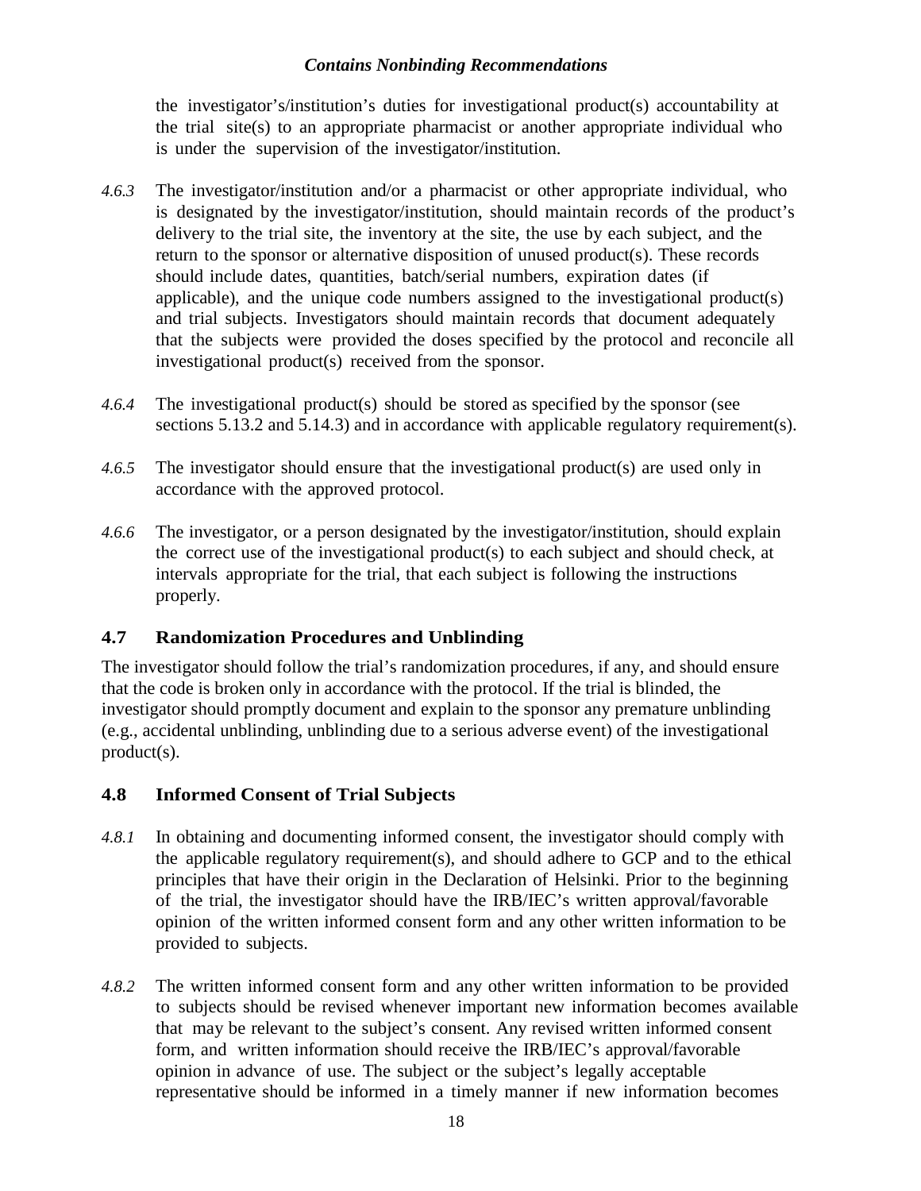the investigator's/institution's duties for investigational product(s) accountability at the trial site(s) to an appropriate pharmacist or another appropriate individual who is under the supervision of the investigator/institution.

*4.6.3* The investigator/institution and/or a pharmacist or other appropriate individual, who is designated by the investigator/institution, should maintain records of the product's delivery to the trial site, the inventory at the site, the use by each subject, and the return to the sponsor or alternative disposition of unused product(s). These records should include dates, quantities, batch/serial numbers, expiration dates (if applicable), and the unique code numbers assigned to the investigational product(s) and trial subjects. Investigators should maintain records that document adequately that the subjects were provided the doses specified by the protocol and reconcile all investigational product(s) received from the sponsor.

*4.6.4* The investigational product(s) should be stored as specified by the sponsor (see sections 5.13.2 and 5.14.3) and in accordance with applicable regulatory requirement(s).

*4.6.5* The investigator should ensure that the investigational product(s) are used only in accordance with the approved protocol.

*4.6.6* The investigator, or a person designated by the investigator/institution, should explain the correct use of the investigational product(s) to each subject and should check, at intervals appropriate for the trial, that each subject is following the instructions properly.

## 4.7 Randomization Procedures and Unblinding

The investigator should follow the trial's randomization procedures, if any, and should ensure that the code is broken only in accordance with the protocol. If the trial is blinded, the investigator should promptly document and explain to the sponsor any premature unblinding (e.g., accidental unblinding, unblinding due to a serious adverse event) of the investigational product(s).

## 4.8 Informed Consent of Trial Subjects

*4.8.1* In obtaining and documenting informed consent, the investigator should comply with the applicable regulatory requirement(s), and should adhere to GCP and to the ethical principles that have their origin in the Declaration of Helsinki. Prior to the beginning of the trial, the investigator should have the IRB/IEC's written approval/favorable opinion of the written informed consent form and any other written information to be provided to subjects.

*4.8.2* The written informed consent form and any other written information to be provided to subjects should be revised whenever important new information becomes available that may be relevant to the subject's consent. Any revised written informed consent form, and written information should receive the IRB/IEC's approval/favorable opinion in advance of use. The subject or the subject's legally acceptable representative should be informed in a timely manner if new information becomes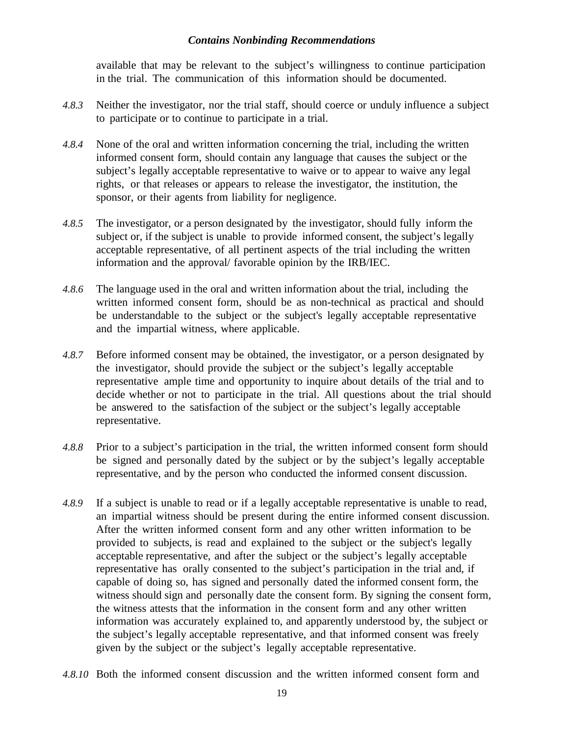available that may be relevant to the subject's willingness to continue participation in the trial. The communication of this information should be documented.

*4.8.3* Neither the investigator, nor the trial staff, should coerce or unduly influence a subject to participate or to continue to participate in a trial.

*4.8.4* None of the oral and written information concerning the trial, including the written informed consent form, should contain any language that causes the subject or the subject's legally acceptable representative to waive or to appear to waive any legal rights, or that releases or appears to release the investigator, the institution, the sponsor, or their agents from liability for negligence.

*4.8.5* The investigator, or a person designated by the investigator, should fully inform the subject or, if the subject is unable to provide informed consent, the subject's legally acceptable representative, of all pertinent aspects of the trial including the written information and the approval/ favorable opinion by the IRB/IEC.

*4.8.6* The language used in the oral and written information about the trial, including the written informed consent form, should be as non-technical as practical and should be understandable to the subject or the subject's legally acceptable representative and the impartial witness, where applicable.

*4.8.7* Before informed consent may be obtained, the investigator, or a person designated by the investigator, should provide the subject or the subject's legally acceptable representative ample time and opportunity to inquire about details of the trial and to decide whether or not to participate in the trial. All questions about the trial should be answered to the satisfaction of the subject or the subject's legally acceptable representative.

*4.8.8* Prior to a subject's participation in the trial, the written informed consent form should be signed and personally dated by the subject or by the subject's legally acceptable representative, and by the person who conducted the informed consent discussion.

*4.8.9* If a subject is unable to read or if a legally acceptable representative is unable to read, an impartial witness should be present during the entire informed consent discussion. After the written informed consent form and any other written information to be provided to subjects, is read and explained to the subject or the subject's legally acceptable representative, and after the subject or the subject's legally acceptable representative has orally consented to the subject's participation in the trial and, if capable of doing so, has signed and personally dated the informed consent form, the witness should sign and personally date the consent form. By signing the consent form, the witness attests that the information in the consent form and any other written information was accurately explained to, and apparently understood by, the subject or the subject's legally acceptable representative, and that informed consent was freely given by the subject or the subject's legally acceptable representative.

*4.8.10* Both the informed consent discussion and the written informed consent form and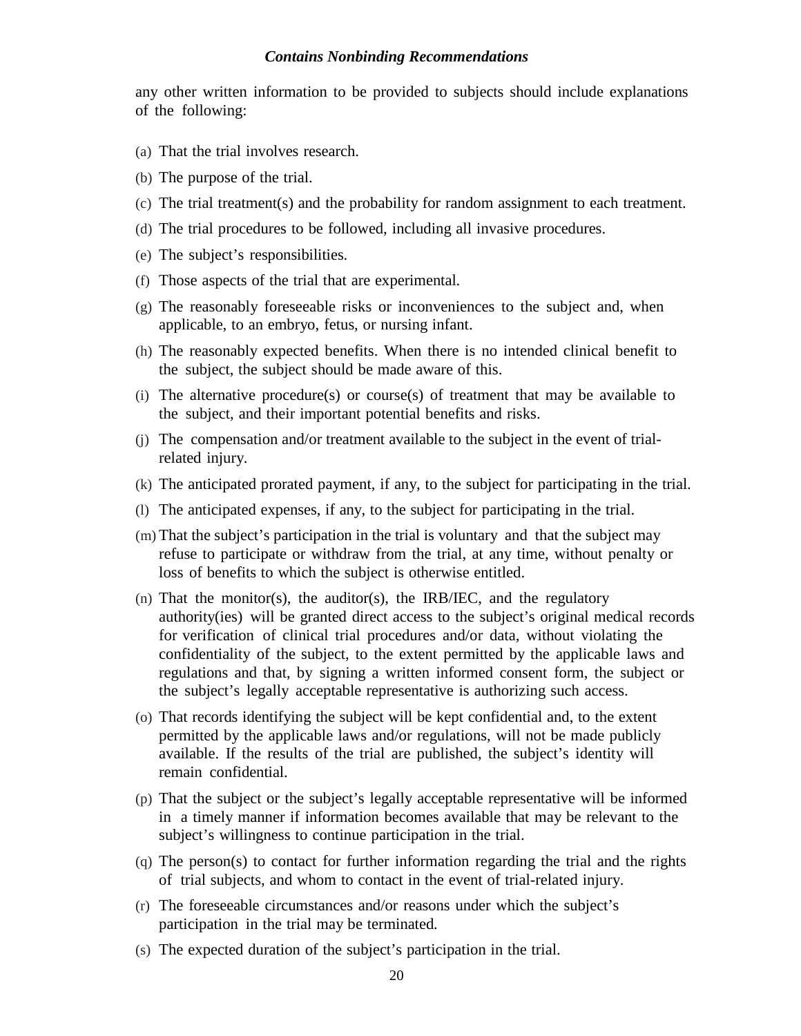any other written information to be provided to subjects should include explanations of the following:

(a) That the trial involves research.

(b) The purpose of the trial.

(c) The trial treatment(s) and the probability for random assignment to each treatment.

(d) The trial procedures to be followed, including all invasive procedures.

(e) The subject's responsibilities.

(f) Those aspects of the trial that are experimental.

(g) The reasonably foreseeable risks or inconveniences to the subject and, when applicable, to an embryo, fetus, or nursing infant.

(h) The reasonably expected benefits. When there is no intended clinical benefit to the subject, the subject should be made aware of this.

(i) The alternative procedure(s) or course(s) of treatment that may be available to the subject, and their important potential benefits and risks.

(j) The compensation and/or treatment available to the subject in the event of trial-related injury.

(k) The anticipated prorated payment, if any, to the subject for participating in the trial.

(l) The anticipated expenses, if any, to the subject for participating in the trial.

(m) That the subject's participation in the trial is voluntary and that the subject may refuse to participate or withdraw from the trial, at any time, without penalty or loss of benefits to which the subject is otherwise entitled.

(n) That the monitor(s), the auditor(s), the IRB/IEC, and the regulatory authority(ies) will be granted direct access to the subject's original medical records for verification of clinical trial procedures and/or data, without violating the confidentiality of the subject, to the extent permitted by the applicable laws and regulations and that, by signing a written informed consent form, the subject or the subject's legally acceptable representative is authorizing such access.

(o) That records identifying the subject will be kept confidential and, to the extent permitted by the applicable laws and/or regulations, will not be made publicly available. If the results of the trial are published, the subject's identity will remain confidential.

(p) That the subject or the subject's legally acceptable representative will be informed in a timely manner if information becomes available that may be relevant to the subject's willingness to continue participation in the trial.

(q) The person(s) to contact for further information regarding the trial and the rights of trial subjects, and whom to contact in the event of trial-related injury.

(r) The foreseeable circumstances and/or reasons under which the subject's participation in the trial may be terminated.

(s) The expected duration of the subject's participation in the trial.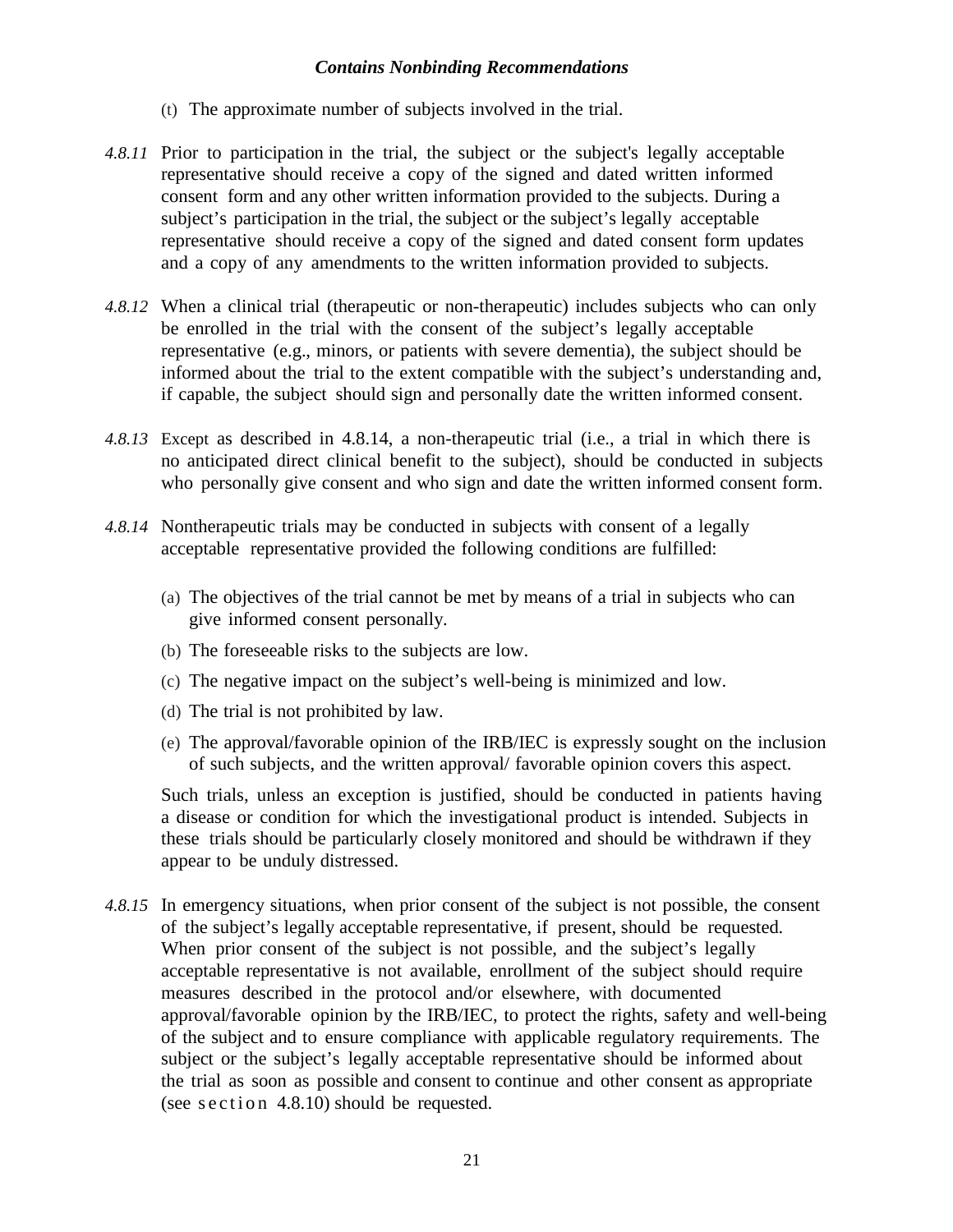(t) The approximate number of subjects involved in the trial.

*4.8.11* Prior to participation in the trial, the subject or the subject's legally acceptable representative should receive a copy of the signed and dated written informed consent form and any other written information provided to the subjects. During a subject's participation in the trial, the subject or the subject's legally acceptable representative should receive a copy of the signed and dated consent form updates and a copy of any amendments to the written information provided to subjects.

*4.8.12* When a clinical trial (therapeutic or non-therapeutic) includes subjects who can only be enrolled in the trial with the consent of the subject's legally acceptable representative (e.g., minors, or patients with severe dementia), the subject should be informed about the trial to the extent compatible with the subject's understanding and, if capable, the subject should sign and personally date the written informed consent.

*4.8.13* Except as described in 4.8.14, a non-therapeutic trial (i.e., a trial in which there is no anticipated direct clinical benefit to the subject), should be conducted in subjects who personally give consent and who sign and date the written informed consent form.

*4.8.14* Nontherapeutic trials may be conducted in subjects with consent of a legally acceptable representative provided the following conditions are fulfilled:

(a) The objectives of the trial cannot be met by means of a trial in subjects who can give informed consent personally.

(b) The foreseeable risks to the subjects are low.

(c) The negative impact on the subject's well-being is minimized and low.

(d) The trial is not prohibited by law.

(e) The approval/favorable opinion of the IRB/IEC is expressly sought on the inclusion of such subjects, and the written approval/ favorable opinion covers this aspect.

Such trials, unless an exception is justified, should be conducted in patients having a disease or condition for which the investigational product is intended. Subjects in these trials should be particularly closely monitored and should be withdrawn if they appear to be unduly distressed.

*4.8.15* In emergency situations, when prior consent of the subject is not possible, the consent of the subject's legally acceptable representative, if present, should be requested. When prior consent of the subject is not possible, and the subject's legally acceptable representative is not available, enrollment of the subject should require measures described in the protocol and/or elsewhere, with documented approval/favorable opinion by the IRB/IEC, to protect the rights, safety and well-being of the subject and to ensure compliance with applicable regulatory requirements. The subject or the subject's legally acceptable representative should be informed about the trial as soon as possible and consent to continue and other consent as appropriate (see section 4.8.10) should be requested.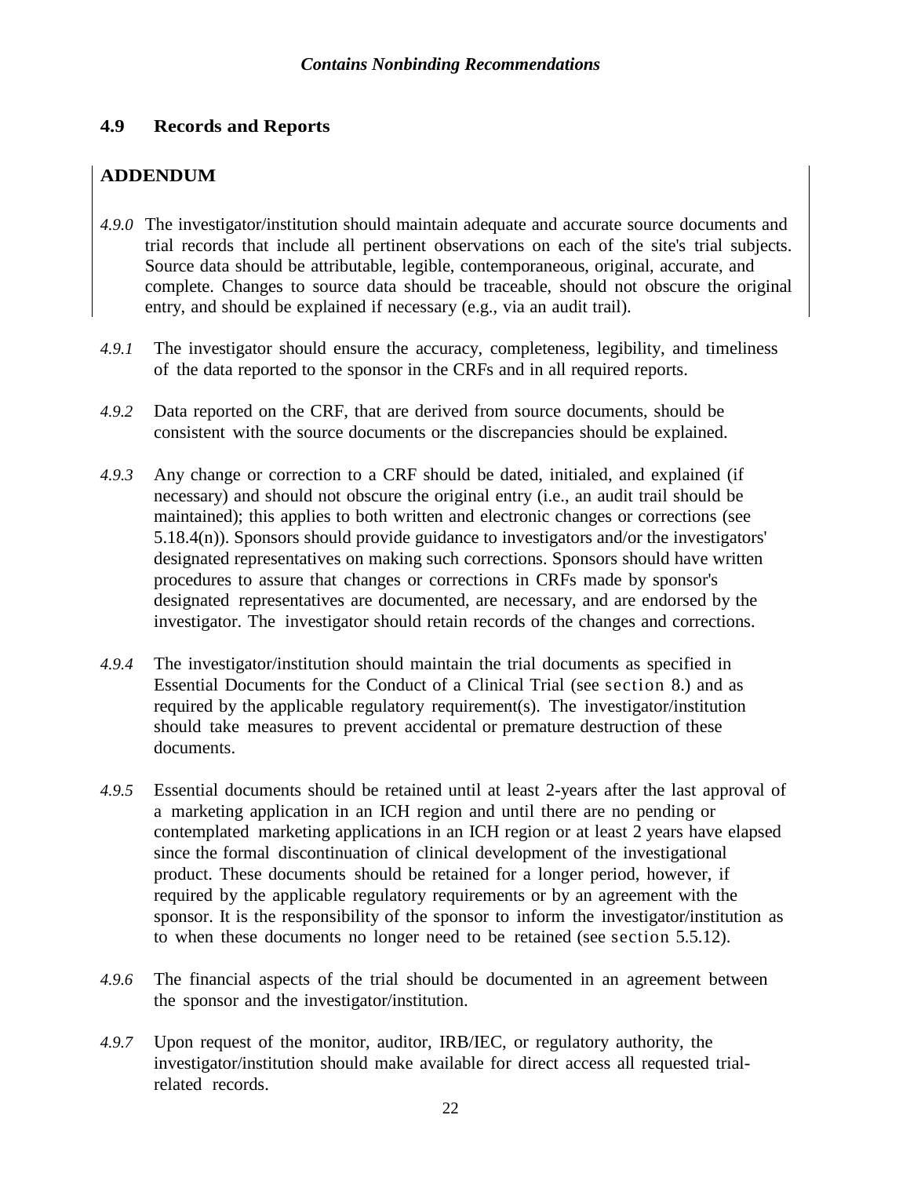### 4.9 Records and Reports

**ADDENDUM**

*4.9.0* The investigator/institution should maintain adequate and accurate source documents and trial records that include all pertinent observations on each of the site's trial subjects. Source data should be attributable, legible, contemporaneous, original, accurate, and complete. Changes to source data should be traceable, should not obscure the original entry, and should be explained if necessary (e.g., via an audit trail).

*4.9.1* The investigator should ensure the accuracy, completeness, legibility, and timeliness of the data reported to the sponsor in the CRFs and in all required reports.

*4.9.2* Data reported on the CRF, that are derived from source documents, should be consistent with the source documents or the discrepancies should be explained.

*4.9.3* Any change or correction to a CRF should be dated, initialed, and explained (if necessary) and should not obscure the original entry (i.e., an audit trail should be maintained); this applies to both written and electronic changes or corrections (see 5.18.4(n)). Sponsors should provide guidance to investigators and/or the investigators' designated representatives on making such corrections. Sponsors should have written procedures to assure that changes or corrections in CRFs made by sponsor's designated representatives are documented, are necessary, and are endorsed by the investigator. The investigator should retain records of the changes and corrections.

*4.9.4* The investigator/institution should maintain the trial documents as specified in Essential Documents for the Conduct of a Clinical Trial (see section 8.) and as required by the applicable regulatory requirement(s). The investigator/institution should take measures to prevent accidental or premature destruction of these documents.

*4.9.5* Essential documents should be retained until at least 2-years after the last approval of a marketing application in an ICH region and until there are no pending or contemplated marketing applications in an ICH region or at least 2 years have elapsed since the formal discontinuation of clinical development of the investigational product. These documents should be retained for a longer period, however, if required by the applicable regulatory requirements or by an agreement with the sponsor. It is the responsibility of the sponsor to inform the investigator/institution as to when these documents no longer need to be retained (see section 5.5.12).

*4.9.6* The financial aspects of the trial should be documented in an agreement between the sponsor and the investigator/institution.

*4.9.7* Upon request of the monitor, auditor, IRB/IEC, or regulatory authority, the investigator/institution should make available for direct access all requested trial-related records.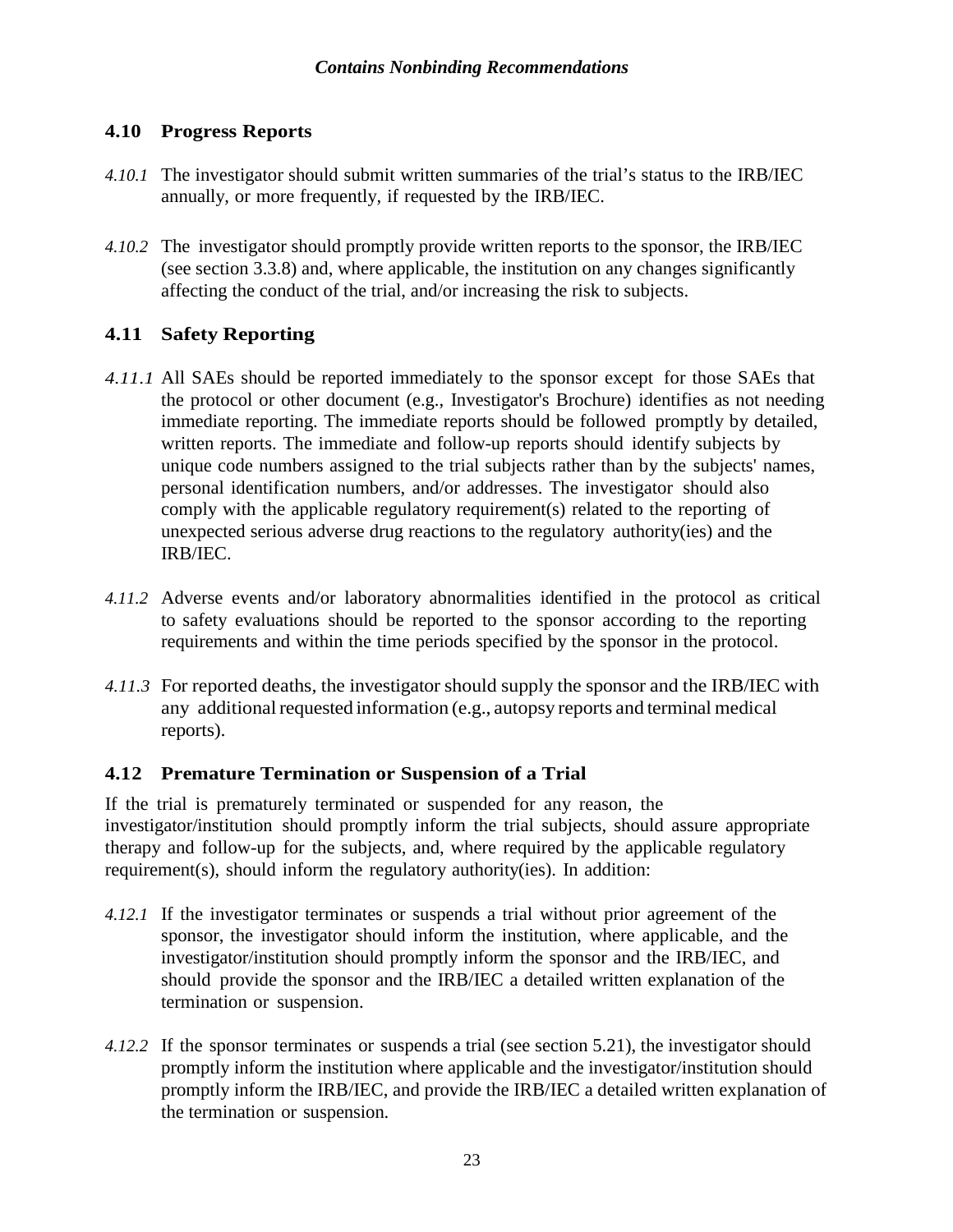## 4.10 Progress Reports

*4.10.1* The investigator should submit written summaries of the trial's status to the IRB/IEC annually, or more frequently, if requested by the IRB/IEC.

*4.10.2* The investigator should promptly provide written reports to the sponsor, the IRB/IEC (see section 3.3.8) and, where applicable, the institution on any changes significantly affecting the conduct of the trial, and/or increasing the risk to subjects.

## 4.11 Safety Reporting

*4.11.1* All SAEs should be reported immediately to the sponsor except for those SAEs that the protocol or other document (e.g., Investigator's Brochure) identifies as not needing immediate reporting. The immediate reports should be followed promptly by detailed, written reports. The immediate and follow-up reports should identify subjects by unique code numbers assigned to the trial subjects rather than by the subjects' names, personal identification numbers, and/or addresses. The investigator should also comply with the applicable regulatory requirement(s) related to the reporting of unexpected serious adverse drug reactions to the regulatory authority(ies) and the IRB/IEC.

*4.11.2* Adverse events and/or laboratory abnormalities identified in the protocol as critical to safety evaluations should be reported to the sponsor according to the reporting requirements and within the time periods specified by the sponsor in the protocol.

*4.11.3* For reported deaths, the investigator should supply the sponsor and the IRB/IEC with any additional requested information (e.g., autopsy reports and terminal medical reports).

## 4.12 Premature Termination or Suspension of a Trial

If the trial is prematurely terminated or suspended for any reason, the investigator/institution should promptly inform the trial subjects, should assure appropriate therapy and follow-up for the subjects, and, where required by the applicable regulatory requirement(s), should inform the regulatory authority(ies). In addition:

*4.12.1* If the investigator terminates or suspends a trial without prior agreement of the sponsor, the investigator should inform the institution, where applicable, and the investigator/institution should promptly inform the sponsor and the IRB/IEC, and should provide the sponsor and the IRB/IEC a detailed written explanation of the termination or suspension.

*4.12.2* If the sponsor terminates or suspends a trial (see section 5.21), the investigator should promptly inform the institution where applicable and the investigator/institution should promptly inform the IRB/IEC, and provide the IRB/IEC a detailed written explanation of the termination or suspension.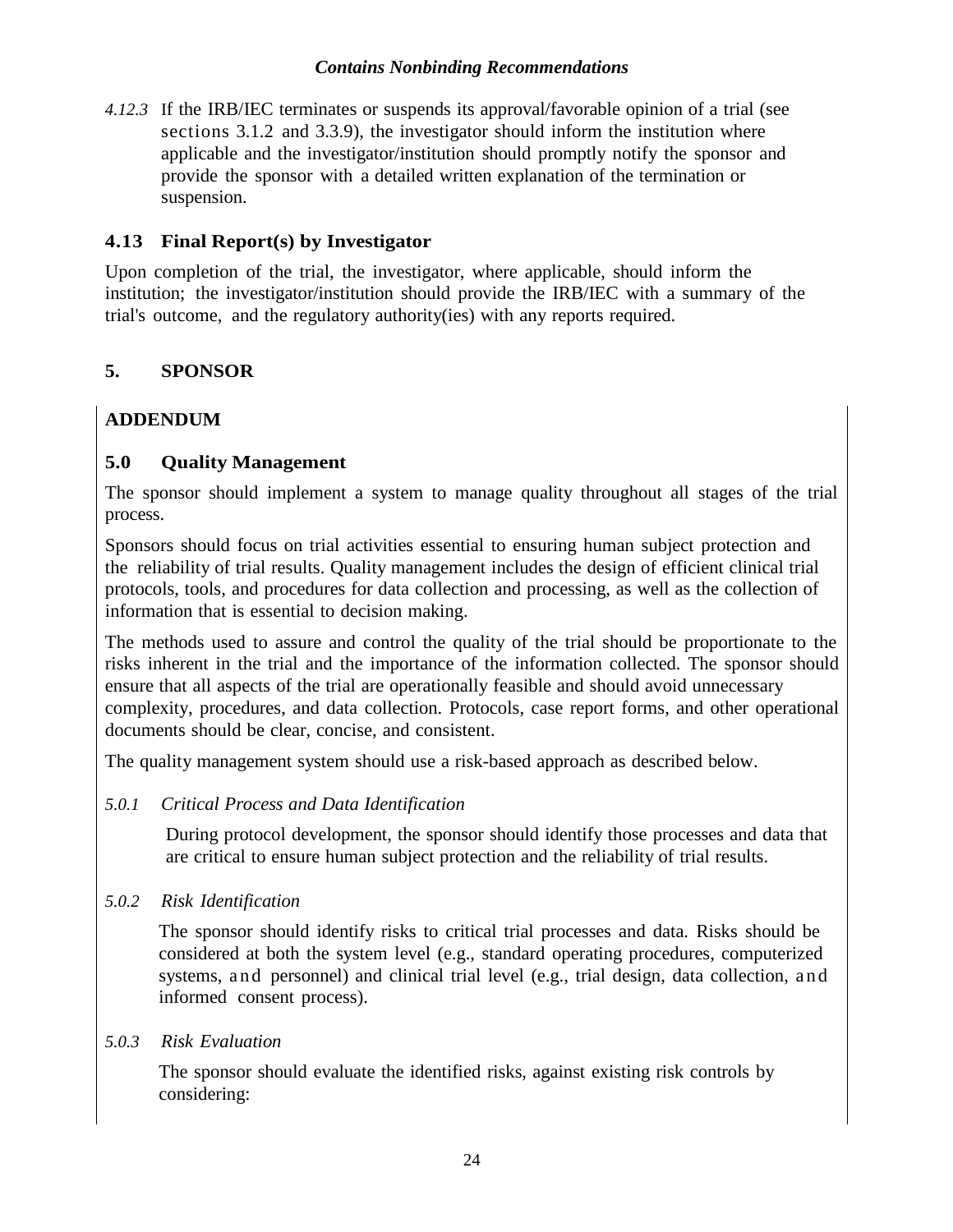*4.12.3* If the IRB/IEC terminates or suspends its approval/favorable opinion of a trial (see sections 3.1.2 and 3.3.9), the investigator should inform the institution where applicable and the investigator/institution should promptly notify the sponsor and provide the sponsor with a detailed written explanation of the termination or suspension.

### 4.13 Final Report(s) by Investigator

Upon completion of the trial, the investigator, where applicable, should inform the institution; the investigator/institution should provide the IRB/IEC with a summary of the trial's outcome, and the regulatory authority(ies) with any reports required.

## 5. SPONSOR

**ADDENDUM**

### 5.0 Quality Management

The sponsor should implement a system to manage quality throughout all stages of the trial process.

Sponsors should focus on trial activities essential to ensuring human subject protection and the reliability of trial results. Quality management includes the design of efficient clinical trial protocols, tools, and procedures for data collection and processing, as well as the collection of information that is essential to decision making.

The methods used to assure and control the quality of the trial should be proportionate to the risks inherent in the trial and the importance of the information collected. The sponsor should ensure that all aspects of the trial are operationally feasible and should avoid unnecessary complexity, procedures, and data collection. Protocols, case report forms, and other operational documents should be clear, concise, and consistent.

The quality management system should use a risk-based approach as described below.

*5.0.1 Critical Process and Data Identification*

During protocol development, the sponsor should identify those processes and data that are critical to ensure human subject protection and the reliability of trial results.

*5.0.2 Risk Identification*

The sponsor should identify risks to critical trial processes and data. Risks should be considered at both the system level (e.g., standard operating procedures, computerized systems, and personnel) and clinical trial level (e.g., trial design, data collection, and informed consent process).

*5.0.3 Risk Evaluation*

The sponsor should evaluate the identified risks, against existing risk controls by considering: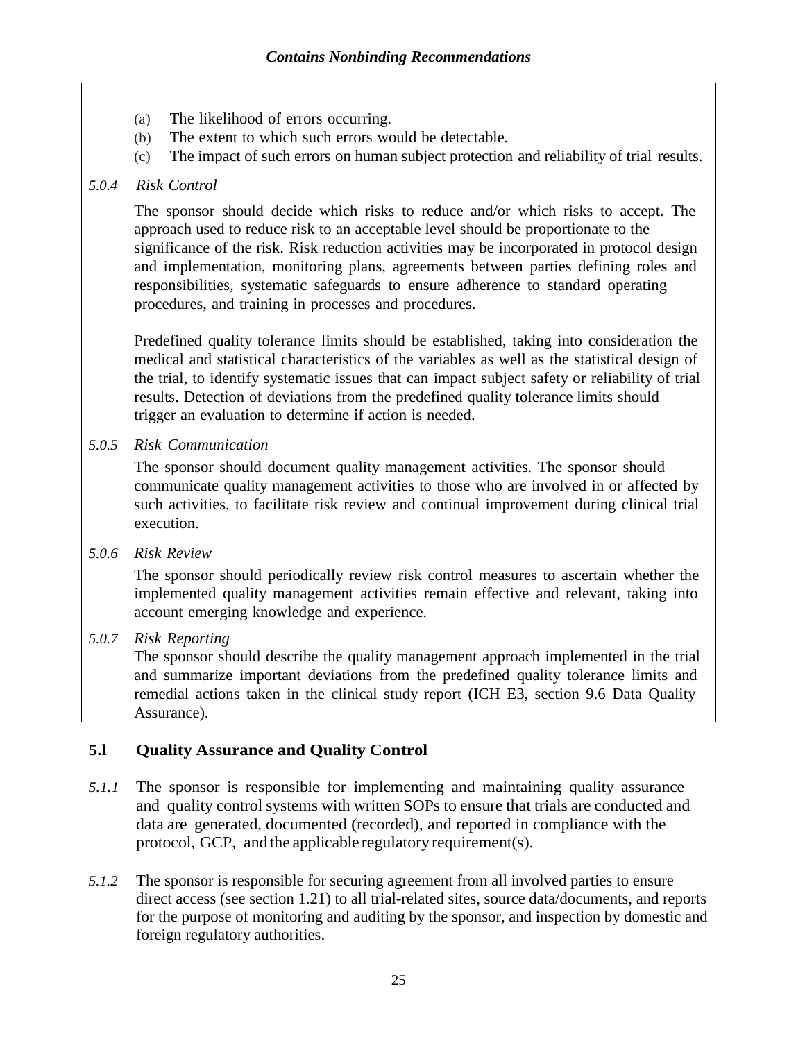(a) The likelihood of errors occurring.
(b) The extent to which such errors would be detectable.
(c) The impact of such errors on human subject protection and reliability of trial results.

*5.0.4 Risk Control*

The sponsor should decide which risks to reduce and/or which risks to accept. The approach used to reduce risk to an acceptable level should be proportionate to the significance of the risk. Risk reduction activities may be incorporated in protocol design and implementation, monitoring plans, agreements between parties defining roles and responsibilities, systematic safeguards to ensure adherence to standard operating procedures, and training in processes and procedures.

Predefined quality tolerance limits should be established, taking into consideration the medical and statistical characteristics of the variables as well as the statistical design of the trial, to identify systematic issues that can impact subject safety or reliability of trial results. Detection of deviations from the predefined quality tolerance limits should trigger an evaluation to determine if action is needed.

*5.0.5 Risk Communication*

The sponsor should document quality management activities. The sponsor should communicate quality management activities to those who are involved in or affected by such activities, to facilitate risk review and continual improvement during clinical trial execution.

*5.0.6 Risk Review*

The sponsor should periodically review risk control measures to ascertain whether the implemented quality management activities remain effective and relevant, taking into account emerging knowledge and experience.

*5.0.7 Risk Reporting*

The sponsor should describe the quality management approach implemented in the trial and summarize important deviations from the predefined quality tolerance limits and remedial actions taken in the clinical study report (ICH E3, section 9.6 Data Quality Assurance).

## 5.l Quality Assurance and Quality Control

*5.1.1* The sponsor is responsible for implementing and maintaining quality assurance and quality control systems with written SOPs to ensure that trials are conducted and data are generated, documented (recorded), and reported in compliance with the protocol, GCP, and the applicable regulatory requirement(s).

*5.1.2* The sponsor is responsible for securing agreement from all involved parties to ensure direct access (see section 1.21) to all trial-related sites, source data/documents, and reports for the purpose of monitoring and auditing by the sponsor, and inspection by domestic and foreign regulatory authorities.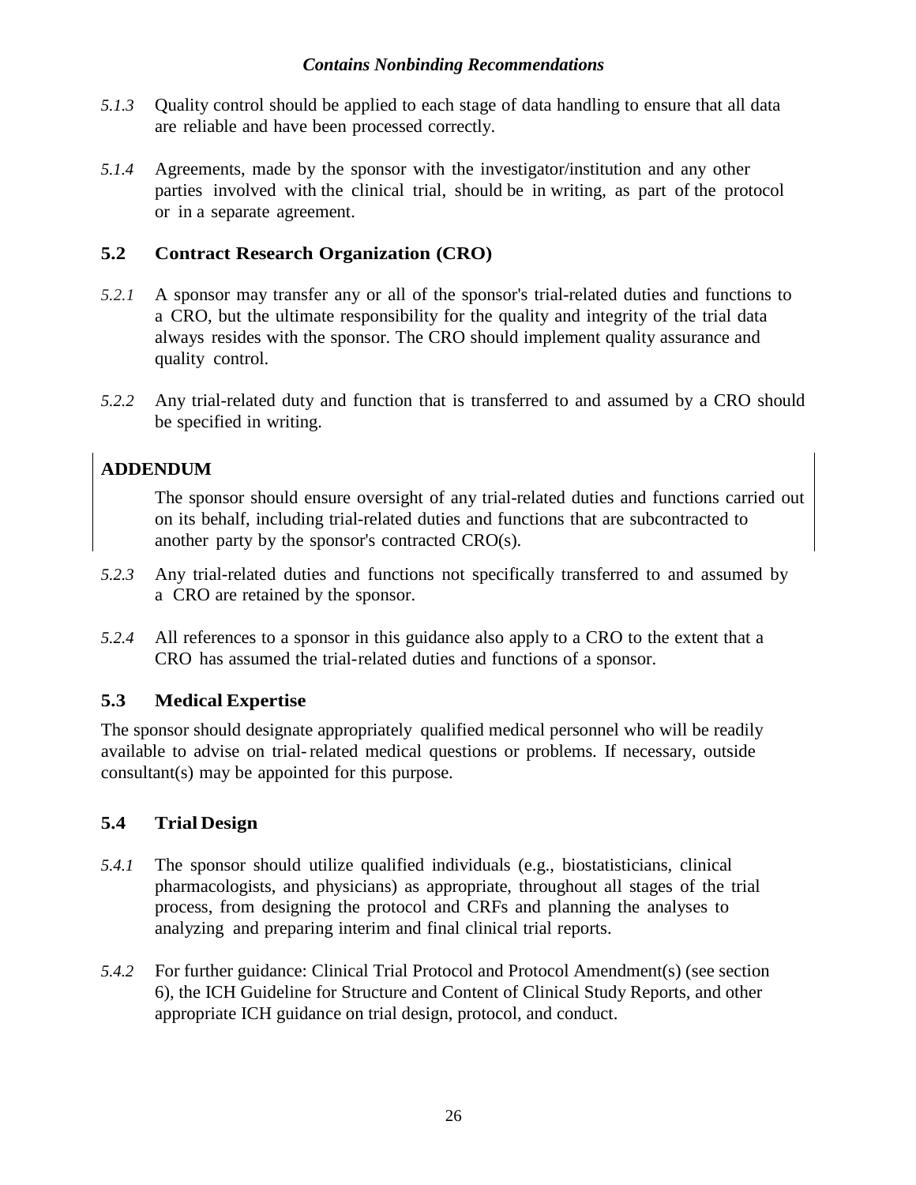*5.1.3* Quality control should be applied to each stage of data handling to ensure that all data are reliable and have been processed correctly.

*5.1.4* Agreements, made by the sponsor with the investigator/institution and any other parties involved with the clinical trial, should be in writing, as part of the protocol or in a separate agreement.

## 5.2 Contract Research Organization (CRO)

*5.2.1* A sponsor may transfer any or all of the sponsor's trial-related duties and functions to a CRO, but the ultimate responsibility for the quality and integrity of the trial data always resides with the sponsor. The CRO should implement quality assurance and quality control.

*5.2.2* Any trial-related duty and function that is transferred to and assumed by a CRO should be specified in writing.

**ADDENDUM**

The sponsor should ensure oversight of any trial-related duties and functions carried out on its behalf, including trial-related duties and functions that are subcontracted to another party by the sponsor's contracted CRO(s).

*5.2.3* Any trial-related duties and functions not specifically transferred to and assumed by a CRO are retained by the sponsor.

*5.2.4* All references to a sponsor in this guidance also apply to a CRO to the extent that a CRO has assumed the trial-related duties and functions of a sponsor.

## 5.3 Medical Expertise

The sponsor should designate appropriately qualified medical personnel who will be readily available to advise on trial-related medical questions or problems. If necessary, outside consultant(s) may be appointed for this purpose.

## 5.4 Trial Design

*5.4.1* The sponsor should utilize qualified individuals (e.g., biostatisticians, clinical pharmacologists, and physicians) as appropriate, throughout all stages of the trial process, from designing the protocol and CRFs and planning the analyses to analyzing and preparing interim and final clinical trial reports.

*5.4.2* For further guidance: Clinical Trial Protocol and Protocol Amendment(s) (see section 6), the ICH Guideline for Structure and Content of Clinical Study Reports, and other appropriate ICH guidance on trial design, protocol, and conduct.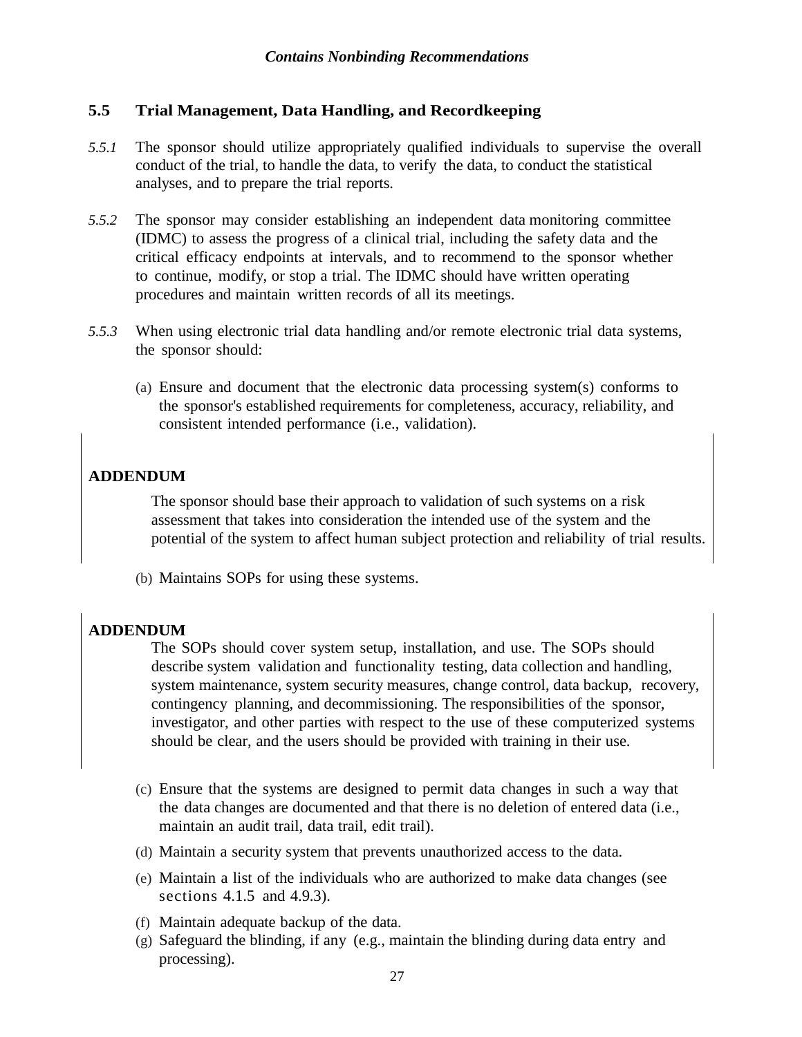## 5.5 Trial Management, Data Handling, and Recordkeeping

*5.5.1* The sponsor should utilize appropriately qualified individuals to supervise the overall conduct of the trial, to handle the data, to verify the data, to conduct the statistical analyses, and to prepare the trial reports.

*5.5.2* The sponsor may consider establishing an independent data monitoring committee (IDMC) to assess the progress of a clinical trial, including the safety data and the critical efficacy endpoints at intervals, and to recommend to the sponsor whether to continue, modify, or stop a trial. The IDMC should have written operating procedures and maintain written records of all its meetings.

*5.5.3* When using electronic trial data handling and/or remote electronic trial data systems, the sponsor should:

(a) Ensure and document that the electronic data processing system(s) conforms to the sponsor's established requirements for completeness, accuracy, reliability, and consistent intended performance (i.e., validation).

**ADDENDUM**

The sponsor should base their approach to validation of such systems on a risk assessment that takes into consideration the intended use of the system and the potential of the system to affect human subject protection and reliability of trial results.

(b) Maintains SOPs for using these systems.

**ADDENDUM**

The SOPs should cover system setup, installation, and use. The SOPs should describe system validation and functionality testing, data collection and handling, system maintenance, system security measures, change control, data backup, recovery, contingency planning, and decommissioning. The responsibilities of the sponsor, investigator, and other parties with respect to the use of these computerized systems should be clear, and the users should be provided with training in their use.

(c) Ensure that the systems are designed to permit data changes in such a way that the data changes are documented and that there is no deletion of entered data (i.e., maintain an audit trail, data trail, edit trail).

(d) Maintain a security system that prevents unauthorized access to the data.

(e) Maintain a list of the individuals who are authorized to make data changes (see sections 4.1.5 and 4.9.3).

(f) Maintain adequate backup of the data.

(g) Safeguard the blinding, if any (e.g., maintain the blinding during data entry and processing).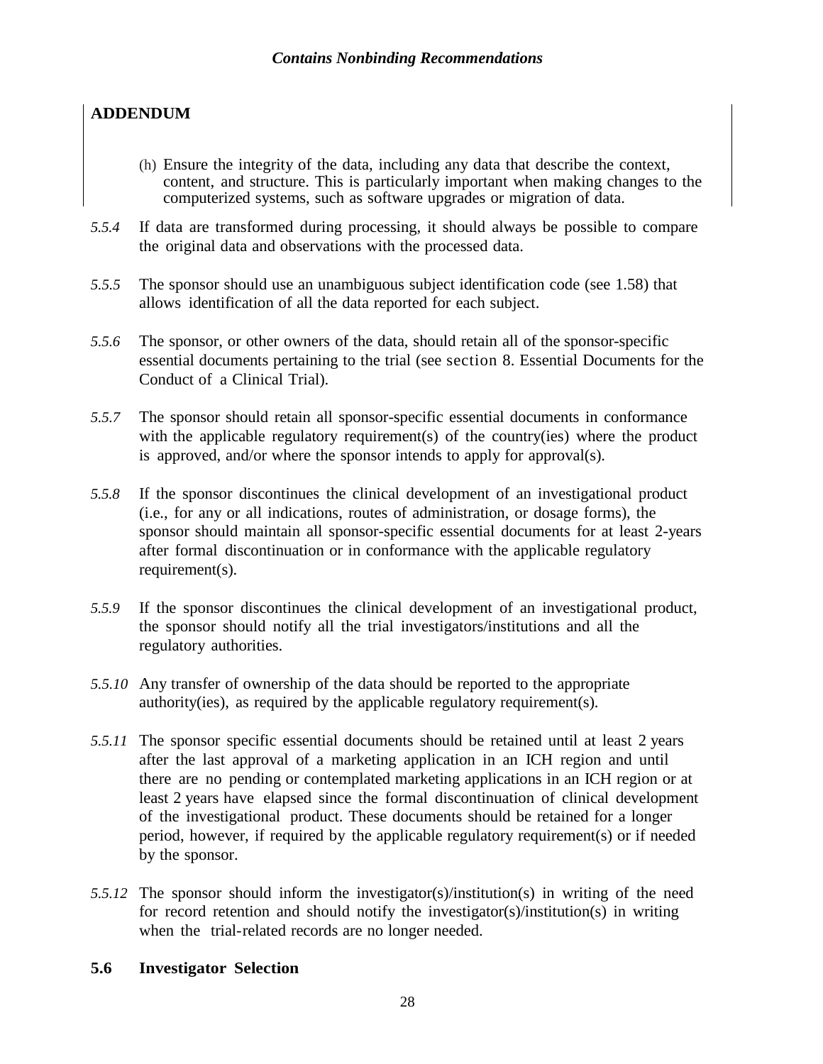**ADDENDUM**

(h) Ensure the integrity of the data, including any data that describe the context, content, and structure. This is particularly important when making changes to the computerized systems, such as software upgrades or migration of data.

*5.5.4* If data are transformed during processing, it should always be possible to compare the original data and observations with the processed data.

*5.5.5* The sponsor should use an unambiguous subject identification code (see 1.58) that allows identification of all the data reported for each subject.

*5.5.6* The sponsor, or other owners of the data, should retain all of the sponsor-specific essential documents pertaining to the trial (see section 8. Essential Documents for the Conduct of a Clinical Trial).

*5.5.7* The sponsor should retain all sponsor-specific essential documents in conformance with the applicable regulatory requirement(s) of the country(ies) where the product is approved, and/or where the sponsor intends to apply for approval(s).

*5.5.8* If the sponsor discontinues the clinical development of an investigational product (i.e., for any or all indications, routes of administration, or dosage forms), the sponsor should maintain all sponsor-specific essential documents for at least 2-years after formal discontinuation or in conformance with the applicable regulatory requirement(s).

*5.5.9* If the sponsor discontinues the clinical development of an investigational product, the sponsor should notify all the trial investigators/institutions and all the regulatory authorities.

*5.5.10* Any transfer of ownership of the data should be reported to the appropriate authority(ies), as required by the applicable regulatory requirement(s).

*5.5.11* The sponsor specific essential documents should be retained until at least 2 years after the last approval of a marketing application in an ICH region and until there are no pending or contemplated marketing applications in an ICH region or at least 2 years have elapsed since the formal discontinuation of clinical development of the investigational product. These documents should be retained for a longer period, however, if required by the applicable regulatory requirement(s) or if needed by the sponsor.

*5.5.12* The sponsor should inform the investigator(s)/institution(s) in writing of the need for record retention and should notify the investigator(s)/institution(s) in writing when the trial-related records are no longer needed.

### 5.6 Investigator Selection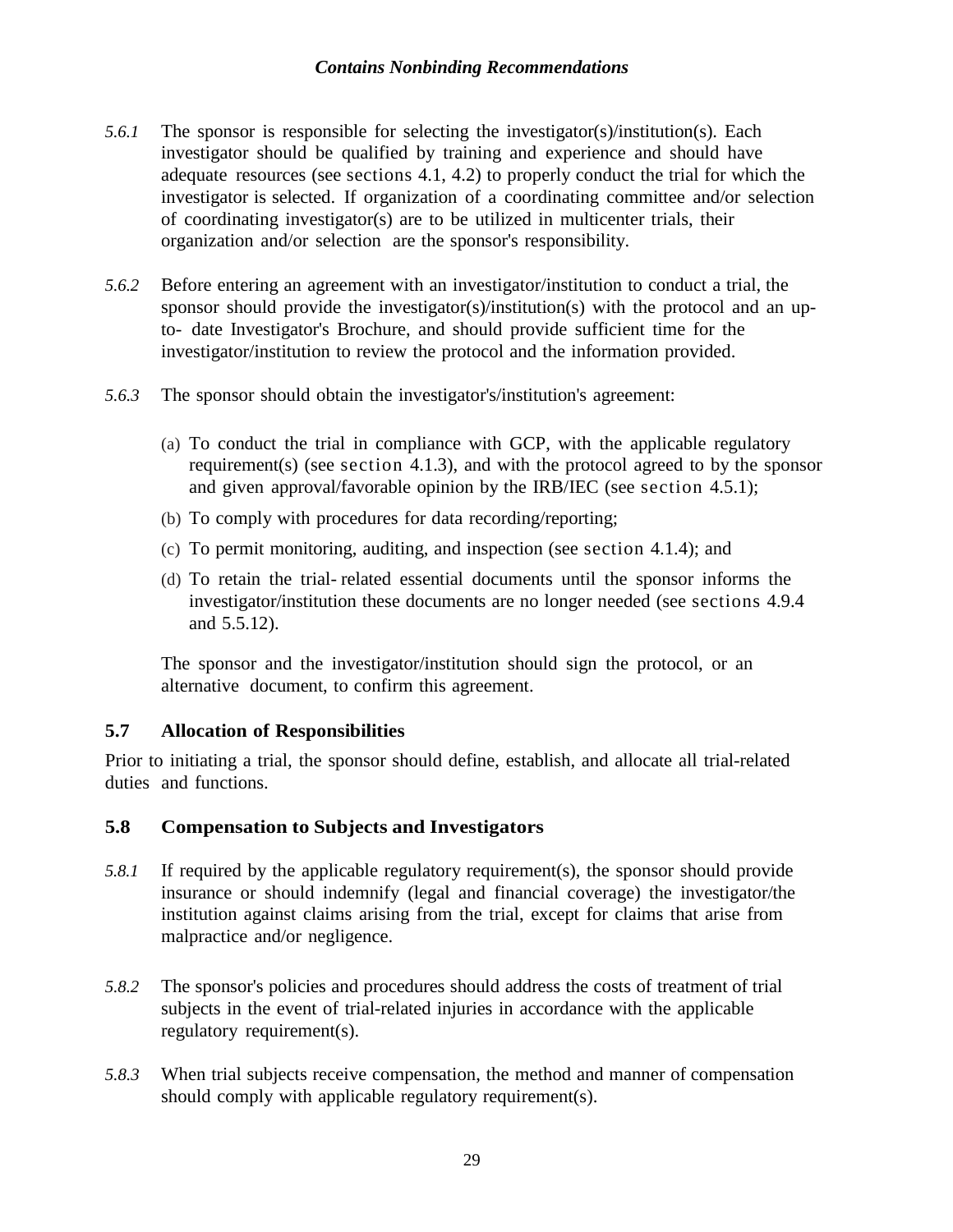*5.6.1* The sponsor is responsible for selecting the investigator(s)/institution(s). Each investigator should be qualified by training and experience and should have adequate resources (see sections 4.1, 4.2) to properly conduct the trial for which the investigator is selected. If organization of a coordinating committee and/or selection of coordinating investigator(s) are to be utilized in multicenter trials, their organization and/or selection are the sponsor's responsibility.

*5.6.2* Before entering an agreement with an investigator/institution to conduct a trial, the sponsor should provide the investigator(s)/institution(s) with the protocol and an up-to-date Investigator's Brochure, and should provide sufficient time for the investigator/institution to review the protocol and the information provided.

*5.6.3* The sponsor should obtain the investigator's/institution's agreement:

(a) To conduct the trial in compliance with GCP, with the applicable regulatory requirement(s) (see section 4.1.3), and with the protocol agreed to by the sponsor and given approval/favorable opinion by the IRB/IEC (see section 4.5.1);

(b) To comply with procedures for data recording/reporting;

(c) To permit monitoring, auditing, and inspection (see section 4.1.4); and

(d) To retain the trial-related essential documents until the sponsor informs the investigator/institution these documents are no longer needed (see sections 4.9.4 and 5.5.12).

The sponsor and the investigator/institution should sign the protocol, or an alternative document, to confirm this agreement.

## 5.7 Allocation of Responsibilities

Prior to initiating a trial, the sponsor should define, establish, and allocate all trial-related duties and functions.

## 5.8 Compensation to Subjects and Investigators

*5.8.1* If required by the applicable regulatory requirement(s), the sponsor should provide insurance or should indemnify (legal and financial coverage) the investigator/the institution against claims arising from the trial, except for claims that arise from malpractice and/or negligence.

*5.8.2* The sponsor's policies and procedures should address the costs of treatment of trial subjects in the event of trial-related injuries in accordance with the applicable regulatory requirement(s).

*5.8.3* When trial subjects receive compensation, the method and manner of compensation should comply with applicable regulatory requirement(s).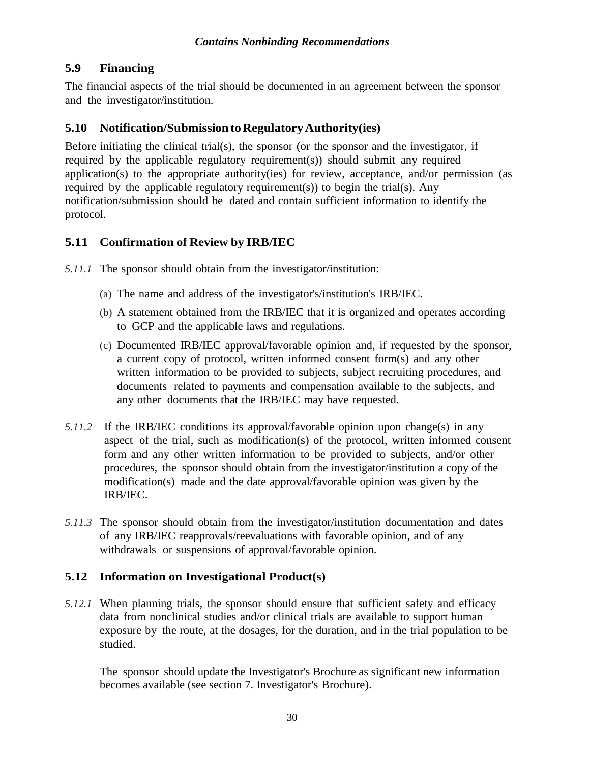## 5.9 Financing

The financial aspects of the trial should be documented in an agreement between the sponsor and the investigator/institution.

## 5.10 Notification/Submission to Regulatory Authority(ies)

Before initiating the clinical trial(s), the sponsor (or the sponsor and the investigator, if required by the applicable regulatory requirement(s)) should submit any required application(s) to the appropriate authority(ies) for review, acceptance, and/or permission (as required by the applicable regulatory requirement(s)) to begin the trial(s). Any notification/submission should be dated and contain sufficient information to identify the protocol.

## 5.11 Confirmation of Review by IRB/IEC

*5.11.1* The sponsor should obtain from the investigator/institution:

(a) The name and address of the investigator's/institution's IRB/IEC.

(b) A statement obtained from the IRB/IEC that it is organized and operates according to GCP and the applicable laws and regulations.

(c) Documented IRB/IEC approval/favorable opinion and, if requested by the sponsor, a current copy of protocol, written informed consent form(s) and any other written information to be provided to subjects, subject recruiting procedures, and documents related to payments and compensation available to the subjects, and any other documents that the IRB/IEC may have requested.

*5.11.2* If the IRB/IEC conditions its approval/favorable opinion upon change(s) in any aspect of the trial, such as modification(s) of the protocol, written informed consent form and any other written information to be provided to subjects, and/or other procedures, the sponsor should obtain from the investigator/institution a copy of the modification(s) made and the date approval/favorable opinion was given by the IRB/IEC.

*5.11.3* The sponsor should obtain from the investigator/institution documentation and dates of any IRB/IEC reapprovals/reevaluations with favorable opinion, and of any withdrawals or suspensions of approval/favorable opinion.

## 5.12 Information on Investigational Product(s)

*5.12.1* When planning trials, the sponsor should ensure that sufficient safety and efficacy data from nonclinical studies and/or clinical trials are available to support human exposure by the route, at the dosages, for the duration, and in the trial population to be studied.

The sponsor should update the Investigator's Brochure as significant new information becomes available (see section 7. Investigator's Brochure).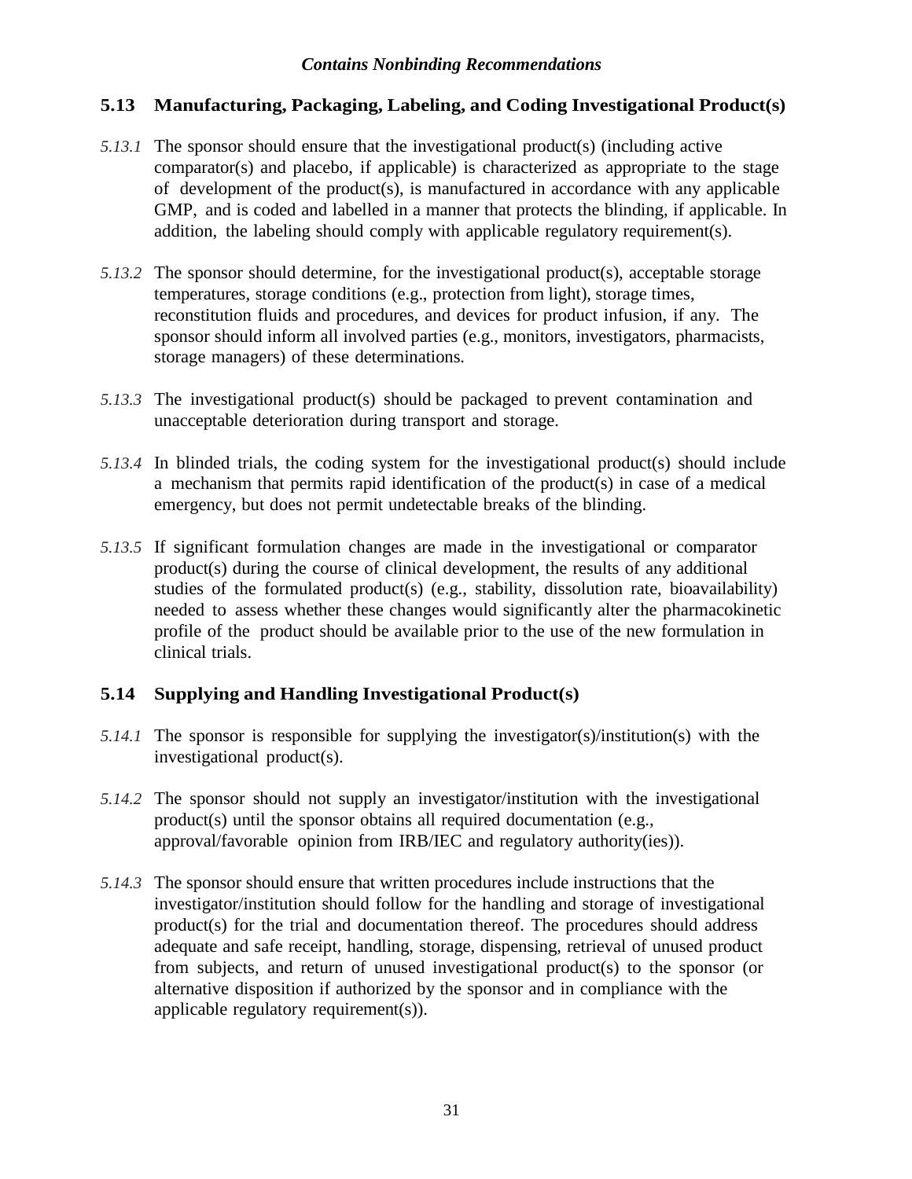### 5.13 Manufacturing, Packaging, Labeling, and Coding Investigational Product(s)

*5.13.1* The sponsor should ensure that the investigational product(s) (including active comparator(s) and placebo, if applicable) is characterized as appropriate to the stage of development of the product(s), is manufactured in accordance with any applicable GMP, and is coded and labelled in a manner that protects the blinding, if applicable. In addition, the labeling should comply with applicable regulatory requirement(s).

*5.13.2* The sponsor should determine, for the investigational product(s), acceptable storage temperatures, storage conditions (e.g., protection from light), storage times, reconstitution fluids and procedures, and devices for product infusion, if any. The sponsor should inform all involved parties (e.g., monitors, investigators, pharmacists, storage managers) of these determinations.

*5.13.3* The investigational product(s) should be packaged to prevent contamination and unacceptable deterioration during transport and storage.

*5.13.4* In blinded trials, the coding system for the investigational product(s) should include a mechanism that permits rapid identification of the product(s) in case of a medical emergency, but does not permit undetectable breaks of the blinding.

*5.13.5* If significant formulation changes are made in the investigational or comparator product(s) during the course of clinical development, the results of any additional studies of the formulated product(s) (e.g., stability, dissolution rate, bioavailability) needed to assess whether these changes would significantly alter the pharmacokinetic profile of the product should be available prior to the use of the new formulation in clinical trials.

### 5.14 Supplying and Handling Investigational Product(s)

*5.14.1* The sponsor is responsible for supplying the investigator(s)/institution(s) with the investigational product(s).

*5.14.2* The sponsor should not supply an investigator/institution with the investigational product(s) until the sponsor obtains all required documentation (e.g., approval/favorable opinion from IRB/IEC and regulatory authority(ies)).

*5.14.3* The sponsor should ensure that written procedures include instructions that the investigator/institution should follow for the handling and storage of investigational product(s) for the trial and documentation thereof. The procedures should address adequate and safe receipt, handling, storage, dispensing, retrieval of unused product from subjects, and return of unused investigational product(s) to the sponsor (or alternative disposition if authorized by the sponsor and in compliance with the applicable regulatory requirement(s)).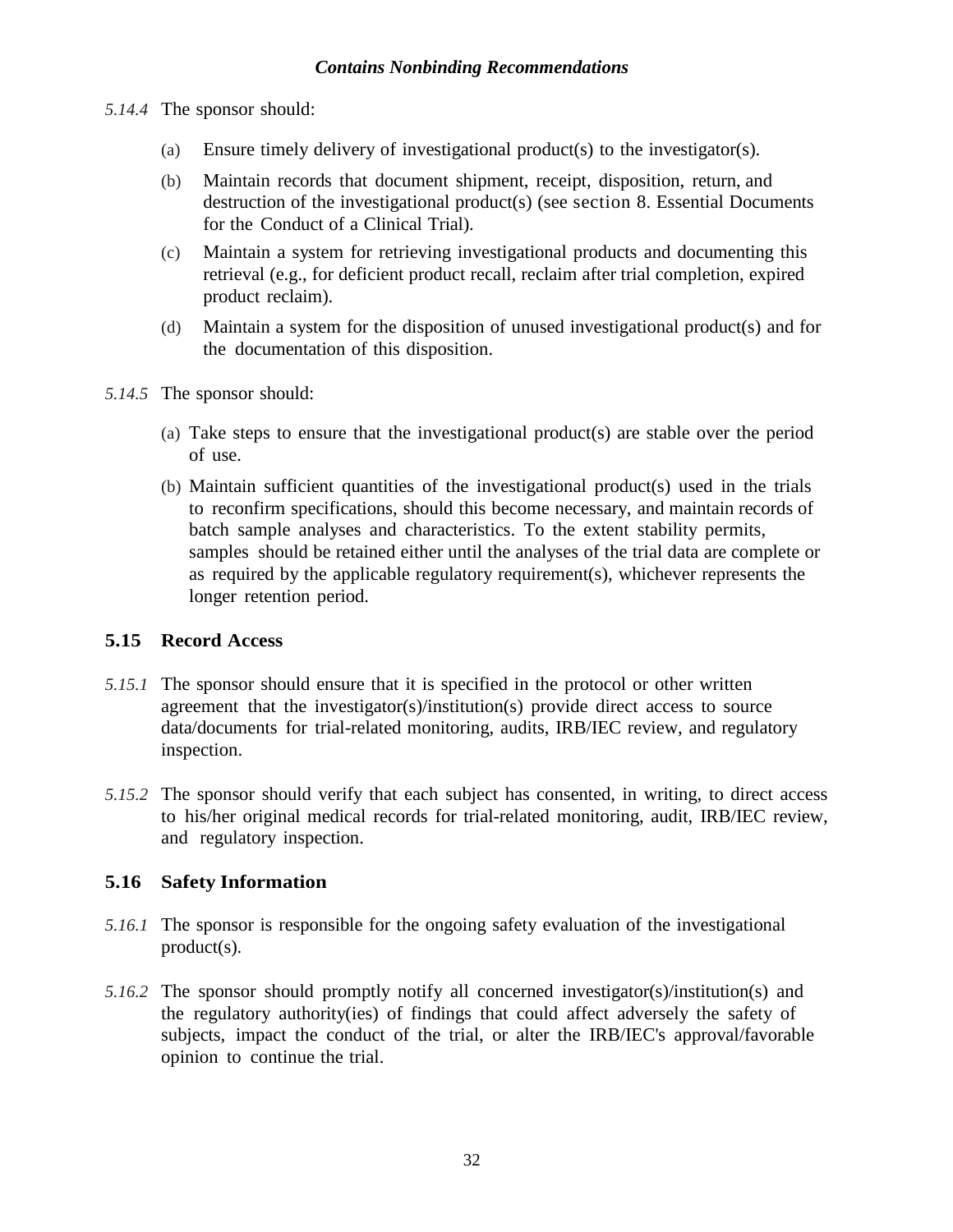*5.14.4* The sponsor should:

(a) Ensure timely delivery of investigational product(s) to the investigator(s).

(b) Maintain records that document shipment, receipt, disposition, return, and destruction of the investigational product(s) (see section 8. Essential Documents for the Conduct of a Clinical Trial).

(c) Maintain a system for retrieving investigational products and documenting this retrieval (e.g., for deficient product recall, reclaim after trial completion, expired product reclaim).

(d) Maintain a system for the disposition of unused investigational product(s) and for the documentation of this disposition.

*5.14.5* The sponsor should:

(a) Take steps to ensure that the investigational product(s) are stable over the period of use.

(b) Maintain sufficient quantities of the investigational product(s) used in the trials to reconfirm specifications, should this become necessary, and maintain records of batch sample analyses and characteristics. To the extent stability permits, samples should be retained either until the analyses of the trial data are complete or as required by the applicable regulatory requirement(s), whichever represents the longer retention period.

## 5.15 Record Access

*5.15.1* The sponsor should ensure that it is specified in the protocol or other written agreement that the investigator(s)/institution(s) provide direct access to source data/documents for trial-related monitoring, audits, IRB/IEC review, and regulatory inspection.

*5.15.2* The sponsor should verify that each subject has consented, in writing, to direct access to his/her original medical records for trial-related monitoring, audit, IRB/IEC review, and regulatory inspection.

## 5.16 Safety Information

*5.16.1* The sponsor is responsible for the ongoing safety evaluation of the investigational product(s).

*5.16.2* The sponsor should promptly notify all concerned investigator(s)/institution(s) and the regulatory authority(ies) of findings that could affect adversely the safety of subjects, impact the conduct of the trial, or alter the IRB/IEC's approval/favorable opinion to continue the trial.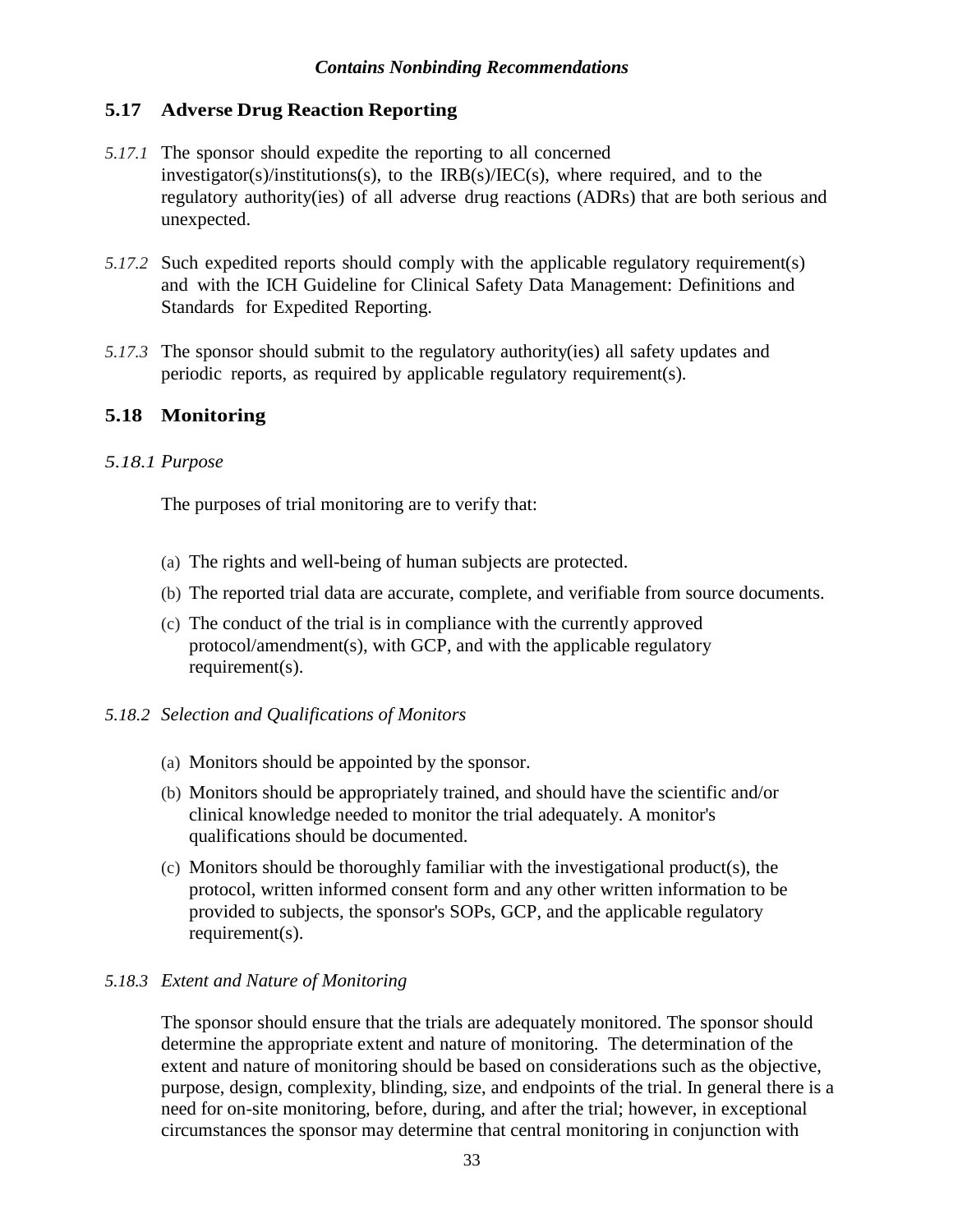## 5.17 Adverse Drug Reaction Reporting

*5.17.1* The sponsor should expedite the reporting to all concerned investigator(s)/institutions(s), to the IRB(s)/IEC(s), where required, and to the regulatory authority(ies) of all adverse drug reactions (ADRs) that are both serious and unexpected.

*5.17.2* Such expedited reports should comply with the applicable regulatory requirement(s) and with the ICH Guideline for Clinical Safety Data Management: Definitions and Standards for Expedited Reporting.

*5.17.3* The sponsor should submit to the regulatory authority(ies) all safety updates and periodic reports, as required by applicable regulatory requirement(s).

## 5.18 Monitoring

*5.18.1 Purpose*

The purposes of trial monitoring are to verify that:

(a) The rights and well-being of human subjects are protected.

(b) The reported trial data are accurate, complete, and verifiable from source documents.

(c) The conduct of the trial is in compliance with the currently approved protocol/amendment(s), with GCP, and with the applicable regulatory requirement(s).

*5.18.2 Selection and Qualifications of Monitors*

(a) Monitors should be appointed by the sponsor.

(b) Monitors should be appropriately trained, and should have the scientific and/or clinical knowledge needed to monitor the trial adequately. A monitor's qualifications should be documented.

(c) Monitors should be thoroughly familiar with the investigational product(s), the protocol, written informed consent form and any other written information to be provided to subjects, the sponsor's SOPs, GCP, and the applicable regulatory requirement(s).

*5.18.3 Extent and Nature of Monitoring*

The sponsor should ensure that the trials are adequately monitored. The sponsor should determine the appropriate extent and nature of monitoring. The determination of the extent and nature of monitoring should be based on considerations such as the objective, purpose, design, complexity, blinding, size, and endpoints of the trial. In general there is a need for on-site monitoring, before, during, and after the trial; however, in exceptional circumstances the sponsor may determine that central monitoring in conjunction with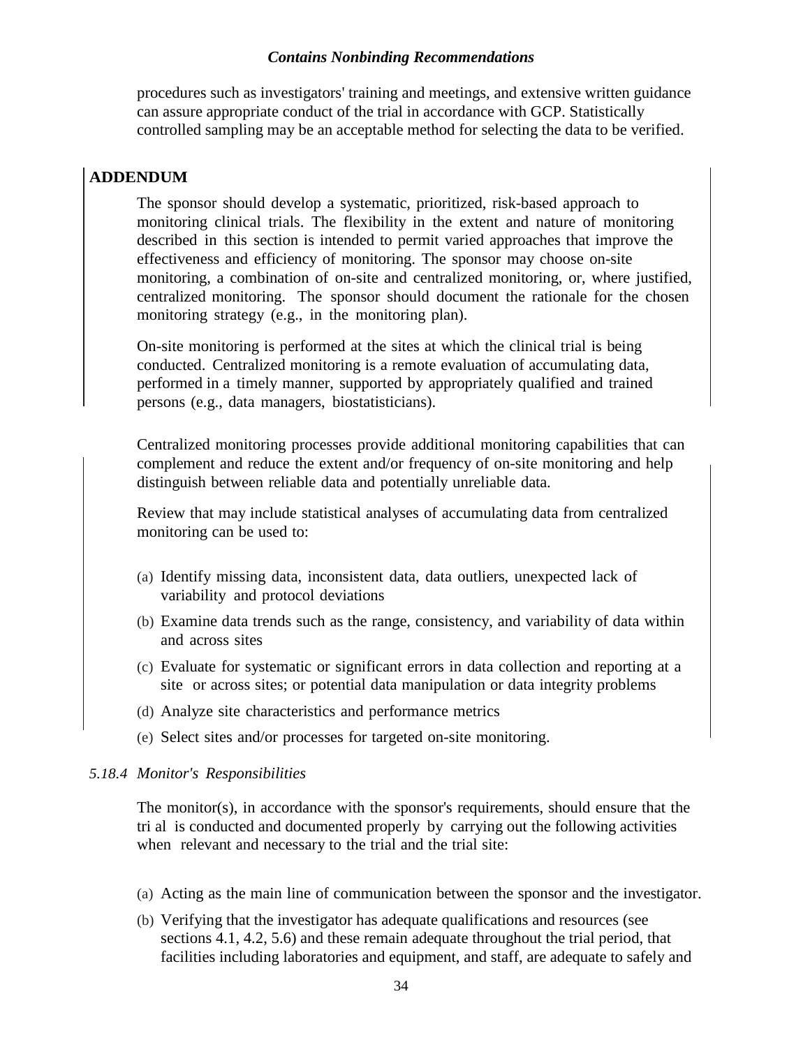procedures such as investigators' training and meetings, and extensive written guidance can assure appropriate conduct of the trial in accordance with GCP. Statistically controlled sampling may be an acceptable method for selecting the data to be verified.

**ADDENDUM**

The sponsor should develop a systematic, prioritized, risk-based approach to monitoring clinical trials. The flexibility in the extent and nature of monitoring described in this section is intended to permit varied approaches that improve the effectiveness and efficiency of monitoring. The sponsor may choose on-site monitoring, a combination of on-site and centralized monitoring, or, where justified, centralized monitoring. The sponsor should document the rationale for the chosen monitoring strategy (e.g., in the monitoring plan).

On-site monitoring is performed at the sites at which the clinical trial is being conducted. Centralized monitoring is a remote evaluation of accumulating data, performed in a timely manner, supported by appropriately qualified and trained persons (e.g., data managers, biostatisticians).

Centralized monitoring processes provide additional monitoring capabilities that can complement and reduce the extent and/or frequency of on-site monitoring and help distinguish between reliable data and potentially unreliable data.

Review that may include statistical analyses of accumulating data from centralized monitoring can be used to:

(a) Identify missing data, inconsistent data, data outliers, unexpected lack of variability and protocol deviations

(b) Examine data trends such as the range, consistency, and variability of data within and across sites

(c) Evaluate for systematic or significant errors in data collection and reporting at a site or across sites; or potential data manipulation or data integrity problems

(d) Analyze site characteristics and performance metrics

(e) Select sites and/or processes for targeted on-site monitoring.

*5.18.4 Monitor's Responsibilities*

The monitor(s), in accordance with the sponsor's requirements, should ensure that the trial is conducted and documented properly by carrying out the following activities when relevant and necessary to the trial and the trial site:

(a) Acting as the main line of communication between the sponsor and the investigator.

(b) Verifying that the investigator has adequate qualifications and resources (see sections 4.1, 4.2, 5.6) and these remain adequate throughout the trial period, that facilities including laboratories and equipment, and staff, are adequate to safely and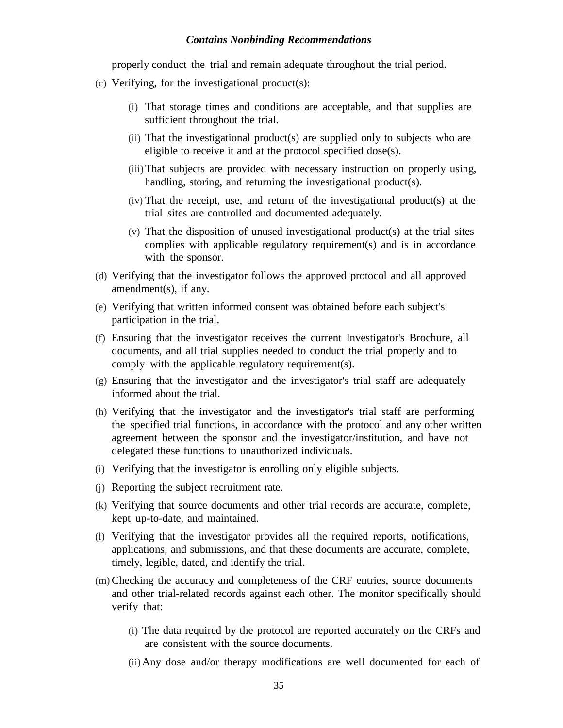properly conduct the trial and remain adequate throughout the trial period.

(c) Verifying, for the investigational product(s):

   (i) That storage times and conditions are acceptable, and that supplies are sufficient throughout the trial.

   (ii) That the investigational product(s) are supplied only to subjects who are eligible to receive it and at the protocol specified dose(s).

   (iii) That subjects are provided with necessary instruction on properly using, handling, storing, and returning the investigational product(s).

   (iv) That the receipt, use, and return of the investigational product(s) at the trial sites are controlled and documented adequately.

   (v) That the disposition of unused investigational product(s) at the trial sites complies with applicable regulatory requirement(s) and is in accordance with the sponsor.

(d) Verifying that the investigator follows the approved protocol and all approved amendment(s), if any.

(e) Verifying that written informed consent was obtained before each subject's participation in the trial.

(f) Ensuring that the investigator receives the current Investigator's Brochure, all documents, and all trial supplies needed to conduct the trial properly and to comply with the applicable regulatory requirement(s).

(g) Ensuring that the investigator and the investigator's trial staff are adequately informed about the trial.

(h) Verifying that the investigator and the investigator's trial staff are performing the specified trial functions, in accordance with the protocol and any other written agreement between the sponsor and the investigator/institution, and have not delegated these functions to unauthorized individuals.

(i) Verifying that the investigator is enrolling only eligible subjects.

(j) Reporting the subject recruitment rate.

(k) Verifying that source documents and other trial records are accurate, complete, kept up-to-date, and maintained.

(l) Verifying that the investigator provides all the required reports, notifications, applications, and submissions, and that these documents are accurate, complete, timely, legible, dated, and identify the trial.

(m) Checking the accuracy and completeness of the CRF entries, source documents and other trial-related records against each other. The monitor specifically should verify that:

   (i) The data required by the protocol are reported accurately on the CRFs and are consistent with the source documents.

   (ii) Any dose and/or therapy modifications are well documented for each of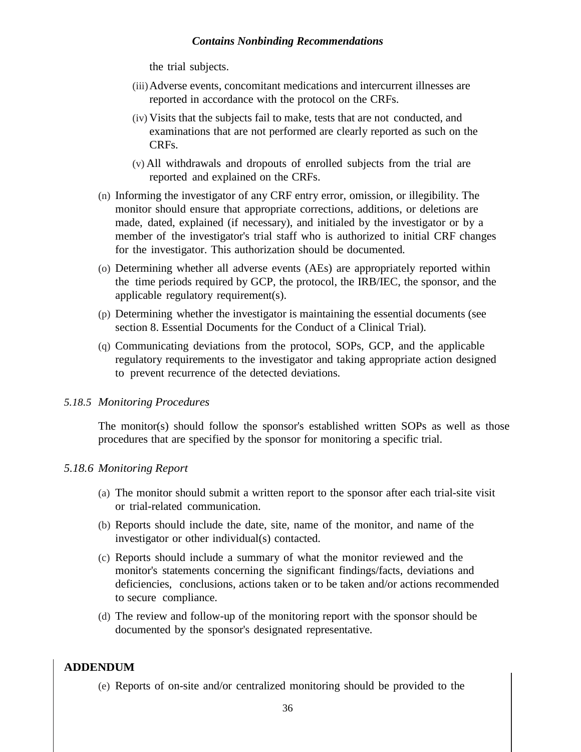the trial subjects.

(iii) Adverse events, concomitant medications and intercurrent illnesses are reported in accordance with the protocol on the CRFs.

(iv) Visits that the subjects fail to make, tests that are not conducted, and examinations that are not performed are clearly reported as such on the CRFs.

(v) All withdrawals and dropouts of enrolled subjects from the trial are reported and explained on the CRFs.

(n) Informing the investigator of any CRF entry error, omission, or illegibility. The monitor should ensure that appropriate corrections, additions, or deletions are made, dated, explained (if necessary), and initialed by the investigator or by a member of the investigator's trial staff who is authorized to initial CRF changes for the investigator. This authorization should be documented.

(o) Determining whether all adverse events (AEs) are appropriately reported within the time periods required by GCP, the protocol, the IRB/IEC, the sponsor, and the applicable regulatory requirement(s).

(p) Determining whether the investigator is maintaining the essential documents (see section 8. Essential Documents for the Conduct of a Clinical Trial).

(q) Communicating deviations from the protocol, SOPs, GCP, and the applicable regulatory requirements to the investigator and taking appropriate action designed to prevent recurrence of the detected deviations.

### *5.18.5 Monitoring Procedures*

The monitor(s) should follow the sponsor's established written SOPs as well as those procedures that are specified by the sponsor for monitoring a specific trial.

### *5.18.6 Monitoring Report*

(a) The monitor should submit a written report to the sponsor after each trial-site visit or trial-related communication.

(b) Reports should include the date, site, name of the monitor, and name of the investigator or other individual(s) contacted.

(c) Reports should include a summary of what the monitor reviewed and the monitor's statements concerning the significant findings/facts, deviations and deficiencies, conclusions, actions taken or to be taken and/or actions recommended to secure compliance.

(d) The review and follow-up of the monitoring report with the sponsor should be documented by the sponsor's designated representative.

**ADDENDUM**

(e) Reports of on-site and/or centralized monitoring should be provided to the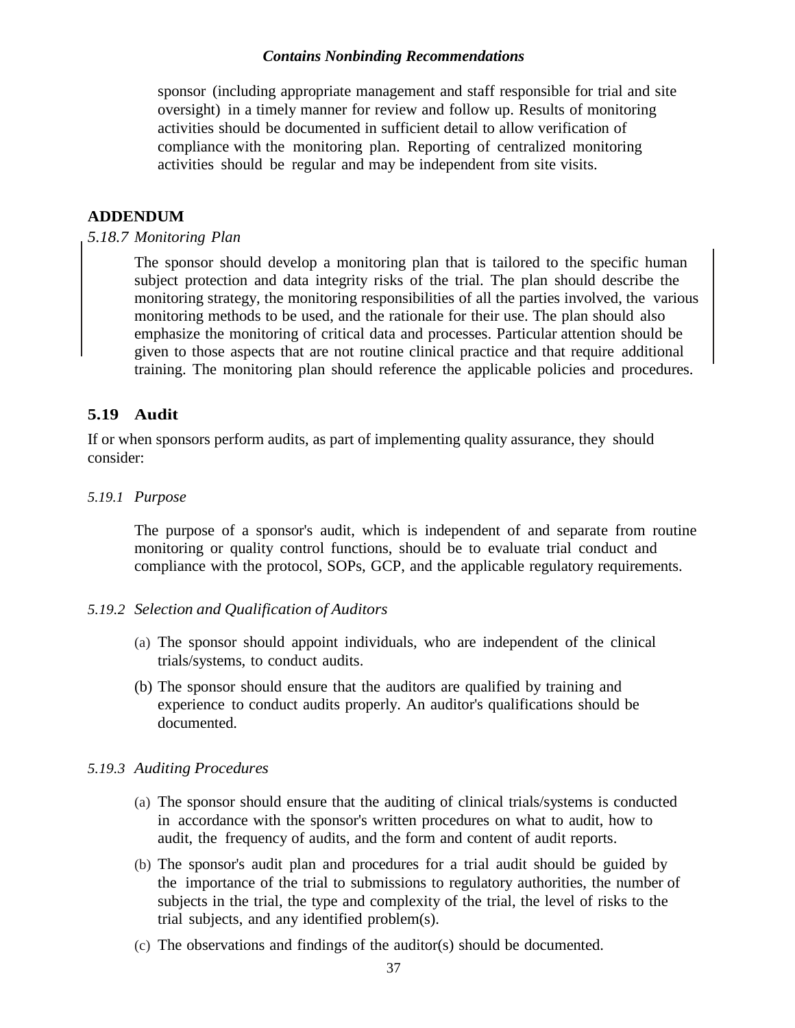sponsor (including appropriate management and staff responsible for trial and site oversight) in a timely manner for review and follow up. Results of monitoring activities should be documented in sufficient detail to allow verification of compliance with the monitoring plan. Reporting of centralized monitoring activities should be regular and may be independent from site visits.

**ADDENDUM**

*5.18.7 Monitoring Plan*

The sponsor should develop a monitoring plan that is tailored to the specific human subject protection and data integrity risks of the trial. The plan should describe the monitoring strategy, the monitoring responsibilities of all the parties involved, the various monitoring methods to be used, and the rationale for their use. The plan should also emphasize the monitoring of critical data and processes. Particular attention should be given to those aspects that are not routine clinical practice and that require additional training. The monitoring plan should reference the applicable policies and procedures.

## 5.19 Audit

If or when sponsors perform audits, as part of implementing quality assurance, they should consider:

*5.19.1 Purpose*

The purpose of a sponsor's audit, which is independent of and separate from routine monitoring or quality control functions, should be to evaluate trial conduct and compliance with the protocol, SOPs, GCP, and the applicable regulatory requirements.

*5.19.2 Selection and Qualification of Auditors*

(a) The sponsor should appoint individuals, who are independent of the clinical trials/systems, to conduct audits.

(b) The sponsor should ensure that the auditors are qualified by training and experience to conduct audits properly. An auditor's qualifications should be documented.

*5.19.3 Auditing Procedures*

(a) The sponsor should ensure that the auditing of clinical trials/systems is conducted in accordance with the sponsor's written procedures on what to audit, how to audit, the frequency of audits, and the form and content of audit reports.

(b) The sponsor's audit plan and procedures for a trial audit should be guided by the importance of the trial to submissions to regulatory authorities, the number of subjects in the trial, the type and complexity of the trial, the level of risks to the trial subjects, and any identified problem(s).

(c) The observations and findings of the auditor(s) should be documented.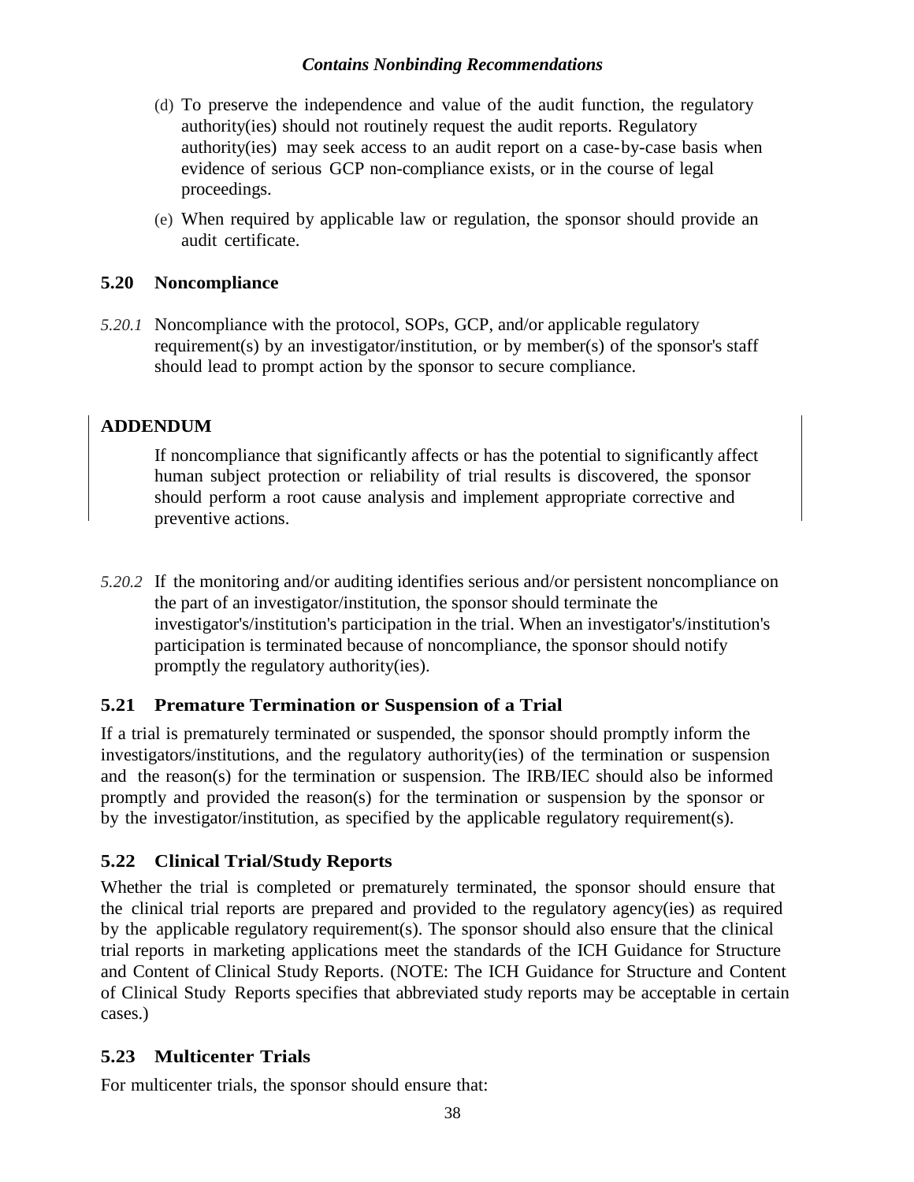(d) To preserve the independence and value of the audit function, the regulatory authority(ies) should not routinely request the audit reports. Regulatory authority(ies) may seek access to an audit report on a case-by-case basis when evidence of serious GCP non-compliance exists, or in the course of legal proceedings.

(e) When required by applicable law or regulation, the sponsor should provide an audit certificate.

## 5.20 Noncompliance

*5.20.1* Noncompliance with the protocol, SOPs, GCP, and/or applicable regulatory requirement(s) by an investigator/institution, or by member(s) of the sponsor's staff should lead to prompt action by the sponsor to secure compliance.

**ADDENDUM**

If noncompliance that significantly affects or has the potential to significantly affect human subject protection or reliability of trial results is discovered, the sponsor should perform a root cause analysis and implement appropriate corrective and preventive actions.

*5.20.2* If the monitoring and/or auditing identifies serious and/or persistent noncompliance on the part of an investigator/institution, the sponsor should terminate the investigator's/institution's participation in the trial. When an investigator's/institution's participation is terminated because of noncompliance, the sponsor should notify promptly the regulatory authority(ies).

## 5.21 Premature Termination or Suspension of a Trial

If a trial is prematurely terminated or suspended, the sponsor should promptly inform the investigators/institutions, and the regulatory authority(ies) of the termination or suspension and the reason(s) for the termination or suspension. The IRB/IEC should also be informed promptly and provided the reason(s) for the termination or suspension by the sponsor or by the investigator/institution, as specified by the applicable regulatory requirement(s).

## 5.22 Clinical Trial/Study Reports

Whether the trial is completed or prematurely terminated, the sponsor should ensure that the clinical trial reports are prepared and provided to the regulatory agency(ies) as required by the applicable regulatory requirement(s). The sponsor should also ensure that the clinical trial reports in marketing applications meet the standards of the ICH Guidance for Structure and Content of Clinical Study Reports. (NOTE: The ICH Guidance for Structure and Content of Clinical Study Reports specifies that abbreviated study reports may be acceptable in certain cases.)

## 5.23 Multicenter Trials

For multicenter trials, the sponsor should ensure that: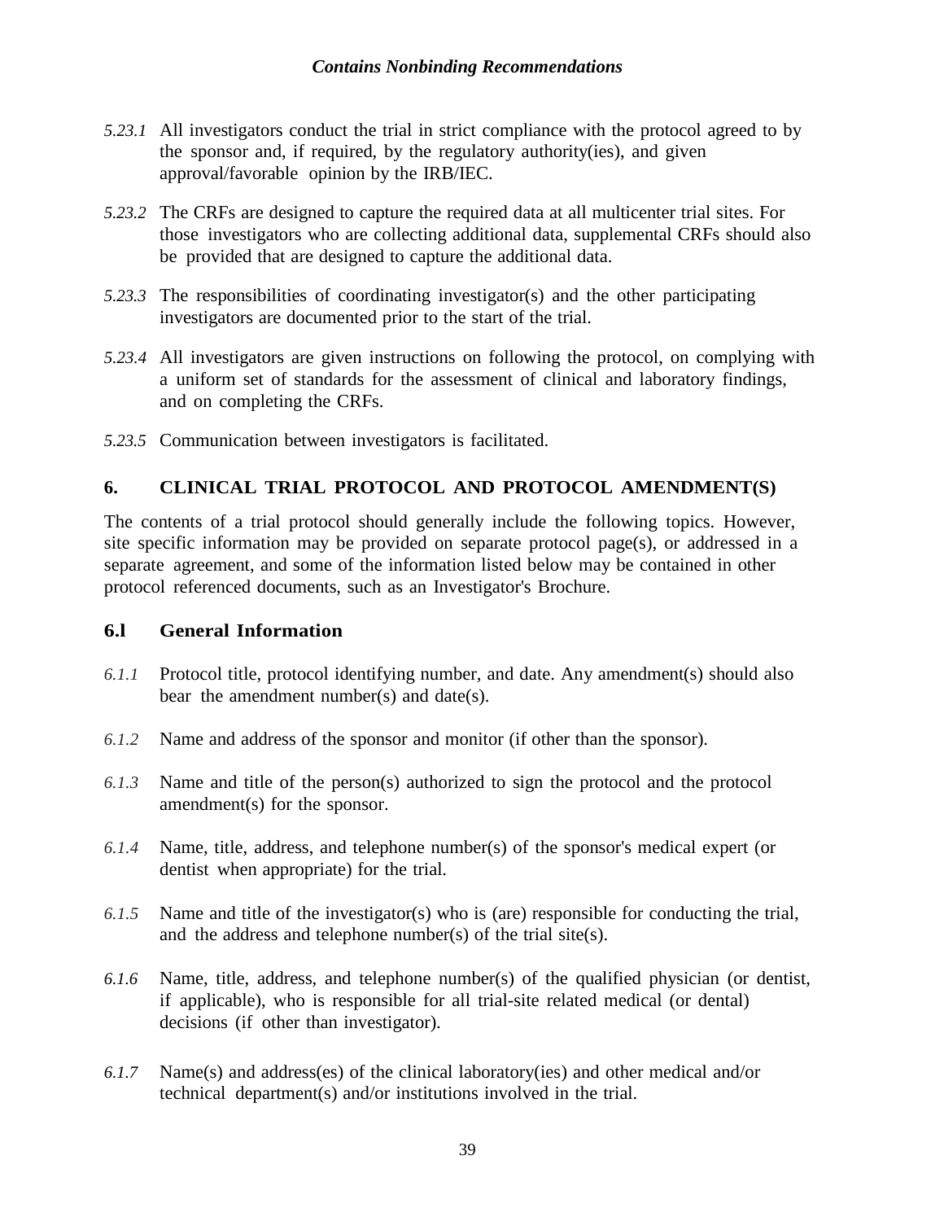*5.23.1* All investigators conduct the trial in strict compliance with the protocol agreed to by the sponsor and, if required, by the regulatory authority(ies), and given approval/favorable opinion by the IRB/IEC.

*5.23.2* The CRFs are designed to capture the required data at all multicenter trial sites. For those investigators who are collecting additional data, supplemental CRFs should also be provided that are designed to capture the additional data.

*5.23.3* The responsibilities of coordinating investigator(s) and the other participating investigators are documented prior to the start of the trial.

*5.23.4* All investigators are given instructions on following the protocol, on complying with a uniform set of standards for the assessment of clinical and laboratory findings, and on completing the CRFs.

*5.23.5* Communication between investigators is facilitated.

## 6. CLINICAL TRIAL PROTOCOL AND PROTOCOL AMENDMENT(S)

The contents of a trial protocol should generally include the following topics. However, site specific information may be provided on separate protocol page(s), or addressed in a separate agreement, and some of the information listed below may be contained in other protocol referenced documents, such as an Investigator's Brochure.

### 6.l General Information

*6.1.1* Protocol title, protocol identifying number, and date. Any amendment(s) should also bear the amendment number(s) and date(s).

*6.1.2* Name and address of the sponsor and monitor (if other than the sponsor).

*6.1.3* Name and title of the person(s) authorized to sign the protocol and the protocol amendment(s) for the sponsor.

*6.1.4* Name, title, address, and telephone number(s) of the sponsor's medical expert (or dentist when appropriate) for the trial.

*6.1.5* Name and title of the investigator(s) who is (are) responsible for conducting the trial, and the address and telephone number(s) of the trial site(s).

*6.1.6* Name, title, address, and telephone number(s) of the qualified physician (or dentist, if applicable), who is responsible for all trial-site related medical (or dental) decisions (if other than investigator).

*6.1.7* Name(s) and address(es) of the clinical laboratory(ies) and other medical and/or technical department(s) and/or institutions involved in the trial.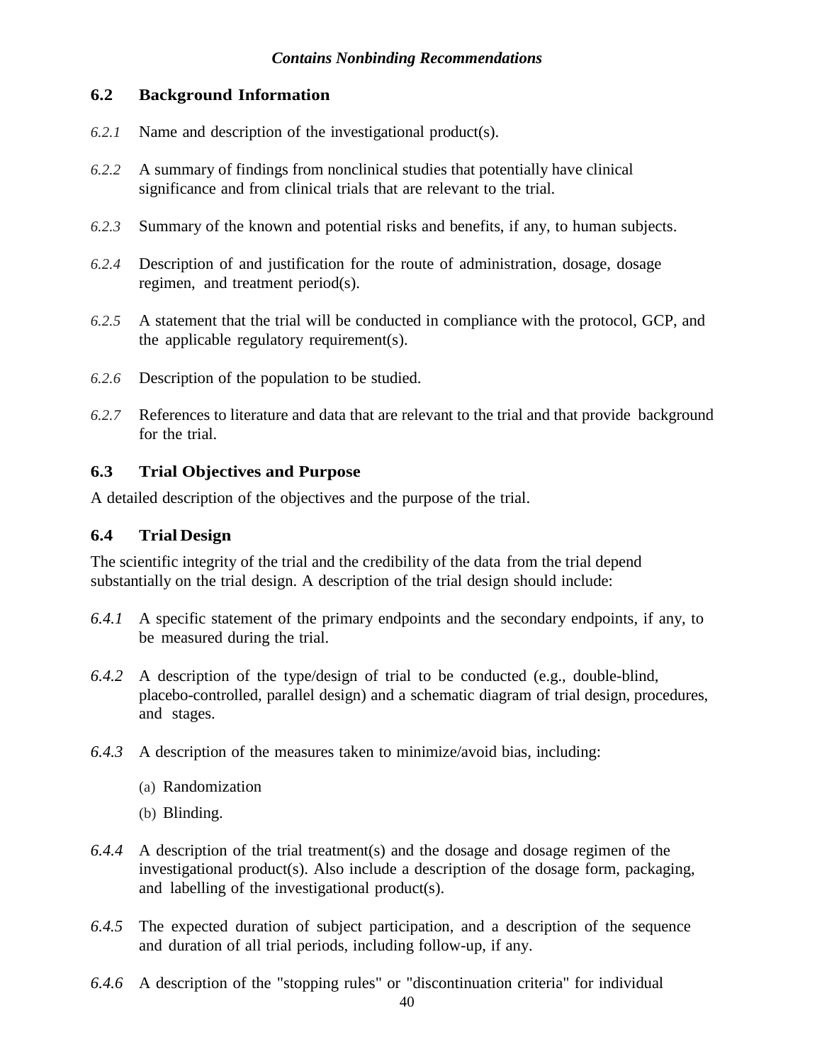## 6.2 Background Information

*6.2.1* Name and description of the investigational product(s).

*6.2.2* A summary of findings from nonclinical studies that potentially have clinical significance and from clinical trials that are relevant to the trial.

*6.2.3* Summary of the known and potential risks and benefits, if any, to human subjects.

*6.2.4* Description of and justification for the route of administration, dosage, dosage regimen, and treatment period(s).

*6.2.5* A statement that the trial will be conducted in compliance with the protocol, GCP, and the applicable regulatory requirement(s).

*6.2.6* Description of the population to be studied.

*6.2.7* References to literature and data that are relevant to the trial and that provide background for the trial.

## 6.3 Trial Objectives and Purpose

A detailed description of the objectives and the purpose of the trial.

## 6.4 Trial Design

The scientific integrity of the trial and the credibility of the data from the trial depend substantially on the trial design. A description of the trial design should include:

*6.4.1* A specific statement of the primary endpoints and the secondary endpoints, if any, to be measured during the trial.

*6.4.2* A description of the type/design of trial to be conducted (e.g., double-blind, placebo-controlled, parallel design) and a schematic diagram of trial design, procedures, and stages.

*6.4.3* A description of the measures taken to minimize/avoid bias, including:

(a) Randomization

(b) Blinding.

*6.4.4* A description of the trial treatment(s) and the dosage and dosage regimen of the investigational product(s). Also include a description of the dosage form, packaging, and labelling of the investigational product(s).

*6.4.5* The expected duration of subject participation, and a description of the sequence and duration of all trial periods, including follow-up, if any.

*6.4.6* A description of the "stopping rules" or "discontinuation criteria" for individual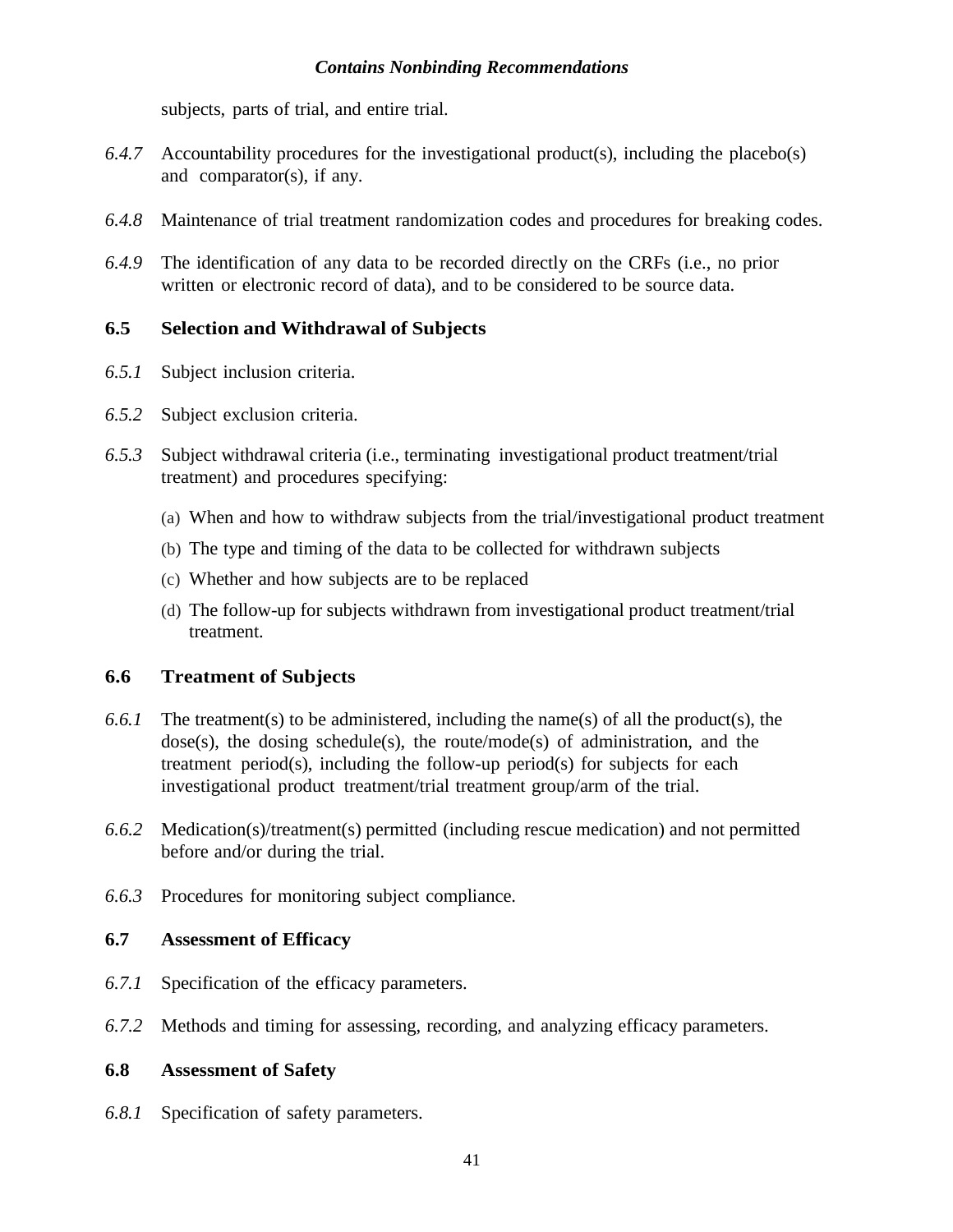subjects, parts of trial, and entire trial.

*6.4.7* Accountability procedures for the investigational product(s), including the placebo(s) and comparator(s), if any.

*6.4.8* Maintenance of trial treatment randomization codes and procedures for breaking codes.

*6.4.9* The identification of any data to be recorded directly on the CRFs (i.e., no prior written or electronic record of data), and to be considered to be source data.

### 6.5 Selection and Withdrawal of Subjects

*6.5.1* Subject inclusion criteria.

*6.5.2* Subject exclusion criteria.

*6.5.3* Subject withdrawal criteria (i.e., terminating investigational product treatment/trial treatment) and procedures specifying:

(a) When and how to withdraw subjects from the trial/investigational product treatment

(b) The type and timing of the data to be collected for withdrawn subjects

(c) Whether and how subjects are to be replaced

(d) The follow-up for subjects withdrawn from investigational product treatment/trial treatment.

### 6.6 Treatment of Subjects

*6.6.1* The treatment(s) to be administered, including the name(s) of all the product(s), the dose(s), the dosing schedule(s), the route/mode(s) of administration, and the treatment period(s), including the follow-up period(s) for subjects for each investigational product treatment/trial treatment group/arm of the trial.

*6.6.2* Medication(s)/treatment(s) permitted (including rescue medication) and not permitted before and/or during the trial.

*6.6.3* Procedures for monitoring subject compliance.

### 6.7 Assessment of Efficacy

*6.7.1* Specification of the efficacy parameters.

*6.7.2* Methods and timing for assessing, recording, and analyzing efficacy parameters.

### 6.8 Assessment of Safety

*6.8.1* Specification of safety parameters.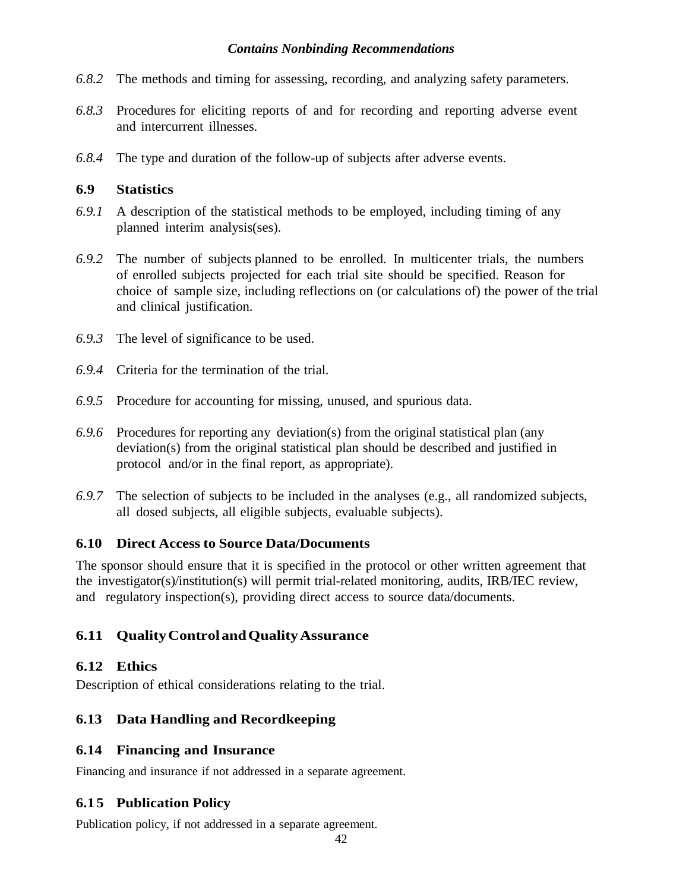*6.8.2* The methods and timing for assessing, recording, and analyzing safety parameters.

*6.8.3* Procedures for eliciting reports of and for recording and reporting adverse event and intercurrent illnesses.

*6.8.4* The type and duration of the follow-up of subjects after adverse events.

### 6.9 Statistics

*6.9.1* A description of the statistical methods to be employed, including timing of any planned interim analysis(ses).

*6.9.2* The number of subjects planned to be enrolled. In multicenter trials, the numbers of enrolled subjects projected for each trial site should be specified. Reason for choice of sample size, including reflections on (or calculations of) the power of the trial and clinical justification.

*6.9.3* The level of significance to be used.

*6.9.4* Criteria for the termination of the trial.

*6.9.5* Procedure for accounting for missing, unused, and spurious data.

*6.9.6* Procedures for reporting any deviation(s) from the original statistical plan (any deviation(s) from the original statistical plan should be described and justified in protocol and/or in the final report, as appropriate).

*6.9.7* The selection of subjects to be included in the analyses (e.g., all randomized subjects, all dosed subjects, all eligible subjects, evaluable subjects).

### 6.10 Direct Access to Source Data/Documents

The sponsor should ensure that it is specified in the protocol or other written agreement that the investigator(s)/institution(s) will permit trial-related monitoring, audits, IRB/IEC review, and regulatory inspection(s), providing direct access to source data/documents.

### 6.11 Quality Control and Quality Assurance

### 6.12 Ethics

Description of ethical considerations relating to the trial.

### 6.13 Data Handling and Recordkeeping

### 6.14 Financing and Insurance

Financing and insurance if not addressed in a separate agreement.

### 6.15 Publication Policy

Publication policy, if not addressed in a separate agreement.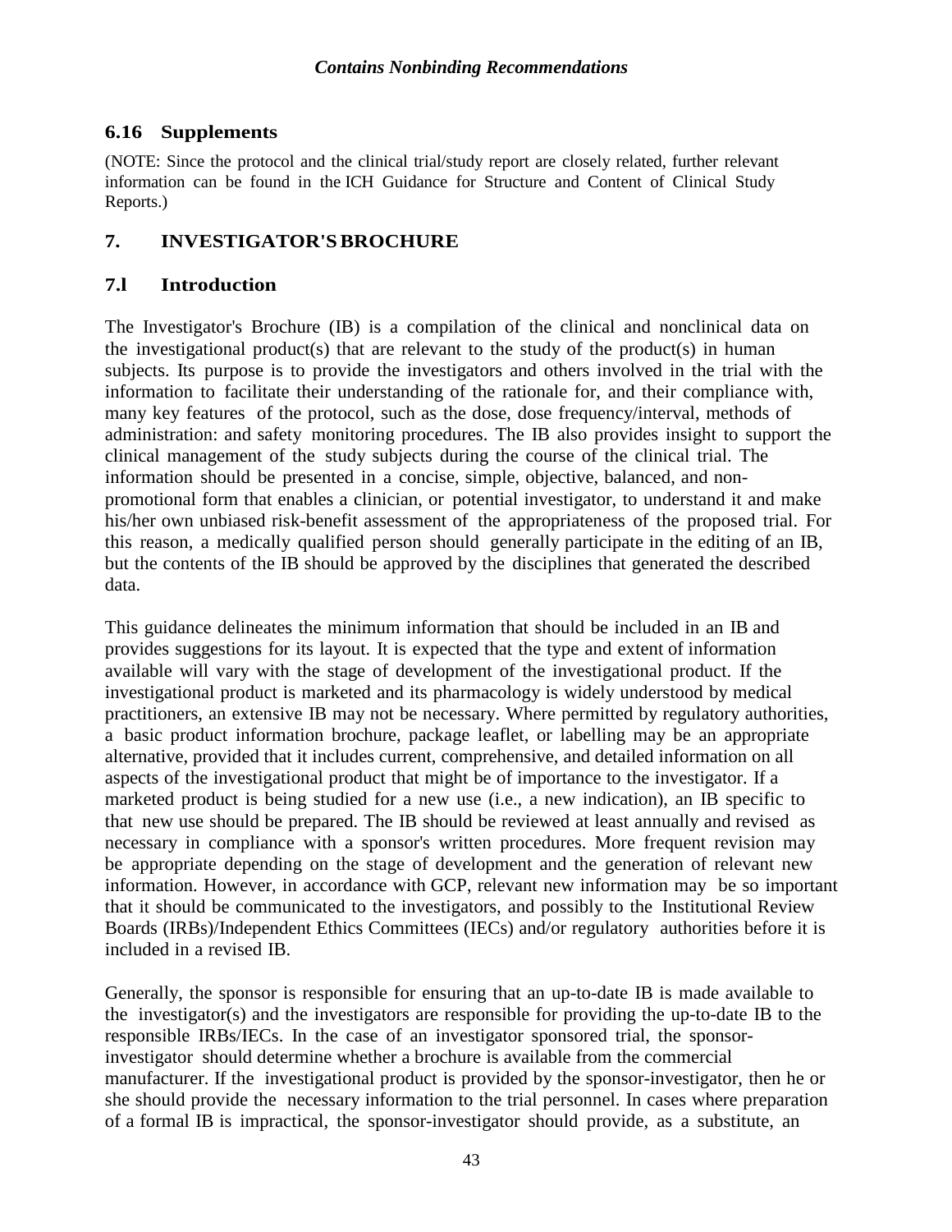### 6.16 Supplements

(NOTE: Since the protocol and the clinical trial/study report are closely related, further relevant information can be found in the ICH Guidance for Structure and Content of Clinical Study Reports.)

## 7. INVESTIGATOR'S BROCHURE

### 7.l Introduction

The Investigator's Brochure (IB) is a compilation of the clinical and nonclinical data on the investigational product(s) that are relevant to the study of the product(s) in human subjects. Its purpose is to provide the investigators and others involved in the trial with the information to facilitate their understanding of the rationale for, and their compliance with, many key features of the protocol, such as the dose, dose frequency/interval, methods of administration: and safety monitoring procedures. The IB also provides insight to support the clinical management of the study subjects during the course of the clinical trial. The information should be presented in a concise, simple, objective, balanced, and non-promotional form that enables a clinician, or potential investigator, to understand it and make his/her own unbiased risk-benefit assessment of the appropriateness of the proposed trial. For this reason, a medically qualified person should generally participate in the editing of an IB, but the contents of the IB should be approved by the disciplines that generated the described data.

This guidance delineates the minimum information that should be included in an IB and provides suggestions for its layout. It is expected that the type and extent of information available will vary with the stage of development of the investigational product. If the investigational product is marketed and its pharmacology is widely understood by medical practitioners, an extensive IB may not be necessary. Where permitted by regulatory authorities, a basic product information brochure, package leaflet, or labelling may be an appropriate alternative, provided that it includes current, comprehensive, and detailed information on all aspects of the investigational product that might be of importance to the investigator. If a marketed product is being studied for a new use (i.e., a new indication), an IB specific to that new use should be prepared. The IB should be reviewed at least annually and revised as necessary in compliance with a sponsor's written procedures. More frequent revision may be appropriate depending on the stage of development and the generation of relevant new information. However, in accordance with GCP, relevant new information may be so important that it should be communicated to the investigators, and possibly to the Institutional Review Boards (IRBs)/Independent Ethics Committees (IECs) and/or regulatory authorities before it is included in a revised IB.

Generally, the sponsor is responsible for ensuring that an up-to-date IB is made available to the investigator(s) and the investigators are responsible for providing the up-to-date IB to the responsible IRBs/IECs. In the case of an investigator sponsored trial, the sponsor-investigator should determine whether a brochure is available from the commercial manufacturer. If the investigational product is provided by the sponsor-investigator, then he or she should provide the necessary information to the trial personnel. In cases where preparation of a formal IB is impractical, the sponsor-investigator should provide, as a substitute, an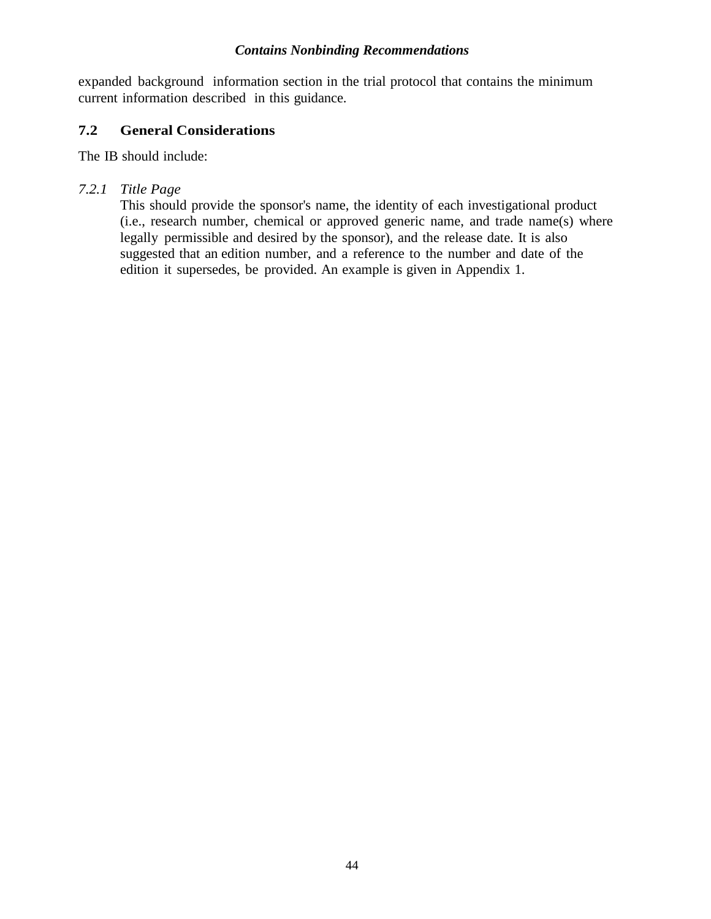expanded background information section in the trial protocol that contains the minimum current information described in this guidance.

## 7.2 General Considerations

The IB should include:

### *7.2.1 Title Page*

This should provide the sponsor's name, the identity of each investigational product (i.e., research number, chemical or approved generic name, and trade name(s) where legally permissible and desired by the sponsor), and the release date. It is also suggested that an edition number, and a reference to the number and date of the edition it supersedes, be provided. An example is given in Appendix 1.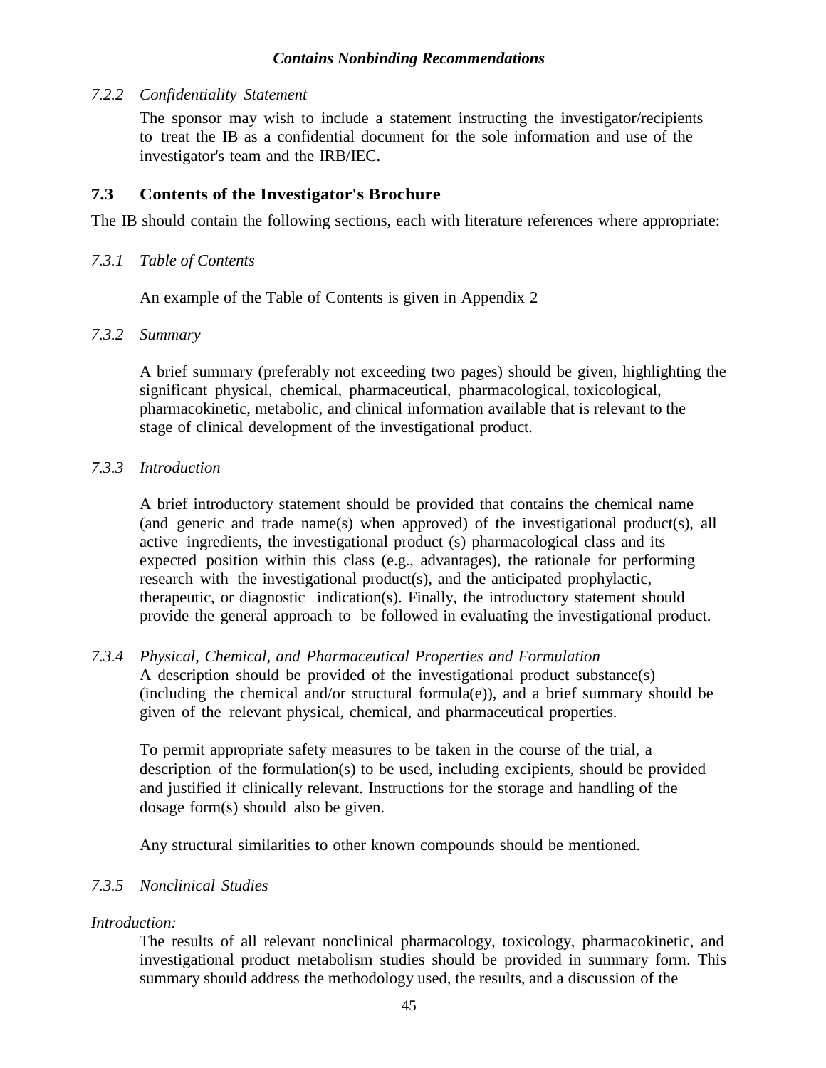*7.2.2 Confidentiality Statement*

The sponsor may wish to include a statement instructing the investigator/recipients to treat the IB as a confidential document for the sole information and use of the investigator's team and the IRB/IEC.

## 7.3 Contents of the Investigator's Brochure

The IB should contain the following sections, each with literature references where appropriate:

*7.3.1 Table of Contents*

An example of the Table of Contents is given in Appendix 2

*7.3.2 Summary*

A brief summary (preferably not exceeding two pages) should be given, highlighting the significant physical, chemical, pharmaceutical, pharmacological, toxicological, pharmacokinetic, metabolic, and clinical information available that is relevant to the stage of clinical development of the investigational product.

*7.3.3 Introduction*

A brief introductory statement should be provided that contains the chemical name (and generic and trade name(s) when approved) of the investigational product(s), all active ingredients, the investigational product (s) pharmacological class and its expected position within this class (e.g., advantages), the rationale for performing research with the investigational product(s), and the anticipated prophylactic, therapeutic, or diagnostic indication(s). Finally, the introductory statement should provide the general approach to be followed in evaluating the investigational product.

*7.3.4 Physical, Chemical, and Pharmaceutical Properties and Formulation*

A description should be provided of the investigational product substance(s) (including the chemical and/or structural formula(e)), and a brief summary should be given of the relevant physical, chemical, and pharmaceutical properties.

To permit appropriate safety measures to be taken in the course of the trial, a description of the formulation(s) to be used, including excipients, should be provided and justified if clinically relevant. Instructions for the storage and handling of the dosage form(s) should also be given.

Any structural similarities to other known compounds should be mentioned.

*7.3.5 Nonclinical Studies*

*Introduction:*

The results of all relevant nonclinical pharmacology, toxicology, pharmacokinetic, and investigational product metabolism studies should be provided in summary form. This summary should address the methodology used, the results, and a discussion of the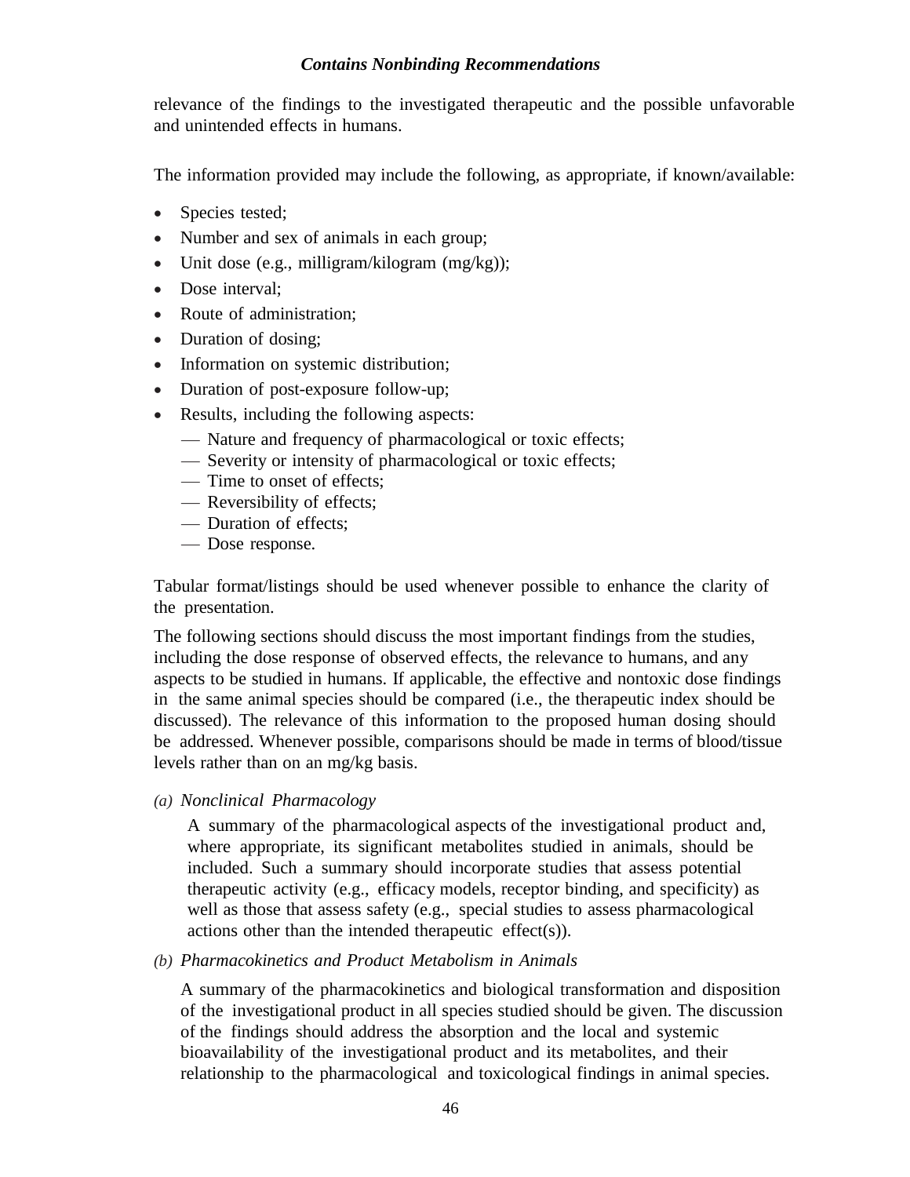relevance of the findings to the investigated therapeutic and the possible unfavorable and unintended effects in humans.

The information provided may include the following, as appropriate, if known/available:

- Species tested;
- Number and sex of animals in each group;
- Unit dose (e.g., milligram/kilogram (mg/kg));
- Dose interval;
- Route of administration;
- Duration of dosing;
- Information on systemic distribution;
- Duration of post-exposure follow-up;
- Results, including the following aspects:
  - Nature and frequency of pharmacological or toxic effects;
  - Severity or intensity of pharmacological or toxic effects;
  - Time to onset of effects;
  - Reversibility of effects;
  - Duration of effects;
  - Dose response.

Tabular format/listings should be used whenever possible to enhance the clarity of the presentation.

The following sections should discuss the most important findings from the studies, including the dose response of observed effects, the relevance to humans, and any aspects to be studied in humans. If applicable, the effective and nontoxic dose findings in the same animal species should be compared (i.e., the therapeutic index should be discussed). The relevance of this information to the proposed human dosing should be addressed. Whenever possible, comparisons should be made in terms of blood/tissue levels rather than on an mg/kg basis.

*(a) Nonclinical Pharmacology*

A summary of the pharmacological aspects of the investigational product and, where appropriate, its significant metabolites studied in animals, should be included. Such a summary should incorporate studies that assess potential therapeutic activity (e.g., efficacy models, receptor binding, and specificity) as well as those that assess safety (e.g., special studies to assess pharmacological actions other than the intended therapeutic effect(s)).

*(b) Pharmacokinetics and Product Metabolism in Animals*

A summary of the pharmacokinetics and biological transformation and disposition of the investigational product in all species studied should be given. The discussion of the findings should address the absorption and the local and systemic bioavailability of the investigational product and its metabolites, and their relationship to the pharmacological and toxicological findings in animal species.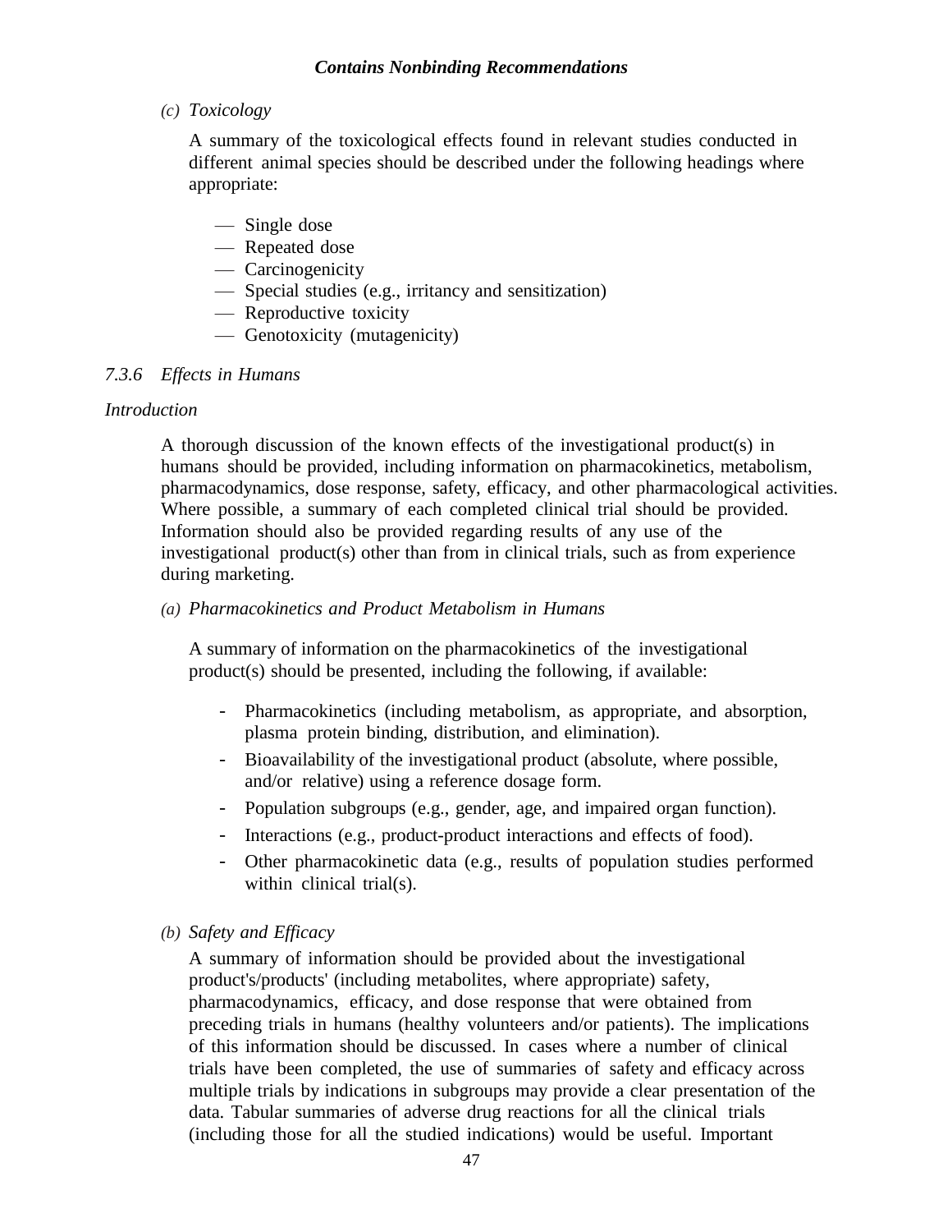*(c) Toxicology*

A summary of the toxicological effects found in relevant studies conducted in different animal species should be described under the following headings where appropriate:

- Single dose
- Repeated dose
- Carcinogenicity
- Special studies (e.g., irritancy and sensitization)
- Reproductive toxicity
- Genotoxicity (mutagenicity)

### *7.3.6 Effects in Humans*

*Introduction*

A thorough discussion of the known effects of the investigational product(s) in humans should be provided, including information on pharmacokinetics, metabolism, pharmacodynamics, dose response, safety, efficacy, and other pharmacological activities. Where possible, a summary of each completed clinical trial should be provided. Information should also be provided regarding results of any use of the investigational product(s) other than from in clinical trials, such as from experience during marketing.

*(a) Pharmacokinetics and Product Metabolism in Humans*

A summary of information on the pharmacokinetics of the investigational product(s) should be presented, including the following, if available:

- Pharmacokinetics (including metabolism, as appropriate, and absorption, plasma protein binding, distribution, and elimination).
- Bioavailability of the investigational product (absolute, where possible, and/or relative) using a reference dosage form.
- Population subgroups (e.g., gender, age, and impaired organ function).
- Interactions (e.g., product-product interactions and effects of food).
- Other pharmacokinetic data (e.g., results of population studies performed within clinical trial(s).

*(b) Safety and Efficacy*

A summary of information should be provided about the investigational product's/products' (including metabolites, where appropriate) safety, pharmacodynamics, efficacy, and dose response that were obtained from preceding trials in humans (healthy volunteers and/or patients). The implications of this information should be discussed. In cases where a number of clinical trials have been completed, the use of summaries of safety and efficacy across multiple trials by indications in subgroups may provide a clear presentation of the data. Tabular summaries of adverse drug reactions for all the clinical trials (including those for all the studied indications) would be useful. Important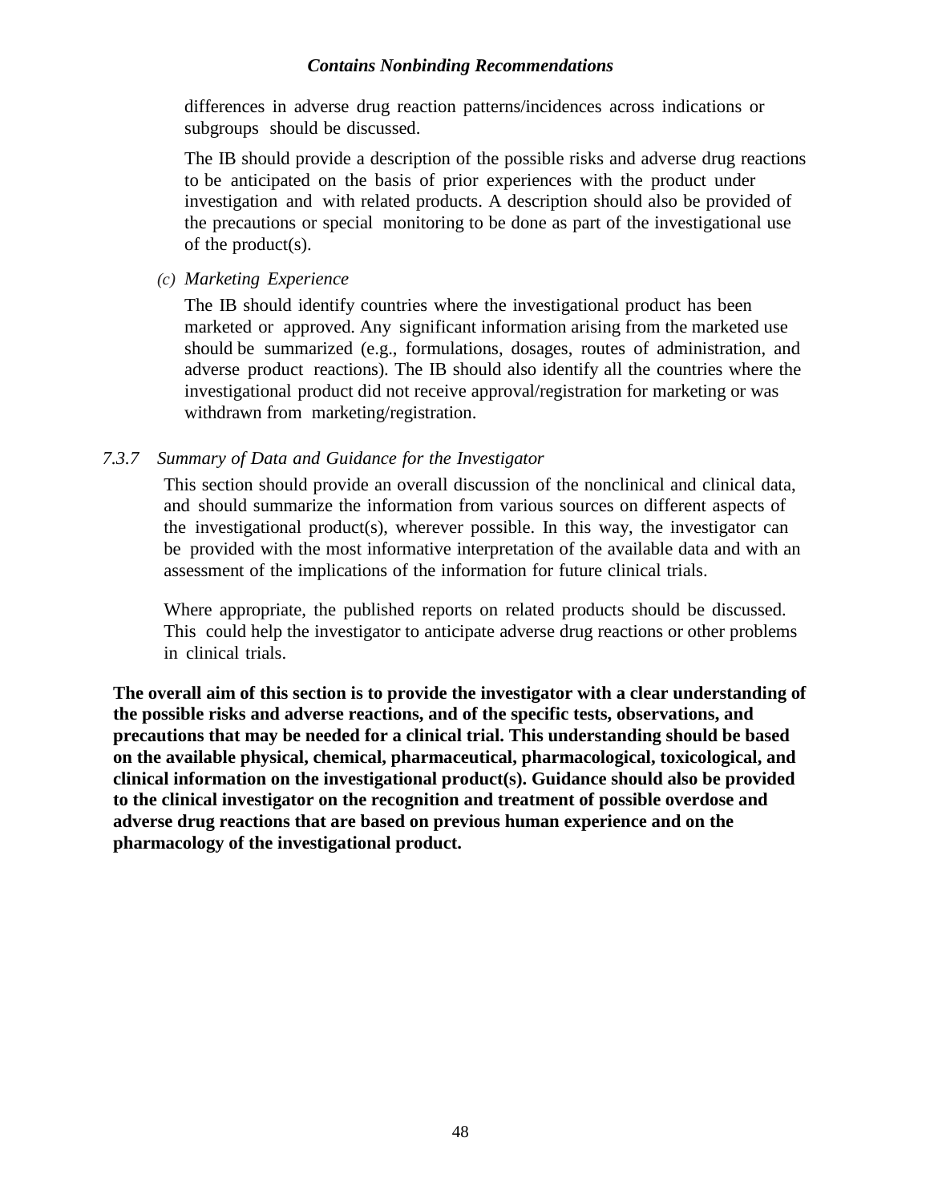differences in adverse drug reaction patterns/incidences across indications or subgroups should be discussed.

The IB should provide a description of the possible risks and adverse drug reactions to be anticipated on the basis of prior experiences with the product under investigation and with related products. A description should also be provided of the precautions or special monitoring to be done as part of the investigational use of the product(s).

(c) *Marketing Experience*

The IB should identify countries where the investigational product has been marketed or approved. Any significant information arising from the marketed use should be summarized (e.g., formulations, dosages, routes of administration, and adverse product reactions). The IB should also identify all the countries where the investigational product did not receive approval/registration for marketing or was withdrawn from marketing/registration.

#### 7.3.7 *Summary of Data and Guidance for the Investigator*

This section should provide an overall discussion of the nonclinical and clinical data, and should summarize the information from various sources on different aspects of the investigational product(s), wherever possible. In this way, the investigator can be provided with the most informative interpretation of the available data and with an assessment of the implications of the information for future clinical trials.

Where appropriate, the published reports on related products should be discussed. This could help the investigator to anticipate adverse drug reactions or other problems in clinical trials.

**The overall aim of this section is to provide the investigator with a clear understanding of the possible risks and adverse reactions, and of the specific tests, observations, and precautions that may be needed for a clinical trial. This understanding should be based on the available physical, chemical, pharmaceutical, pharmacological, toxicological, and clinical information on the investigational product(s). Guidance should also be provided to the clinical investigator on the recognition and treatment of possible overdose and adverse drug reactions that are based on previous human experience and on the pharmacology of the investigational product.**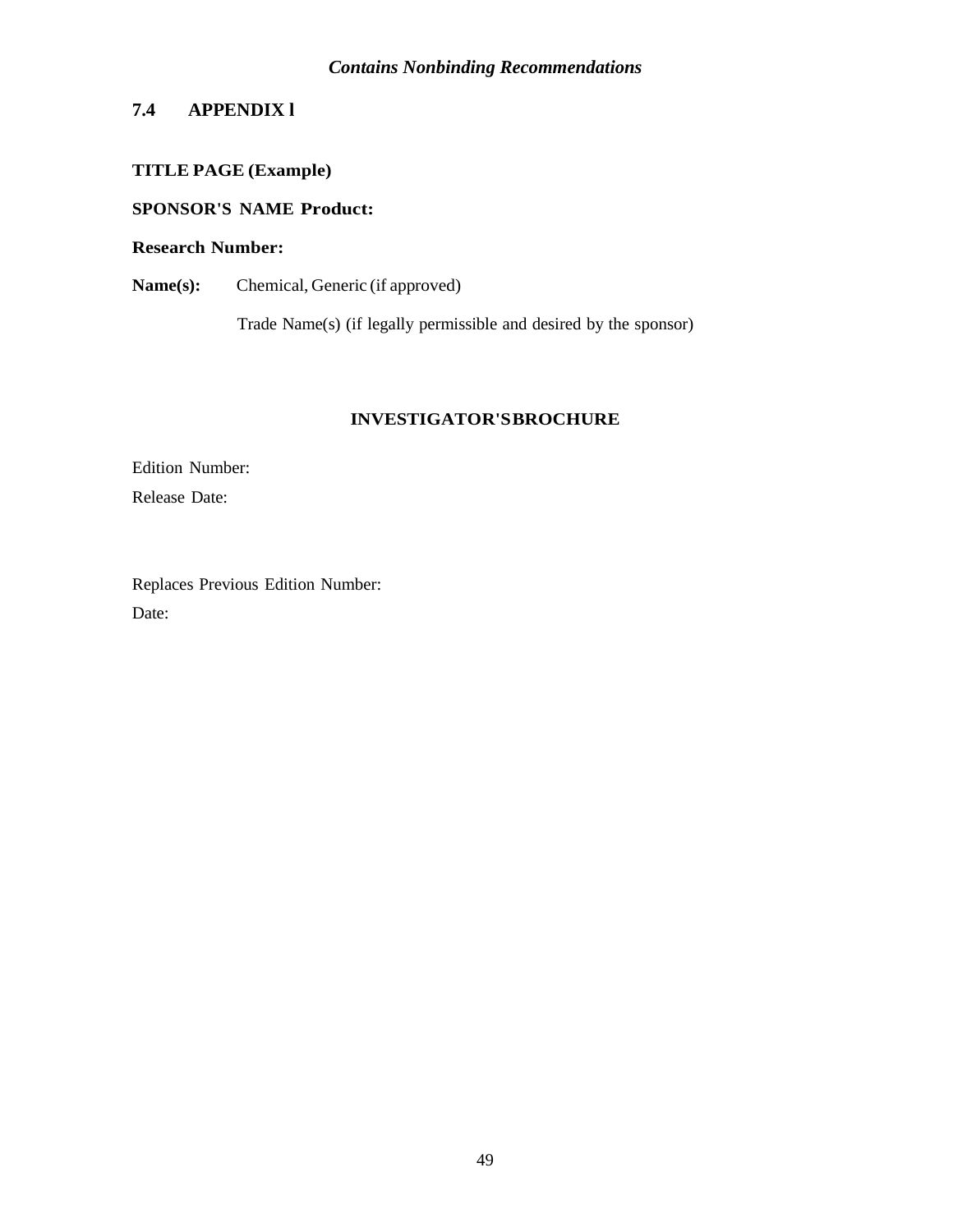## 7.4 APPENDIX l

**TITLE PAGE (Example)**

**SPONSOR'S NAME Product:**

**Research Number:**

**Name(s):** Chemical, Generic (if approved)

Trade Name(s) (if legally permissible and desired by the sponsor)

**INVESTIGATOR'S BROCHURE**

Edition Number:

Release Date:

Replaces Previous Edition Number:

Date: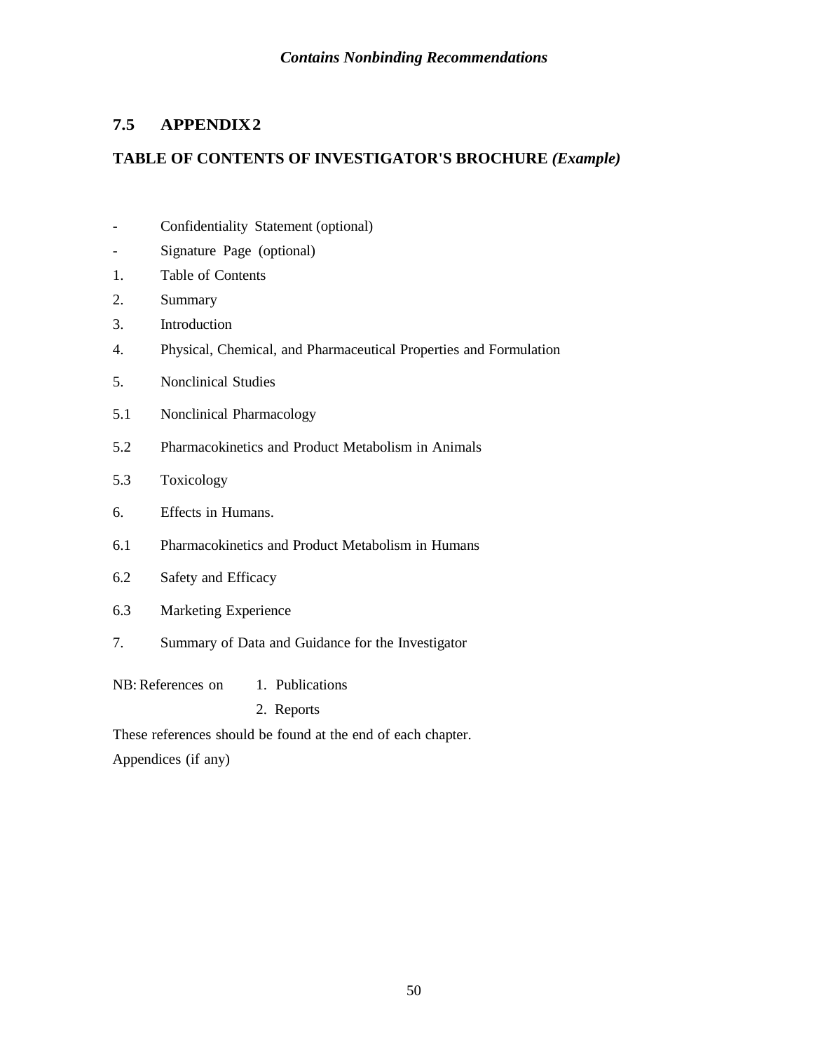## 7.5 APPENDIX 2

### TABLE OF CONTENTS OF INVESTIGATOR'S BROCHURE *(Example)*

- Confidentiality Statement (optional)
- Signature Page (optional)

1. Table of Contents
2. Summary
3. Introduction
4. Physical, Chemical, and Pharmaceutical Properties and Formulation
5. Nonclinical Studies

5.1 Nonclinical Pharmacology

5.2 Pharmacokinetics and Product Metabolism in Animals

5.3 Toxicology

6. Effects in Humans.

6.1 Pharmacokinetics and Product Metabolism in Humans

6.2 Safety and Efficacy

6.3 Marketing Experience

7. Summary of Data and Guidance for the Investigator

NB: References on
1. Publications
2. Reports

These references should be found at the end of each chapter.

Appendices (if any)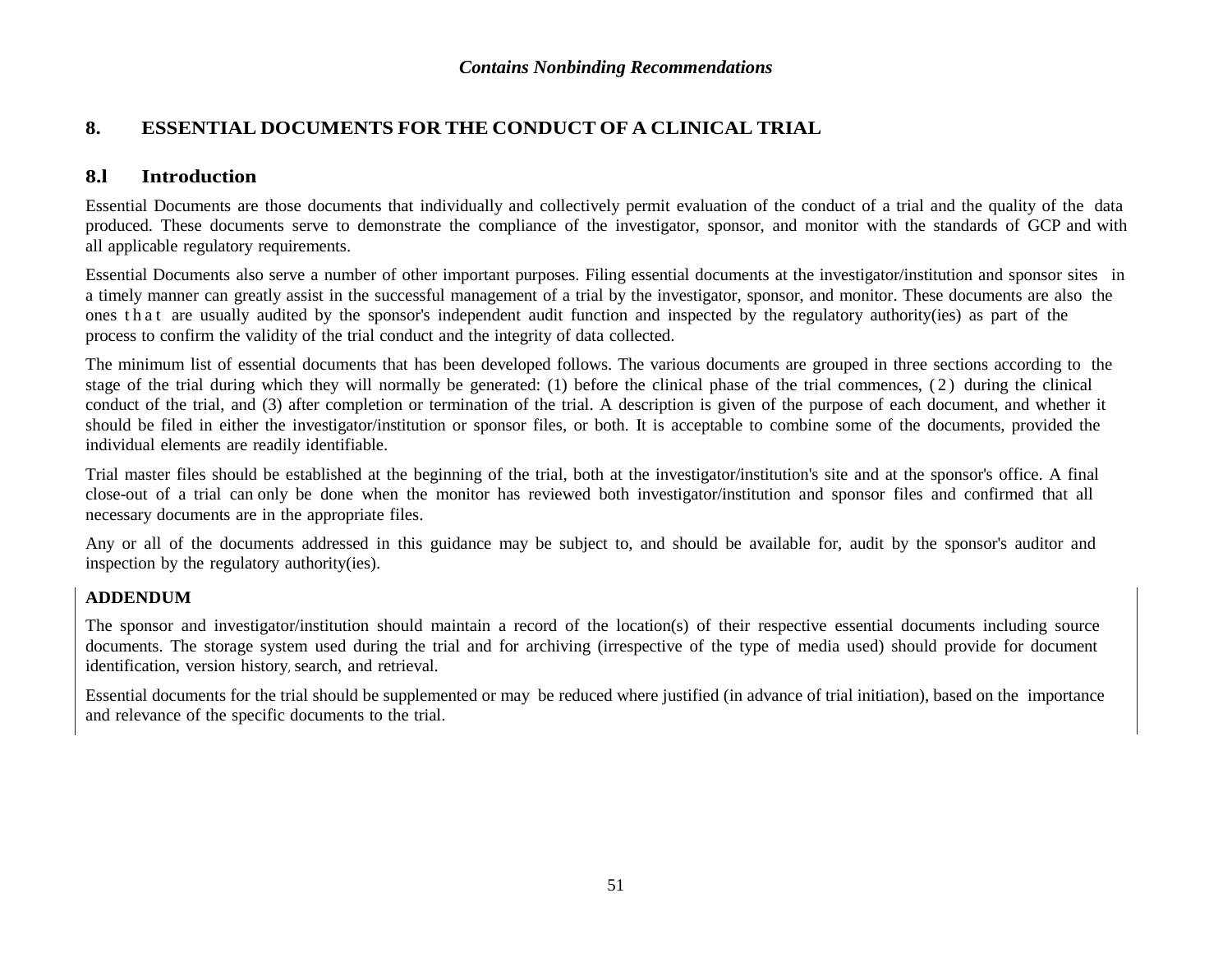## 8. ESSENTIAL DOCUMENTS FOR THE CONDUCT OF A CLINICAL TRIAL

### 8.l Introduction

Essential Documents are those documents that individually and collectively permit evaluation of the conduct of a trial and the quality of the data produced. These documents serve to demonstrate the compliance of the investigator, sponsor, and monitor with the standards of GCP and with all applicable regulatory requirements.

Essential Documents also serve a number of other important purposes. Filing essential documents at the investigator/institution and sponsor sites in a timely manner can greatly assist in the successful management of a trial by the investigator, sponsor, and monitor. These documents are also the ones that are usually audited by the sponsor's independent audit function and inspected by the regulatory authority(ies) as part of the process to confirm the validity of the trial conduct and the integrity of data collected.

The minimum list of essential documents that has been developed follows. The various documents are grouped in three sections according to the stage of the trial during which they will normally be generated: (1) before the clinical phase of the trial commences, (2) during the clinical conduct of the trial, and (3) after completion or termination of the trial. A description is given of the purpose of each document, and whether it should be filed in either the investigator/institution or sponsor files, or both. It is acceptable to combine some of the documents, provided the individual elements are readily identifiable.

Trial master files should be established at the beginning of the trial, both at the investigator/institution's site and at the sponsor's office. A final close-out of a trial can only be done when the monitor has reviewed both investigator/institution and sponsor files and confirmed that all necessary documents are in the appropriate files.

Any or all of the documents addressed in this guidance may be subject to, and should be available for, audit by the sponsor's auditor and inspection by the regulatory authority(ies).

**ADDENDUM**

The sponsor and investigator/institution should maintain a record of the location(s) of their respective essential documents including source documents. The storage system used during the trial and for archiving (irrespective of the type of media used) should provide for document identification, version history, search, and retrieval.

Essential documents for the trial should be supplemented or may be reduced where justified (in advance of trial initiation), based on the importance and relevance of the specific documents to the trial.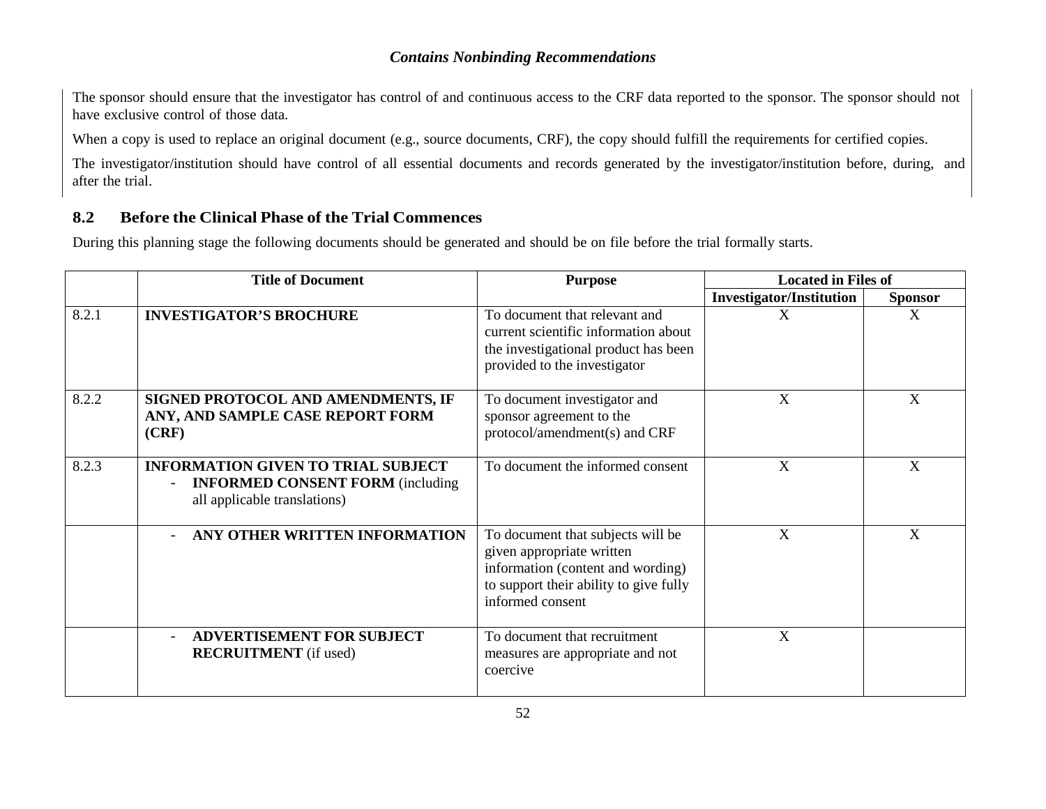The sponsor should ensure that the investigator has control of and continuous access to the CRF data reported to the sponsor. The sponsor should not have exclusive control of those data.

When a copy is used to replace an original document (e.g., source documents, CRF), the copy should fulfill the requirements for certified copies.

The investigator/institution should have control of all essential documents and records generated by the investigator/institution before, during, and after the trial.

## 8.2 Before the Clinical Phase of the Trial Commences

During this planning stage the following documents should be generated and should be on file before the trial formally starts.

| | Title of Document | Purpose | Located in Files of | |
|---|---|---|---|---|
| | | | **Investigator/Institution** | **Sponsor** |
| 8.2.1 | **INVESTIGATOR'S BROCHURE** | To document that relevant and current scientific information about the investigational product has been provided to the investigator | X | X |
| 8.2.2 | **SIGNED PROTOCOL AND AMENDMENTS, IF ANY, AND SAMPLE CASE REPORT FORM (CRF)** | To document investigator and sponsor agreement to the protocol/amendment(s) and CRF | X | X |
| 8.2.3 | **INFORMATION GIVEN TO TRIAL SUBJECT** <br> - **INFORMED CONSENT FORM** (including all applicable translations) | To document the informed consent | X | X |
| | - **ANY OTHER WRITTEN INFORMATION** | To document that subjects will be given appropriate written information (content and wording) to support their ability to give fully informed consent | X | X |
| | - **ADVERTISEMENT FOR SUBJECT RECRUITMENT** (if used) | To document that recruitment measures are appropriate and not coercive | X | |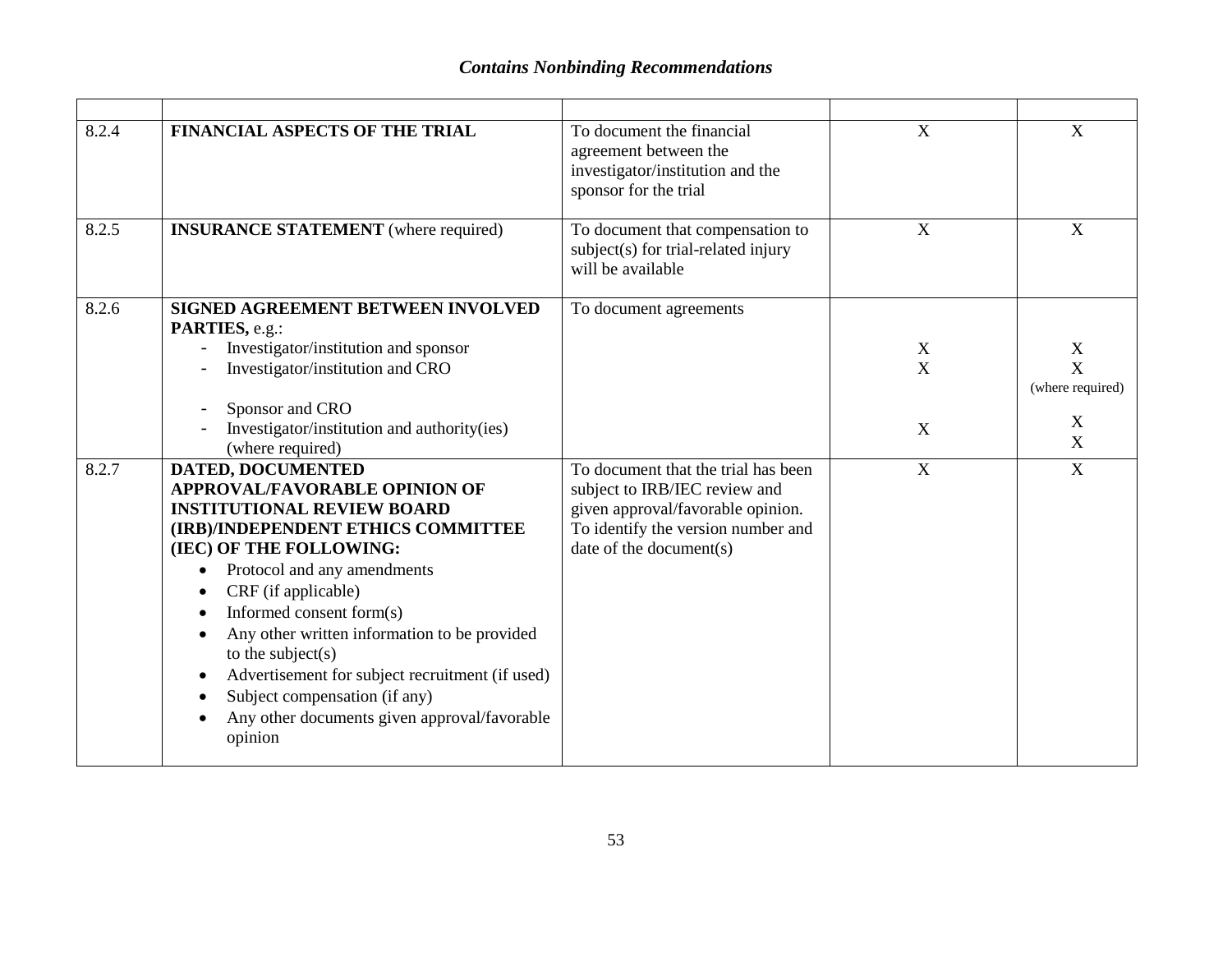*Contains Nonbinding Recommendations*

| | | | | |
|---|---|---|---|---|
| 8.2.4 | **FINANCIAL ASPECTS OF THE TRIAL** | To document the financial agreement between the investigator/institution and the sponsor for the trial | X | X |
| 8.2.5 | **INSURANCE STATEMENT** (where required) | To document that compensation to subject(s) for trial-related injury will be available | X | X |
| 8.2.6 | **SIGNED AGREEMENT BETWEEN INVOLVED PARTIES,** e.g.:<br>- Investigator/institution and sponsor<br>- Investigator/institution and CRO<br><br>- Sponsor and CRO<br>- Investigator/institution and authority(ies) (where required) | To document agreements | <br><br>X<br>X<br><br><br>X | <br><br>X<br>X<br>(where required)<br>X<br>X |
| 8.2.7 | **DATED, DOCUMENTED APPROVAL/FAVORABLE OPINION OF INSTITUTIONAL REVIEW BOARD (IRB)/INDEPENDENT ETHICS COMMITTEE (IEC) OF THE FOLLOWING:**<br>• Protocol and any amendments<br>• CRF (if applicable)<br>• Informed consent form(s)<br>• Any other written information to be provided to the subject(s)<br>• Advertisement for subject recruitment (if used)<br>• Subject compensation (if any)<br>• Any other documents given approval/favorable opinion | To document that the trial has been subject to IRB/IEC review and given approval/favorable opinion. To identify the version number and date of the document(s) | X | X |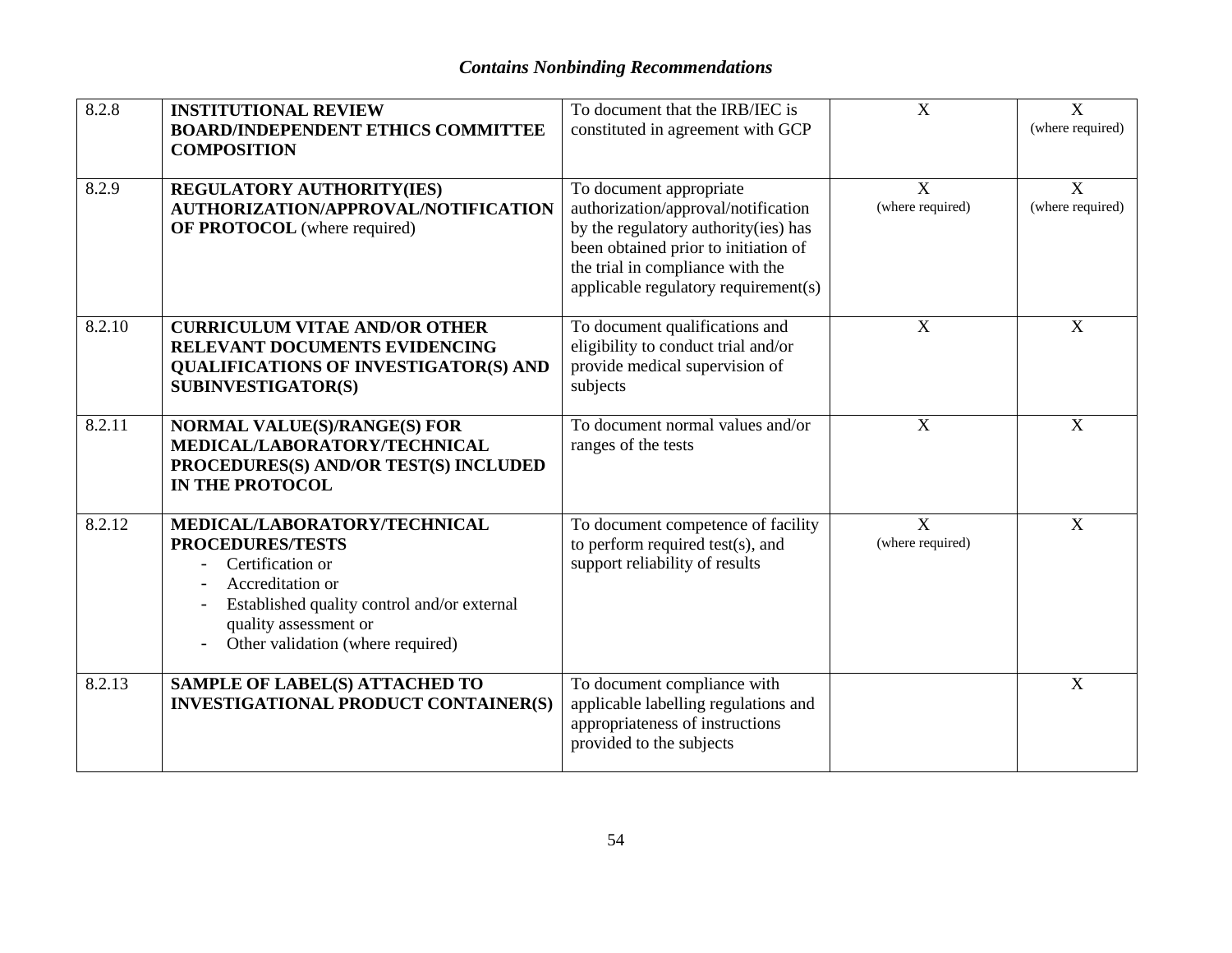| | | | | |
|---|---|---|---|---|
| 8.2.8 | **INSTITUTIONAL REVIEW BOARD/INDEPENDENT ETHICS COMMITTEE COMPOSITION** | To document that the IRB/IEC is constituted in agreement with GCP | X | X (where required) |
| 8.2.9 | **REGULATORY AUTHORITY(IES) AUTHORIZATION/APPROVAL/NOTIFICATION OF PROTOCOL** (where required) | To document appropriate authorization/approval/notification by the regulatory authority(ies) has been obtained prior to initiation of the trial in compliance with the applicable regulatory requirement(s) | X (where required) | X (where required) |
| 8.2.10 | **CURRICULUM VITAE AND/OR OTHER RELEVANT DOCUMENTS EVIDENCING QUALIFICATIONS OF INVESTIGATOR(S) AND SUBINVESTIGATOR(S)** | To document qualifications and eligibility to conduct trial and/or provide medical supervision of subjects | X | X |
| 8.2.11 | **NORMAL VALUE(S)/RANGE(S) FOR MEDICAL/LABORATORY/TECHNICAL PROCEDURES(S) AND/OR TEST(S) INCLUDED IN THE PROTOCOL** | To document normal values and/or ranges of the tests | X | X |
| 8.2.12 | **MEDICAL/LABORATORY/TECHNICAL PROCEDURES/TESTS**<br>- Certification or<br>- Accreditation or<br>- Established quality control and/or external quality assessment or<br>- Other validation (where required) | To document competence of facility to perform required test(s), and support reliability of results | X (where required) | X |
| 8.2.13 | **SAMPLE OF LABEL(S) ATTACHED TO INVESTIGATIONAL PRODUCT CONTAINER(S)** | To document compliance with applicable labelling regulations and appropriateness of instructions provided to the subjects | | X |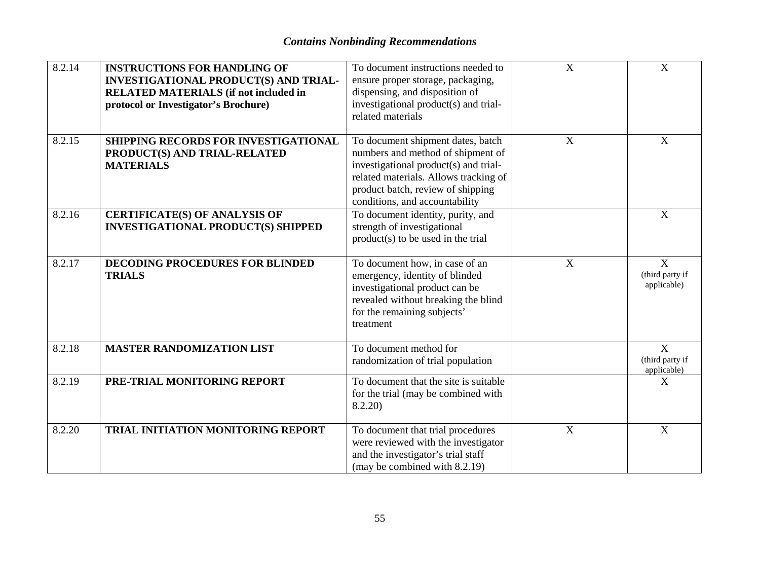*Contains Nonbinding Recommendations*

| | | | | |
|---|---|---|---|---|
| 8.2.14 | **INSTRUCTIONS FOR HANDLING OF INVESTIGATIONAL PRODUCT(S) AND TRIAL-RELATED MATERIALS (if not included in protocol or Investigator's Brochure)** | To document instructions needed to ensure proper storage, packaging, dispensing, and disposition of investigational product(s) and trial-related materials | X | X |
| 8.2.15 | **SHIPPING RECORDS FOR INVESTIGATIONAL PRODUCT(S) AND TRIAL-RELATED MATERIALS** | To document shipment dates, batch numbers and method of shipment of investigational product(s) and trial-related materials. Allows tracking of product batch, review of shipping conditions, and accountability | X | X |
| 8.2.16 | **CERTIFICATE(S) OF ANALYSIS OF INVESTIGATIONAL PRODUCT(S) SHIPPED** | To document identity, purity, and strength of investigational product(s) to be used in the trial | | X |
| 8.2.17 | **DECODING PROCEDURES FOR BLINDED TRIALS** | To document how, in case of an emergency, identity of blinded investigational product can be revealed without breaking the blind for the remaining subjects' treatment | X | X (third party if applicable) |
| 8.2.18 | **MASTER RANDOMIZATION LIST** | To document method for randomization of trial population | | X (third party if applicable) |
| 8.2.19 | **PRE-TRIAL MONITORING REPORT** | To document that the site is suitable for the trial (may be combined with 8.2.20) | | X |
| 8.2.20 | **TRIAL INITIATION MONITORING REPORT** | To document that trial procedures were reviewed with the investigator and the investigator's trial staff (may be combined with 8.2.19) | X | X |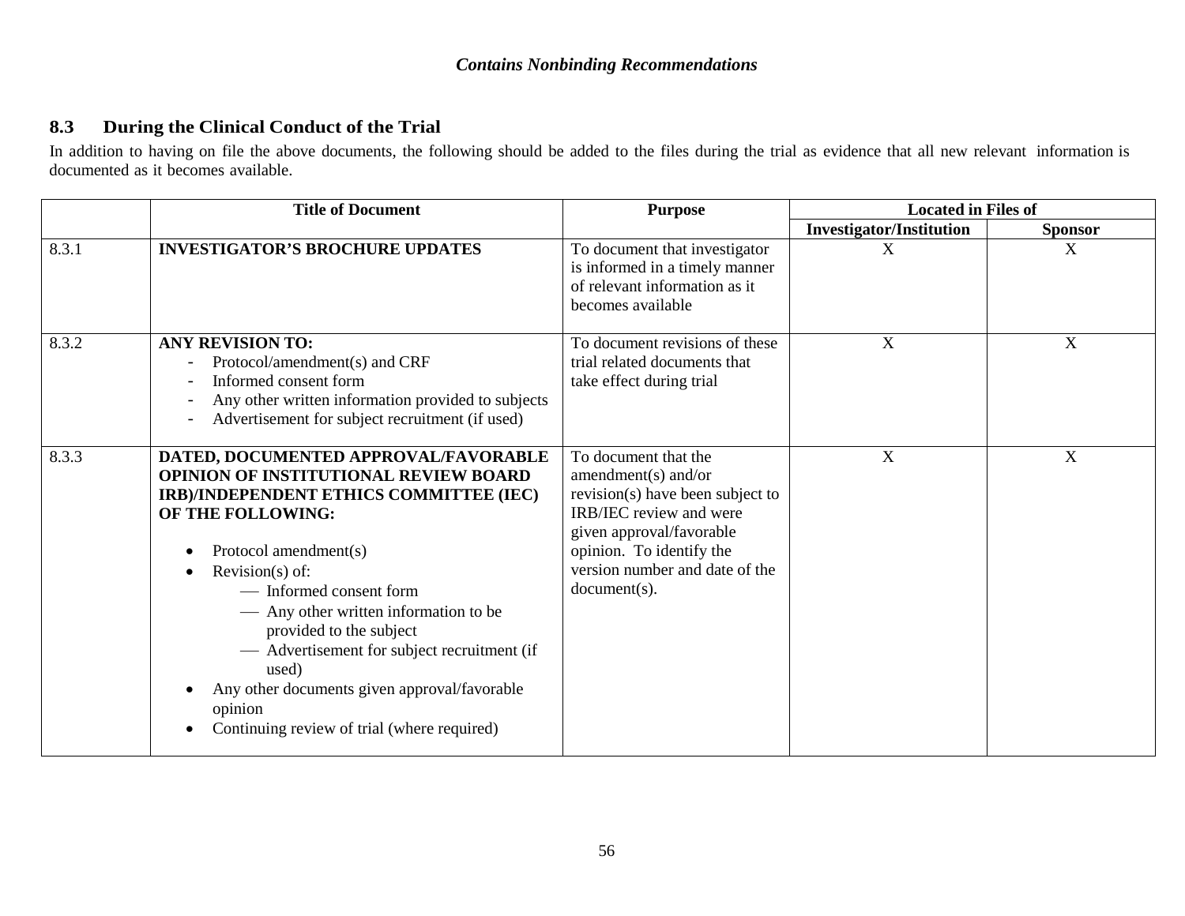*Contains Nonbinding Recommendations*

## 8.3 During the Clinical Conduct of the Trial

In addition to having on file the above documents, the following should be added to the files during the trial as evidence that all new relevant information is documented as it becomes available.

| | Title of Document | Purpose | Located in Files of | |
|---|---|---|---|---|
| | | | Investigator/Institution | Sponsor |
| 8.3.1 | **INVESTIGATOR'S BROCHURE UPDATES** | To document that investigator is informed in a timely manner of relevant information as it becomes available | X | X |
| 8.3.2 | **ANY REVISION TO:**<br>- Protocol/amendment(s) and CRF<br>- Informed consent form<br>- Any other written information provided to subjects<br>- Advertisement for subject recruitment (if used) | To document revisions of these trial related documents that take effect during trial | X | X |
| 8.3.3 | **DATED, DOCUMENTED APPROVAL/FAVORABLE OPINION OF INSTITUTIONAL REVIEW BOARD IRB)/INDEPENDENT ETHICS COMMITTEE (IEC) OF THE FOLLOWING:**<br>• Protocol amendment(s)<br>• Revision(s) of:<br>— Informed consent form<br>— Any other written information to be provided to the subject<br>— Advertisement for subject recruitment (if used)<br>• Any other documents given approval/favorable opinion<br>• Continuing review of trial (where required) | To document that the amendment(s) and/or revision(s) have been subject to IRB/IEC review and were given approval/favorable opinion. To identify the version number and date of the document(s). | X | X |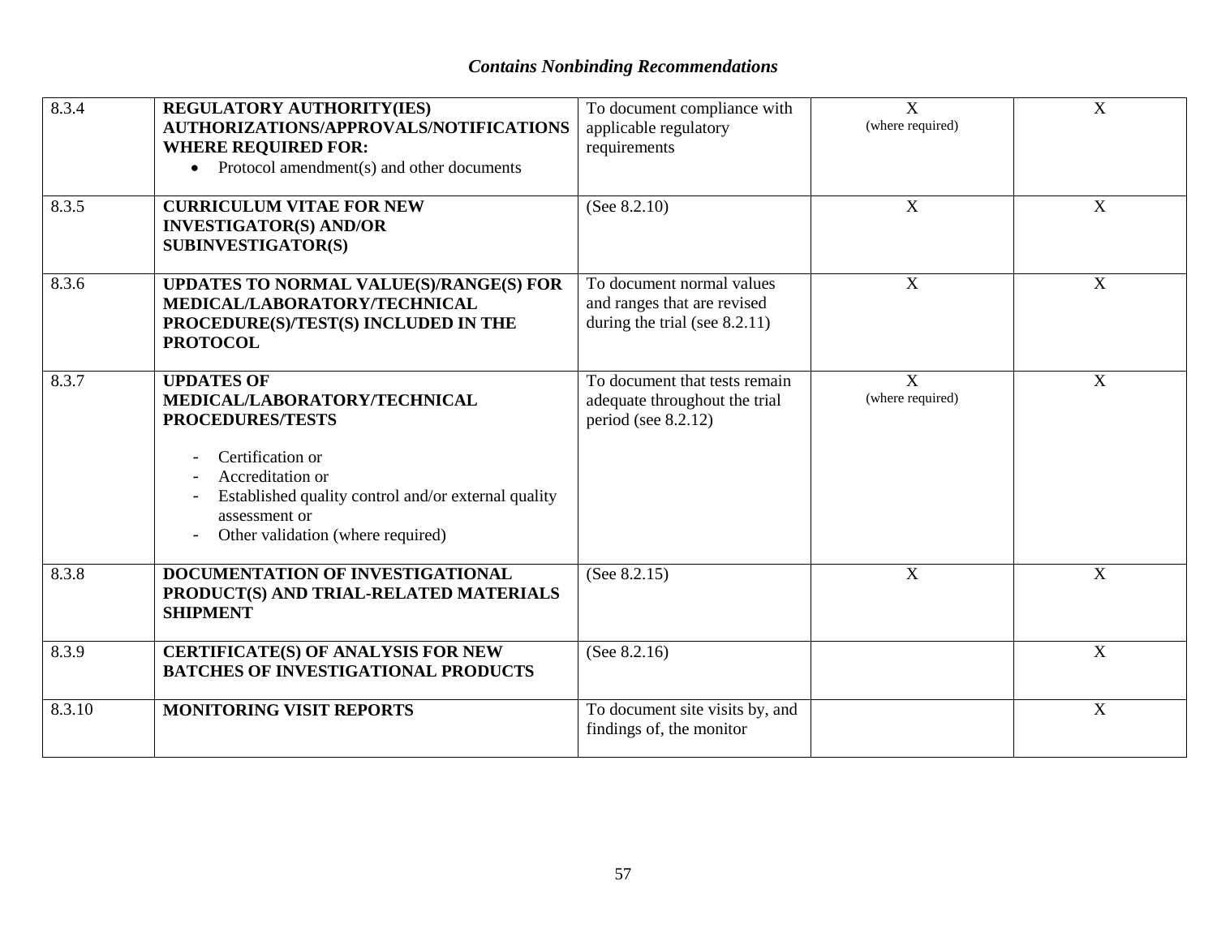*Contains Nonbinding Recommendations*

| | | | | |
|---|---|---|---|---|
| 8.3.4 | **REGULATORY AUTHORITY(IES) AUTHORIZATIONS/APPROVALS/NOTIFICATIONS WHERE REQUIRED FOR:**<br>• Protocol amendment(s) and other documents | To document compliance with applicable regulatory requirements | X (where required) | X |
| 8.3.5 | **CURRICULUM VITAE FOR NEW INVESTIGATOR(S) AND/OR SUBINVESTIGATOR(S)** | (See 8.2.10) | X | X |
| 8.3.6 | **UPDATES TO NORMAL VALUE(S)/RANGE(S) FOR MEDICAL/LABORATORY/TECHNICAL PROCEDURE(S)/TEST(S) INCLUDED IN THE PROTOCOL** | To document normal values and ranges that are revised during the trial (see 8.2.11) | X | X |
| 8.3.7 | **UPDATES OF MEDICAL/LABORATORY/TECHNICAL PROCEDURES/TESTS**<br>- Certification or<br>- Accreditation or<br>- Established quality control and/or external quality assessment or<br>- Other validation (where required) | To document that tests remain adequate throughout the trial period (see 8.2.12) | X (where required) | X |
| 8.3.8 | **DOCUMENTATION OF INVESTIGATIONAL PRODUCT(S) AND TRIAL-RELATED MATERIALS SHIPMENT** | (See 8.2.15) | X | X |
| 8.3.9 | **CERTIFICATE(S) OF ANALYSIS FOR NEW BATCHES OF INVESTIGATIONAL PRODUCTS** | (See 8.2.16) | | X |
| 8.3.10 | **MONITORING VISIT REPORTS** | To document site visits by, and findings of, the monitor | | X |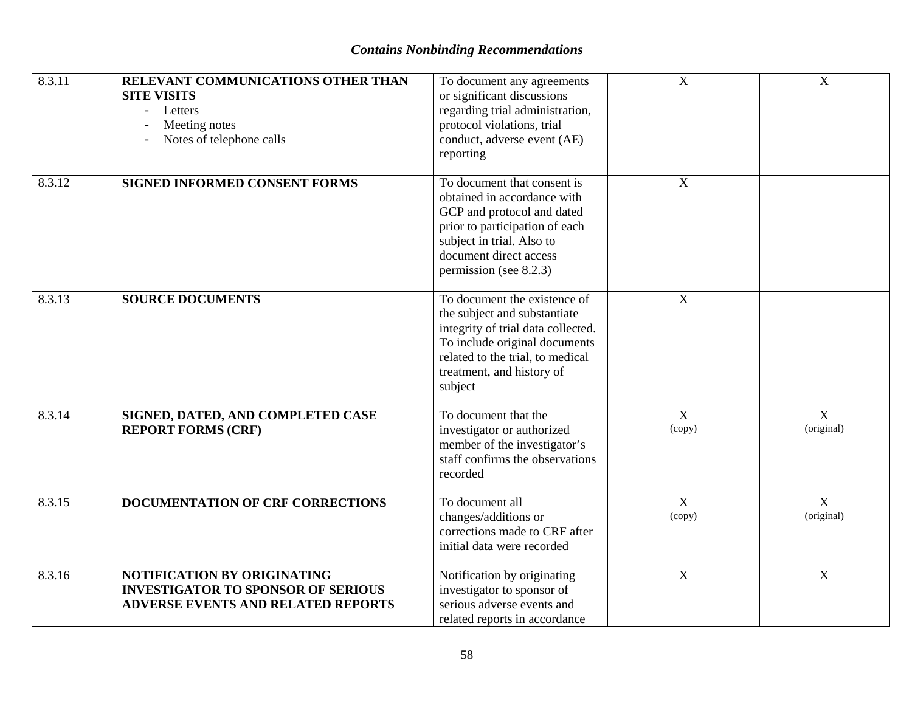*Contains Nonbinding Recommendations*

| | | | | |
|---|---|---|---|---|
| 8.3.11 | **RELEVANT COMMUNICATIONS OTHER THAN SITE VISITS**<br>- Letters<br>- Meeting notes<br>- Notes of telephone calls | To document any agreements or significant discussions regarding trial administration, protocol violations, trial conduct, adverse event (AE) reporting | X | X |
| 8.3.12 | **SIGNED INFORMED CONSENT FORMS** | To document that consent is obtained in accordance with GCP and protocol and dated prior to participation of each subject in trial. Also to document direct access permission (see 8.2.3) | X | |
| 8.3.13 | **SOURCE DOCUMENTS** | To document the existence of the subject and substantiate integrity of trial data collected. To include original documents related to the trial, to medical treatment, and history of subject | X | |
| 8.3.14 | **SIGNED, DATED, AND COMPLETED CASE REPORT FORMS (CRF)** | To document that the investigator or authorized member of the investigator's staff confirms the observations recorded | X (copy) | X (original) |
| 8.3.15 | **DOCUMENTATION OF CRF CORRECTIONS** | To document all changes/additions or corrections made to CRF after initial data were recorded | X (copy) | X (original) |
| 8.3.16 | **NOTIFICATION BY ORIGINATING INVESTIGATOR TO SPONSOR OF SERIOUS ADVERSE EVENTS AND RELATED REPORTS** | Notification by originating investigator to sponsor of serious adverse events and related reports in accordance | X | X |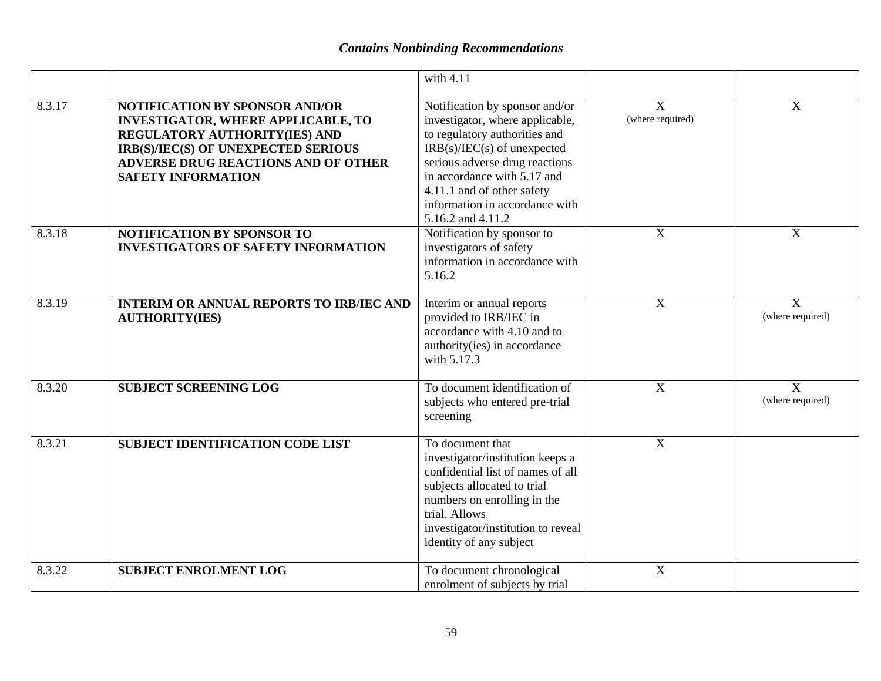*Contains Nonbinding Recommendations*

| | | | | |
|---|---|---|---|---|
| | | with 4.11 | | |
| 8.3.17 | **NOTIFICATION BY SPONSOR AND/OR INVESTIGATOR, WHERE APPLICABLE, TO REGULATORY AUTHORITY(IES) AND IRB(S)/IEC(S) OF UNEXPECTED SERIOUS ADVERSE DRUG REACTIONS AND OF OTHER SAFETY INFORMATION** | Notification by sponsor and/or investigator, where applicable, to regulatory authorities and IRB(s)/IEC(s) of unexpected serious adverse drug reactions in accordance with 5.17 and 4.11.1 and of other safety information in accordance with 5.16.2 and 4.11.2 | X (where required) | X |
| 8.3.18 | **NOTIFICATION BY SPONSOR TO INVESTIGATORS OF SAFETY INFORMATION** | Notification by sponsor to investigators of safety information in accordance with 5.16.2 | X | X |
| 8.3.19 | **INTERIM OR ANNUAL REPORTS TO IRB/IEC AND AUTHORITY(IES)** | Interim or annual reports provided to IRB/IEC in accordance with 4.10 and to authority(ies) in accordance with 5.17.3 | X | X (where required) |
| 8.3.20 | **SUBJECT SCREENING LOG** | To document identification of subjects who entered pre-trial screening | X | X (where required) |
| 8.3.21 | **SUBJECT IDENTIFICATION CODE LIST** | To document that investigator/institution keeps a confidential list of names of all subjects allocated to trial numbers on enrolling in the trial. Allows investigator/institution to reveal identity of any subject | X | |
| 8.3.22 | **SUBJECT ENROLMENT LOG** | To document chronological enrolment of subjects by trial | X | |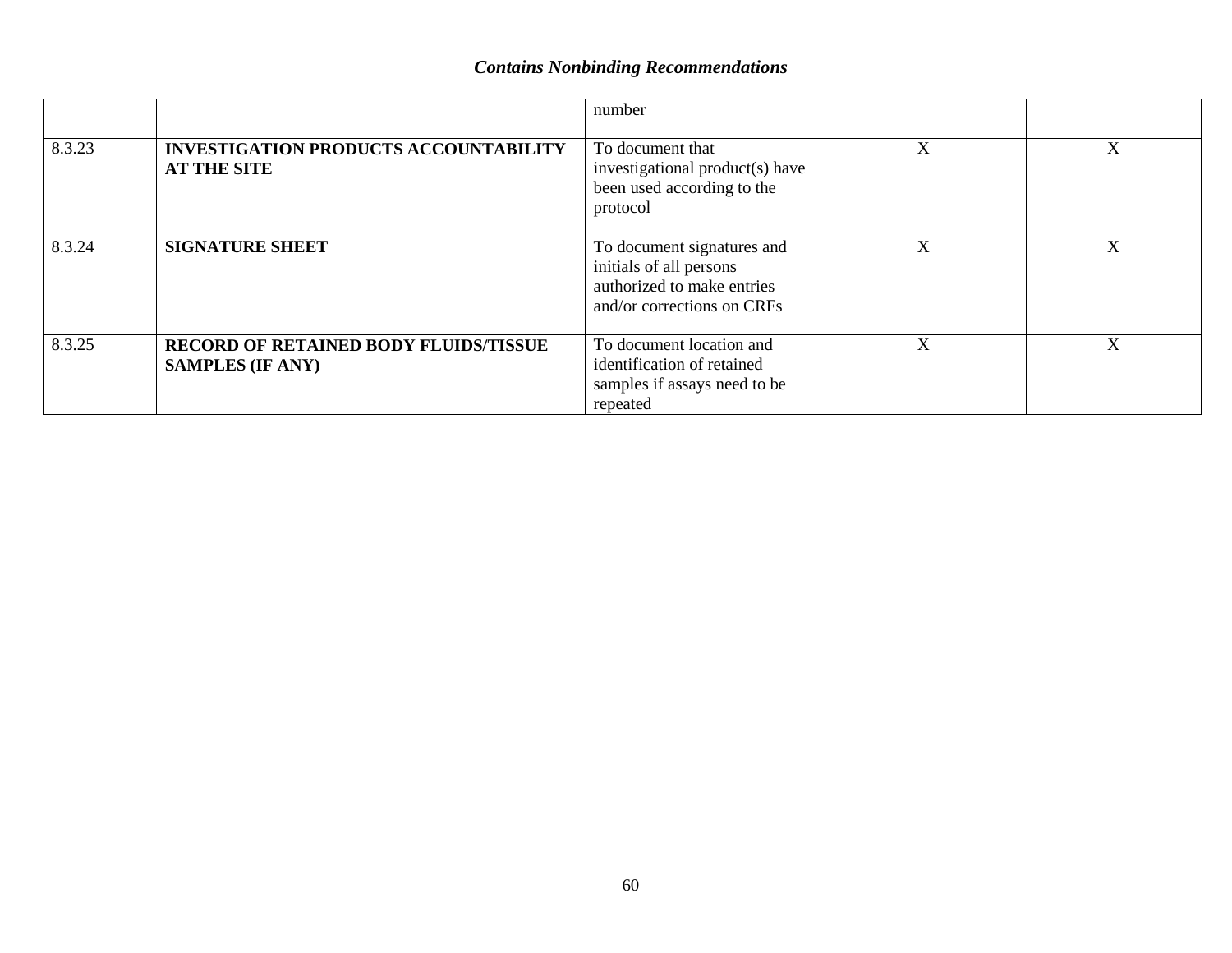|  |  | number |  |  |
| --- | --- | --- | --- | --- |
| 8.3.23 | **INVESTIGATION PRODUCTS ACCOUNTABILITY AT THE SITE** | To document that investigational product(s) have been used according to the protocol | X | X |
| 8.3.24 | **SIGNATURE SHEET** | To document signatures and initials of all persons authorized to make entries and/or corrections on CRFs | X | X |
| 8.3.25 | **RECORD OF RETAINED BODY FLUIDS/TISSUE SAMPLES (IF ANY)** | To document location and identification of retained samples if assays need to be repeated | X | X |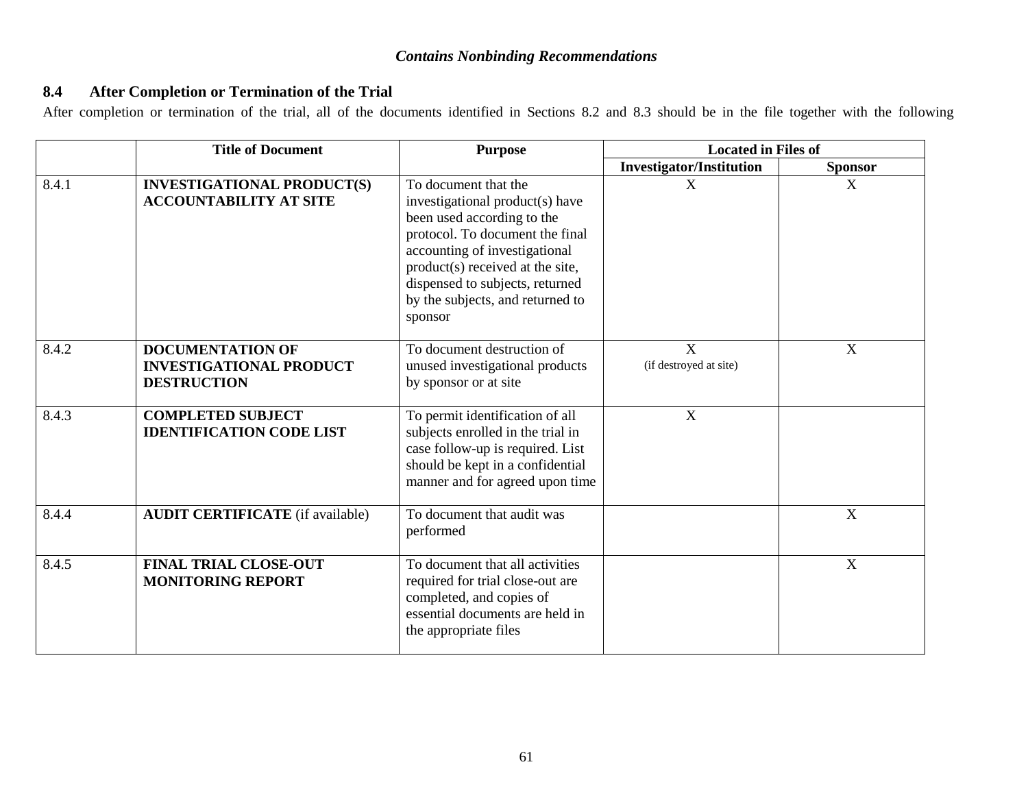*Contains Nonbinding Recommendations*

## 8.4 After Completion or Termination of the Trial

After completion or termination of the trial, all of the documents identified in Sections 8.2 and 8.3 should be in the file together with the following

| | Title of Document | Purpose | Located in Files of | |
|---|---|---|---|---|
| | | | Investigator/Institution | Sponsor |
| 8.4.1 | **INVESTIGATIONAL PRODUCT(S) ACCOUNTABILITY AT SITE** | To document that the investigational product(s) have been used according to the protocol. To document the final accounting of investigational product(s) received at the site, dispensed to subjects, returned by the subjects, and returned to sponsor | X | X |
| 8.4.2 | **DOCUMENTATION OF INVESTIGATIONAL PRODUCT DESTRUCTION** | To document destruction of unused investigational products by sponsor or at site | X (if destroyed at site) | X |
| 8.4.3 | **COMPLETED SUBJECT IDENTIFICATION CODE LIST** | To permit identification of all subjects enrolled in the trial in case follow-up is required. List should be kept in a confidential manner and for agreed upon time | X | |
| 8.4.4 | **AUDIT CERTIFICATE** (if available) | To document that audit was performed | | X |
| 8.4.5 | **FINAL TRIAL CLOSE-OUT MONITORING REPORT** | To document that all activities required for trial close-out are completed, and copies of essential documents are held in the appropriate files | | X |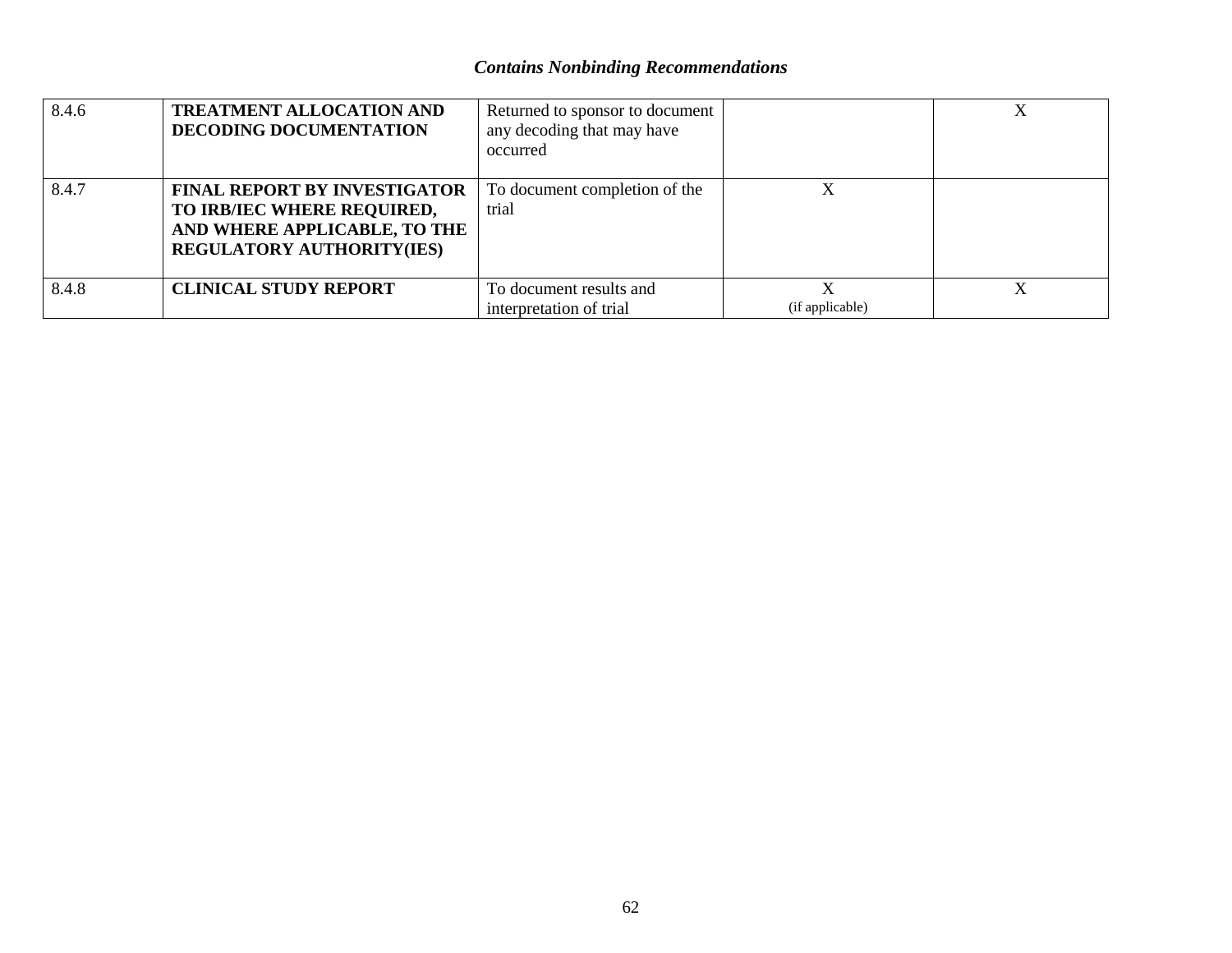*Contains Nonbinding Recommendations*

| | | | | |
|---|---|---|---|---|
| 8.4.6 | **TREATMENT ALLOCATION AND DECODING DOCUMENTATION** | Returned to sponsor to document any decoding that may have occurred | | X |
| 8.4.7 | **FINAL REPORT BY INVESTIGATOR TO IRB/IEC WHERE REQUIRED, AND WHERE APPLICABLE, TO THE REGULATORY AUTHORITY(IES)** | To document completion of the trial | X | |
| 8.4.8 | **CLINICAL STUDY REPORT** | To document results and interpretation of trial | X (if applicable) | X |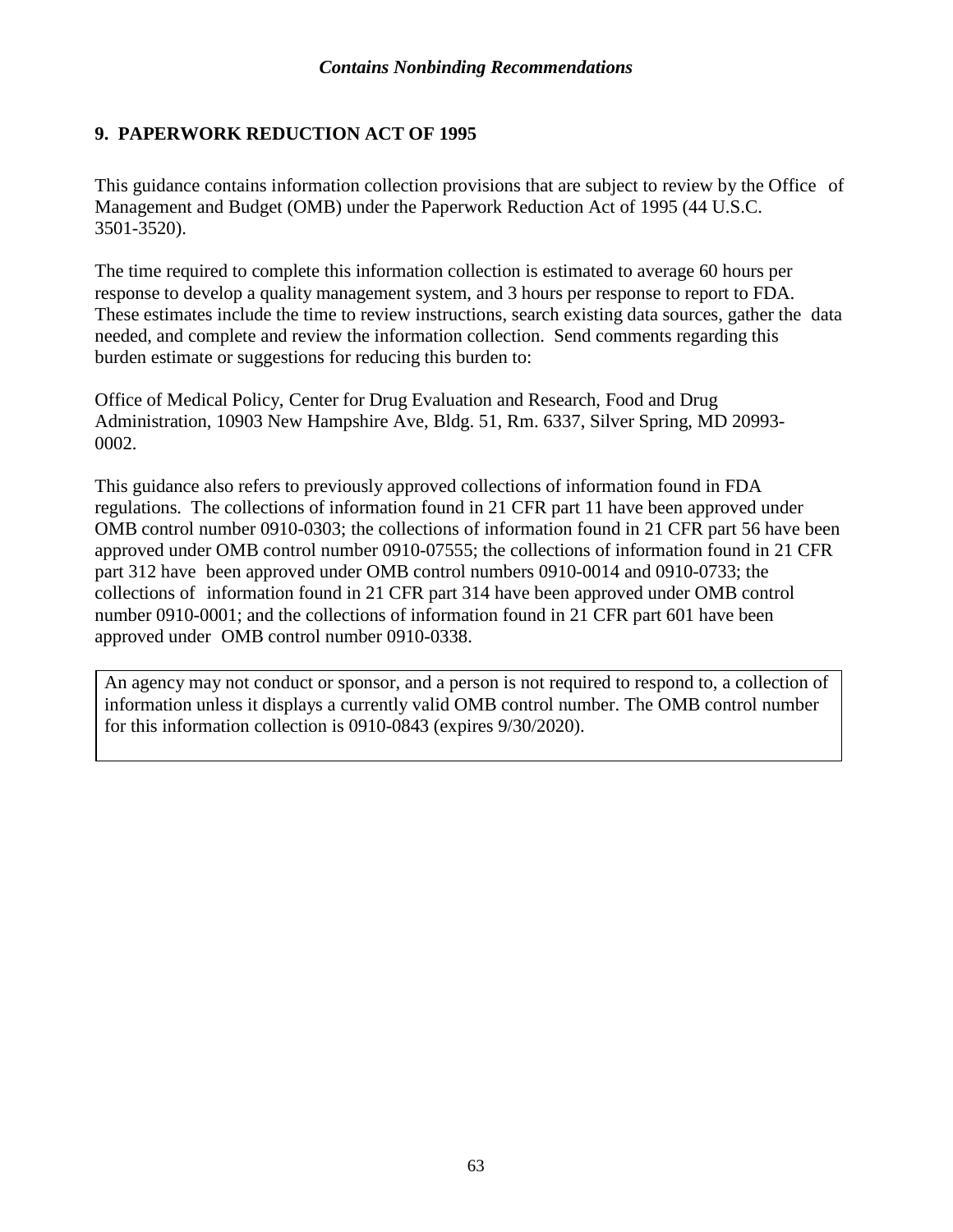## 9. PAPERWORK REDUCTION ACT OF 1995

This guidance contains information collection provisions that are subject to review by the Office of Management and Budget (OMB) under the Paperwork Reduction Act of 1995 (44 U.S.C. 3501-3520).

The time required to complete this information collection is estimated to average 60 hours per response to develop a quality management system, and 3 hours per response to report to FDA. These estimates include the time to review instructions, search existing data sources, gather the data needed, and complete and review the information collection. Send comments regarding this burden estimate or suggestions for reducing this burden to:

Office of Medical Policy, Center for Drug Evaluation and Research, Food and Drug Administration, 10903 New Hampshire Ave, Bldg. 51, Rm. 6337, Silver Spring, MD 20993-0002.

This guidance also refers to previously approved collections of information found in FDA regulations. The collections of information found in 21 CFR part 11 have been approved under OMB control number 0910-0303; the collections of information found in 21 CFR part 56 have been approved under OMB control number 0910-07555; the collections of information found in 21 CFR part 312 have been approved under OMB control numbers 0910-0014 and 0910-0733; the collections of information found in 21 CFR part 314 have been approved under OMB control number 0910-0001; and the collections of information found in 21 CFR part 601 have been approved under OMB control number 0910-0338.

An agency may not conduct or sponsor, and a person is not required to respond to, a collection of information unless it displays a currently valid OMB control number. The OMB control number for this information collection is 0910-0843 (expires 9/30/2020).